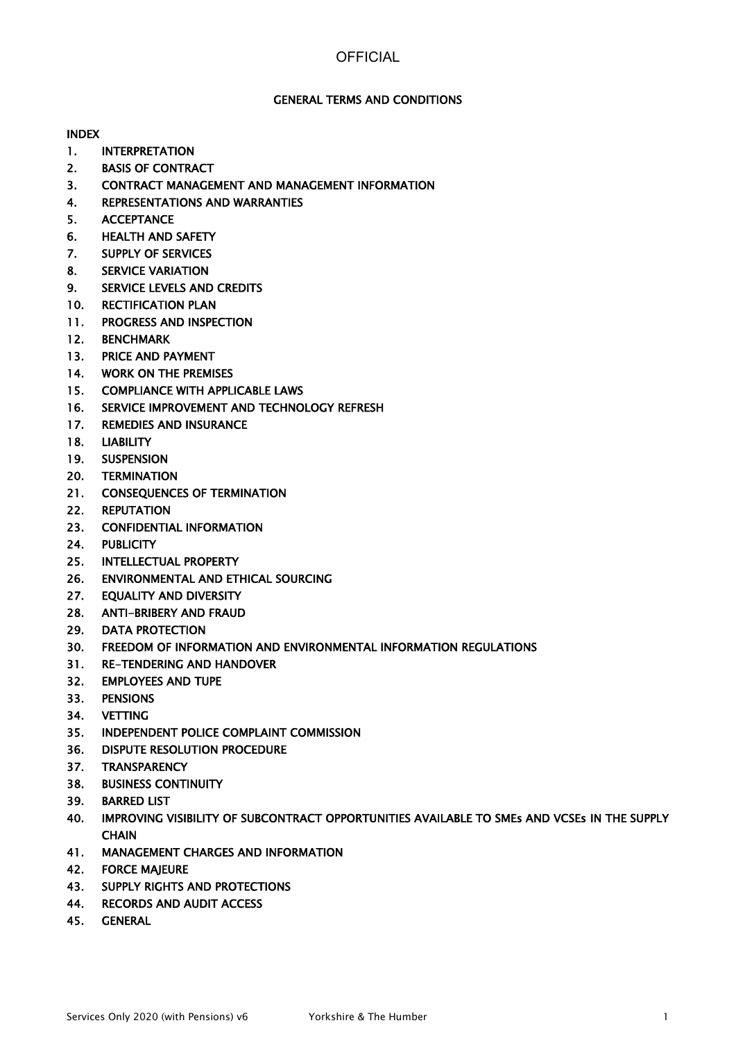# GENERAL TERMS AND CONDITIONS

## INDEX

1. INTERPRETATION
2. BASIS OF CONTRACT
3. CONTRACT MANAGEMENT AND MANAGEMENT INFORMATION
4. REPRESENTATIONS AND WARRANTIES
5. ACCEPTANCE
6. HEALTH AND SAFETY
7. SUPPLY OF SERVICES
8. SERVICE VARIATION
9. SERVICE LEVELS AND CREDITS
10. RECTIFICATION PLAN
11. PROGRESS AND INSPECTION
12. BENCHMARK
13. PRICE AND PAYMENT
14. WORK ON THE PREMISES
15. COMPLIANCE WITH APPLICABLE LAWS
16. SERVICE IMPROVEMENT AND TECHNOLOGY REFRESH
17. REMEDIES AND INSURANCE
18. LIABILITY
19. SUSPENSION
20. TERMINATION
21. CONSEQUENCES OF TERMINATION
22. REPUTATION
23. CONFIDENTIAL INFORMATION
24. PUBLICITY
25. INTELLECTUAL PROPERTY
26. ENVIRONMENTAL AND ETHICAL SOURCING
27. EQUALITY AND DIVERSITY
28. ANTI-BRIBERY AND FRAUD
29. DATA PROTECTION
30. FREEDOM OF INFORMATION AND ENVIRONMENTAL INFORMATION REGULATIONS
31. RE-TENDERING AND HANDOVER
32. EMPLOYEES AND TUPE
33. PENSIONS
34. VETTING
35. INDEPENDENT POLICE COMPLAINT COMMISSION
36. DISPUTE RESOLUTION PROCEDURE
37. TRANSPARENCY
38. BUSINESS CONTINUITY
39. BARRED LIST
40. IMPROVING VISIBILITY OF SUBCONTRACT OPPORTUNITIES AVAILABLE TO SMEs AND VCSEs IN THE SUPPLY CHAIN
41. MANAGEMENT CHARGES AND INFORMATION
42. FORCE MAJEURE
43. SUPPLY RIGHTS AND PROTECTIONS
44. RECORDS AND AUDIT ACCESS
45. GENERAL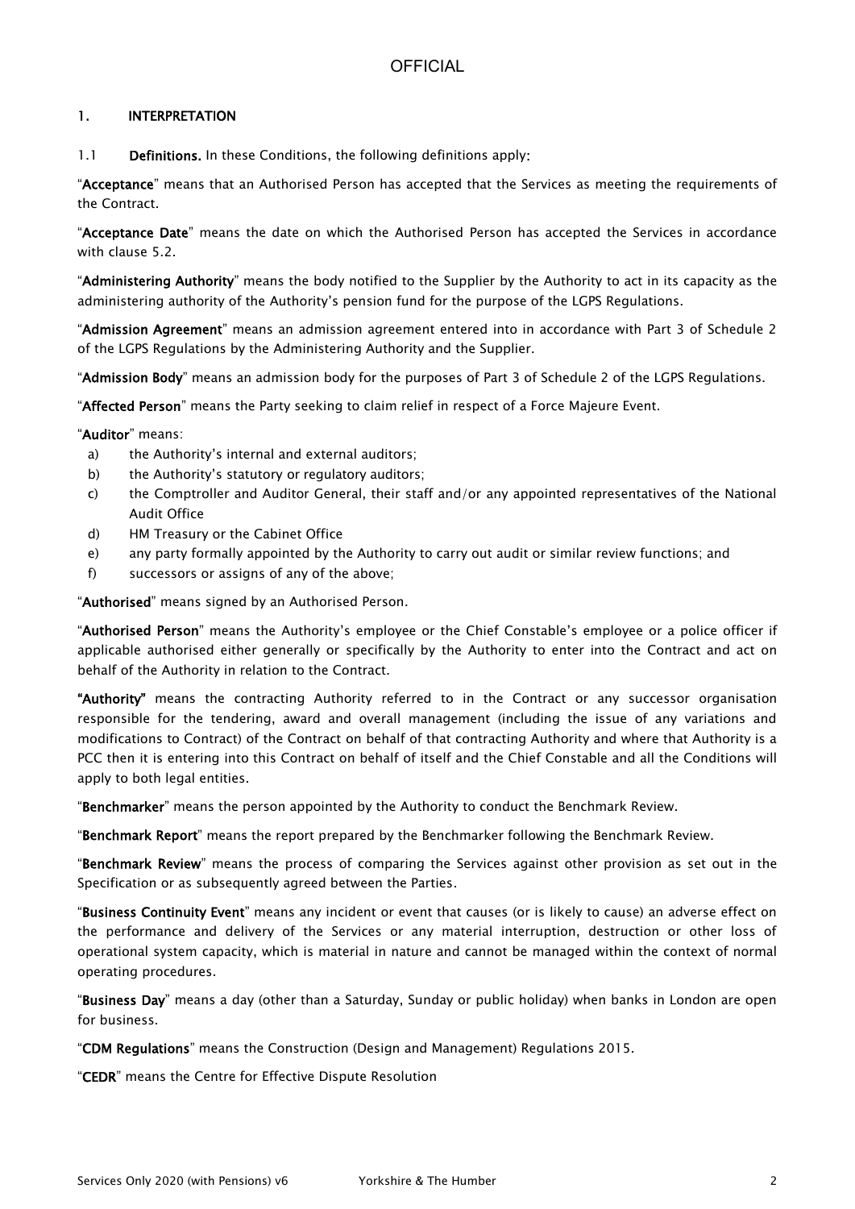## 1. INTERPRETATION

1.1 **Definitions.** In these Conditions, the following definitions apply:

"**Acceptance**" means that an Authorised Person has accepted that the Services as meeting the requirements of the Contract.

"**Acceptance Date**" means the date on which the Authorised Person has accepted the Services in accordance with clause 5.2.

"**Administering Authority**" means the body notified to the Supplier by the Authority to act in its capacity as the administering authority of the Authority's pension fund for the purpose of the LGPS Regulations.

"**Admission Agreement**" means an admission agreement entered into in accordance with Part 3 of Schedule 2 of the LGPS Regulations by the Administering Authority and the Supplier.

"**Admission Body**" means an admission body for the purposes of Part 3 of Schedule 2 of the LGPS Regulations.

"**Affected Person**" means the Party seeking to claim relief in respect of a Force Majeure Event.

"**Auditor**" means:

a) the Authority's internal and external auditors;
b) the Authority's statutory or regulatory auditors;
c) the Comptroller and Auditor General, their staff and/or any appointed representatives of the National Audit Office
d) HM Treasury or the Cabinet Office
e) any party formally appointed by the Authority to carry out audit or similar review functions; and
f) successors or assigns of any of the above;

"**Authorised**" means signed by an Authorised Person.

"**Authorised Person**" means the Authority's employee or the Chief Constable's employee or a police officer if applicable authorised either generally or specifically by the Authority to enter into the Contract and act on behalf of the Authority in relation to the Contract.

"**Authority**" means the contracting Authority referred to in the Contract or any successor organisation responsible for the tendering, award and overall management (including the issue of any variations and modifications to Contract) of the Contract on behalf of that contracting Authority and where that Authority is a PCC then it is entering into this Contract on behalf of itself and the Chief Constable and all the Conditions will apply to both legal entities.

"**Benchmarker**" means the person appointed by the Authority to conduct the Benchmark Review.

"**Benchmark Report**" means the report prepared by the Benchmarker following the Benchmark Review.

"**Benchmark Review**" means the process of comparing the Services against other provision as set out in the Specification or as subsequently agreed between the Parties.

"**Business Continuity Event**" means any incident or event that causes (or is likely to cause) an adverse effect on the performance and delivery of the Services or any material interruption, destruction or other loss of operational system capacity, which is material in nature and cannot be managed within the context of normal operating procedures.

"**Business Day**" means a day (other than a Saturday, Sunday or public holiday) when banks in London are open for business.

"**CDM Regulations**" means the Construction (Design and Management) Regulations 2015.

"**CEDR**" means the Centre for Effective Dispute Resolution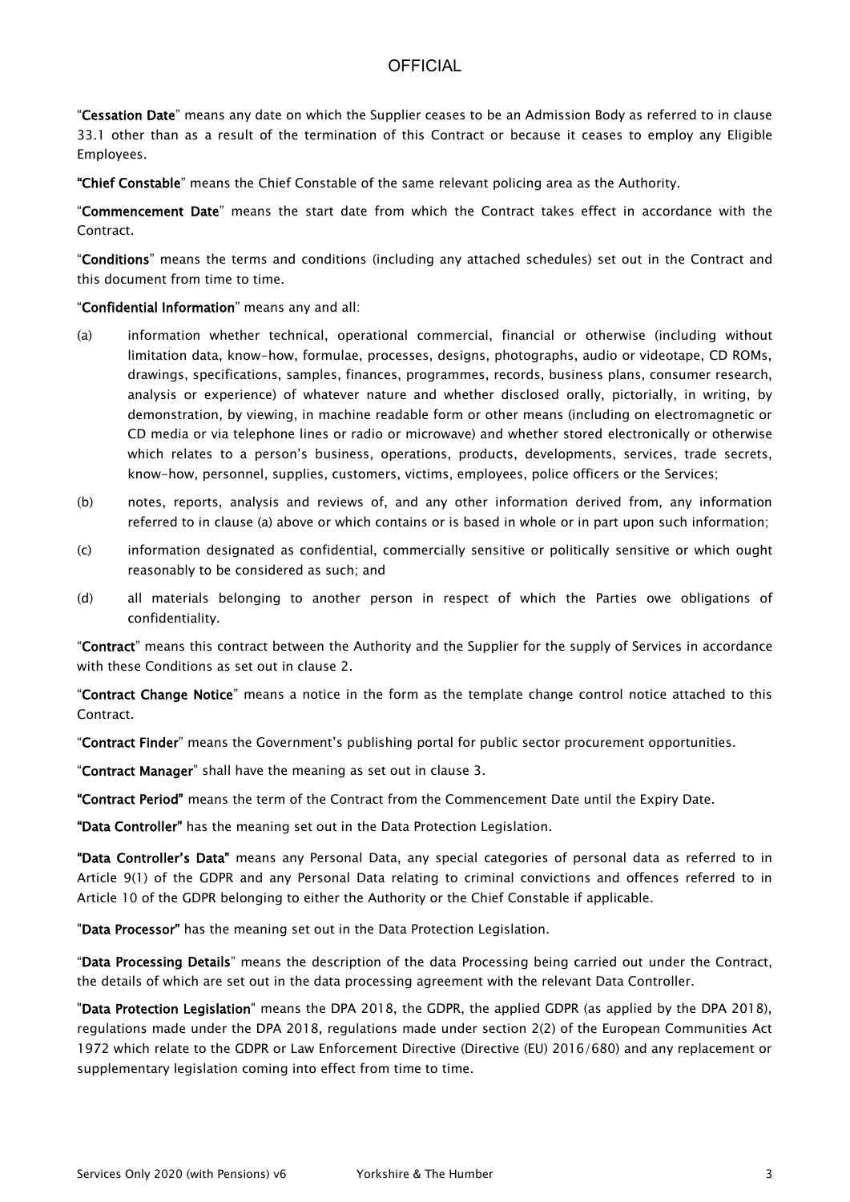"**Cessation Date**" means any date on which the Supplier ceases to be an Admission Body as referred to in clause 33.1 other than as a result of the termination of this Contract or because it ceases to employ any Eligible Employees.

"**Chief Constable**" means the Chief Constable of the same relevant policing area as the Authority.

"**Commencement Date**" means the start date from which the Contract takes effect in accordance with the Contract.

"**Conditions**" means the terms and conditions (including any attached schedules) set out in the Contract and this document from time to time.

"**Confidential Information**" means any and all:

(a) information whether technical, operational commercial, financial or otherwise (including without limitation data, know-how, formulae, processes, designs, photographs, audio or videotape, CD ROMs, drawings, specifications, samples, finances, programmes, records, business plans, consumer research, analysis or experience) of whatever nature and whether disclosed orally, pictorially, in writing, by demonstration, by viewing, in machine readable form or other means (including on electromagnetic or CD media or via telephone lines or radio or microwave) and whether stored electronically or otherwise which relates to a person's business, operations, products, developments, services, trade secrets, know-how, personnel, supplies, customers, victims, employees, police officers or the Services;

(b) notes, reports, analysis and reviews of, and any other information derived from, any information referred to in clause (a) above or which contains or is based in whole or in part upon such information;

(c) information designated as confidential, commercially sensitive or politically sensitive or which ought reasonably to be considered as such; and

(d) all materials belonging to another person in respect of which the Parties owe obligations of confidentiality.

"**Contract**" means this contract between the Authority and the Supplier for the supply of Services in accordance with these Conditions as set out in clause 2.

"**Contract Change Notice**" means a notice in the form as the template change control notice attached to this Contract.

"**Contract Finder**" means the Government's publishing portal for public sector procurement opportunities.

"**Contract Manager**" shall have the meaning as set out in clause 3.

"**Contract Period**" means the term of the Contract from the Commencement Date until the Expiry Date.

"**Data Controller**" has the meaning set out in the Data Protection Legislation.

"**Data Controller's Data**" means any Personal Data, any special categories of personal data as referred to in Article 9(1) of the GDPR and any Personal Data relating to criminal convictions and offences referred to in Article 10 of the GDPR belonging to either the Authority or the Chief Constable if applicable.

"**Data Processor**" has the meaning set out in the Data Protection Legislation.

"**Data Processing Details**" means the description of the data Processing being carried out under the Contract, the details of which are set out in the data processing agreement with the relevant Data Controller.

"**Data Protection Legislation**" means the DPA 2018, the GDPR, the applied GDPR (as applied by the DPA 2018), regulations made under the DPA 2018, regulations made under section 2(2) of the European Communities Act 1972 which relate to the GDPR or Law Enforcement Directive (Directive (EU) 2016/680) and any replacement or supplementary legislation coming into effect from time to time.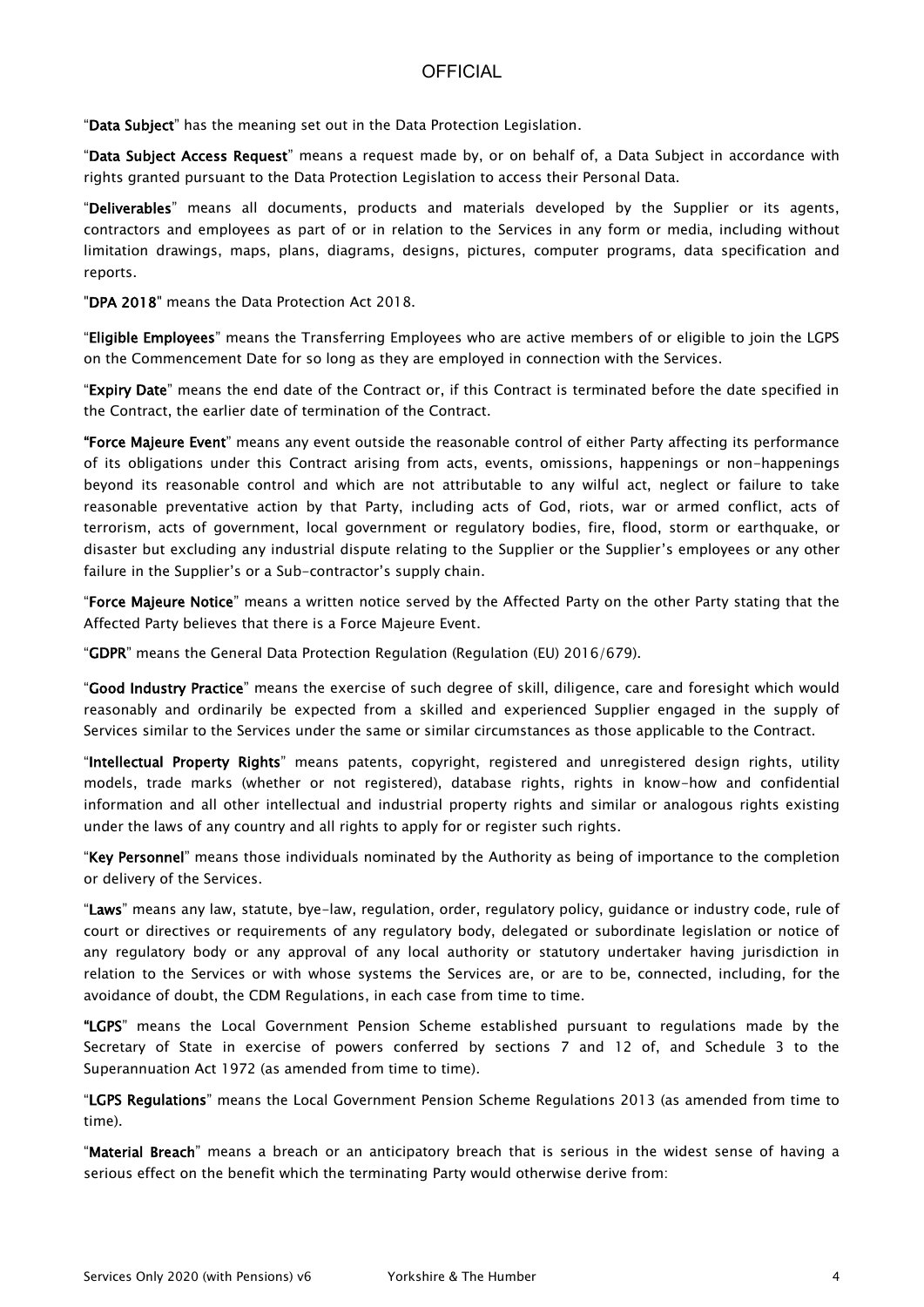"**Data Subject**" has the meaning set out in the Data Protection Legislation.

"**Data Subject Access Request**" means a request made by, or on behalf of, a Data Subject in accordance with rights granted pursuant to the Data Protection Legislation to access their Personal Data.

"**Deliverables**" means all documents, products and materials developed by the Supplier or its agents, contractors and employees as part of or in relation to the Services in any form or media, including without limitation drawings, maps, plans, diagrams, designs, pictures, computer programs, data specification and reports.

"**DPA 2018**" means the Data Protection Act 2018.

"**Eligible Employees**" means the Transferring Employees who are active members of or eligible to join the LGPS on the Commencement Date for so long as they are employed in connection with the Services.

"**Expiry Date**" means the end date of the Contract or, if this Contract is terminated before the date specified in the Contract, the earlier date of termination of the Contract.

"**Force Majeure Event**" means any event outside the reasonable control of either Party affecting its performance of its obligations under this Contract arising from acts, events, omissions, happenings or non-happenings beyond its reasonable control and which are not attributable to any wilful act, neglect or failure to take reasonable preventative action by that Party, including acts of God, riots, war or armed conflict, acts of terrorism, acts of government, local government or regulatory bodies, fire, flood, storm or earthquake, or disaster but excluding any industrial dispute relating to the Supplier or the Supplier's employees or any other failure in the Supplier's or a Sub-contractor's supply chain.

"**Force Majeure Notice**" means a written notice served by the Affected Party on the other Party stating that the Affected Party believes that there is a Force Majeure Event.

"**GDPR**" means the General Data Protection Regulation (Regulation (EU) 2016/679).

"**Good Industry Practice**" means the exercise of such degree of skill, diligence, care and foresight which would reasonably and ordinarily be expected from a skilled and experienced Supplier engaged in the supply of Services similar to the Services under the same or similar circumstances as those applicable to the Contract.

"**Intellectual Property Rights**" means patents, copyright, registered and unregistered design rights, utility models, trade marks (whether or not registered), database rights, rights in know-how and confidential information and all other intellectual and industrial property rights and similar or analogous rights existing under the laws of any country and all rights to apply for or register such rights.

"**Key Personnel**" means those individuals nominated by the Authority as being of importance to the completion or delivery of the Services.

"**Laws**" means any law, statute, bye-law, regulation, order, regulatory policy, guidance or industry code, rule of court or directives or requirements of any regulatory body, delegated or subordinate legislation or notice of any regulatory body or any approval of any local authority or statutory undertaker having jurisdiction in relation to the Services or with whose systems the Services are, or are to be, connected, including, for the avoidance of doubt, the CDM Regulations, in each case from time to time.

"**LGPS**" means the Local Government Pension Scheme established pursuant to regulations made by the Secretary of State in exercise of powers conferred by sections 7 and 12 of, and Schedule 3 to the Superannuation Act 1972 (as amended from time to time).

"**LGPS Regulations**" means the Local Government Pension Scheme Regulations 2013 (as amended from time to time).

"**Material Breach**" means a breach or an anticipatory breach that is serious in the widest sense of having a serious effect on the benefit which the terminating Party would otherwise derive from: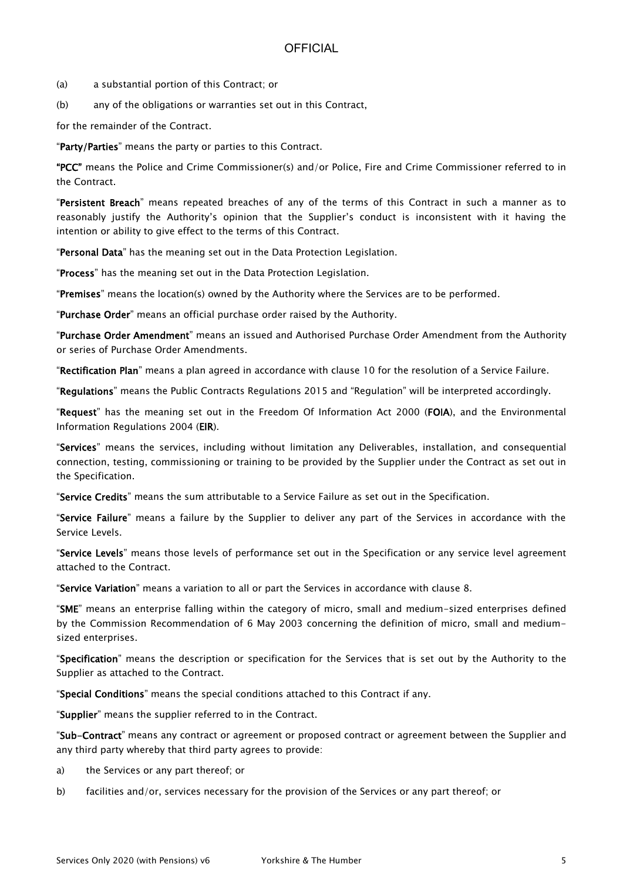(a) a substantial portion of this Contract; or

(b) any of the obligations or warranties set out in this Contract,

for the remainder of the Contract.

"**Party/Parties**" means the party or parties to this Contract.

**"PCC"** means the Police and Crime Commissioner(s) and/or Police, Fire and Crime Commissioner referred to in the Contract.

"**Persistent Breach**" means repeated breaches of any of the terms of this Contract in such a manner as to reasonably justify the Authority's opinion that the Supplier's conduct is inconsistent with it having the intention or ability to give effect to the terms of this Contract.

"**Personal Data**" has the meaning set out in the Data Protection Legislation.

"**Process**" has the meaning set out in the Data Protection Legislation.

"**Premises**" means the location(s) owned by the Authority where the Services are to be performed.

"**Purchase Order**" means an official purchase order raised by the Authority.

"**Purchase Order Amendment**" means an issued and Authorised Purchase Order Amendment from the Authority or series of Purchase Order Amendments.

"**Rectification Plan**" means a plan agreed in accordance with clause 10 for the resolution of a Service Failure.

"**Regulations**" means the Public Contracts Regulations 2015 and "Regulation" will be interpreted accordingly.

"**Request**" has the meaning set out in the Freedom Of Information Act 2000 (**FOIA**), and the Environmental Information Regulations 2004 (**EIR**).

"**Services**" means the services, including without limitation any Deliverables, installation, and consequential connection, testing, commissioning or training to be provided by the Supplier under the Contract as set out in the Specification.

"**Service Credits**" means the sum attributable to a Service Failure as set out in the Specification.

"**Service Failure**" means a failure by the Supplier to deliver any part of the Services in accordance with the Service Levels.

"**Service Levels**" means those levels of performance set out in the Specification or any service level agreement attached to the Contract.

"**Service Variation**" means a variation to all or part the Services in accordance with clause 8.

"**SME**" means an enterprise falling within the category of micro, small and medium-sized enterprises defined by the Commission Recommendation of 6 May 2003 concerning the definition of micro, small and medium-sized enterprises.

"**Specification**" means the description or specification for the Services that is set out by the Authority to the Supplier as attached to the Contract.

"**Special Conditions**" means the special conditions attached to this Contract if any.

"**Supplier**" means the supplier referred to in the Contract.

"**Sub-Contract**" means any contract or agreement or proposed contract or agreement between the Supplier and any third party whereby that third party agrees to provide:

a) the Services or any part thereof; or

b) facilities and/or, services necessary for the provision of the Services or any part thereof; or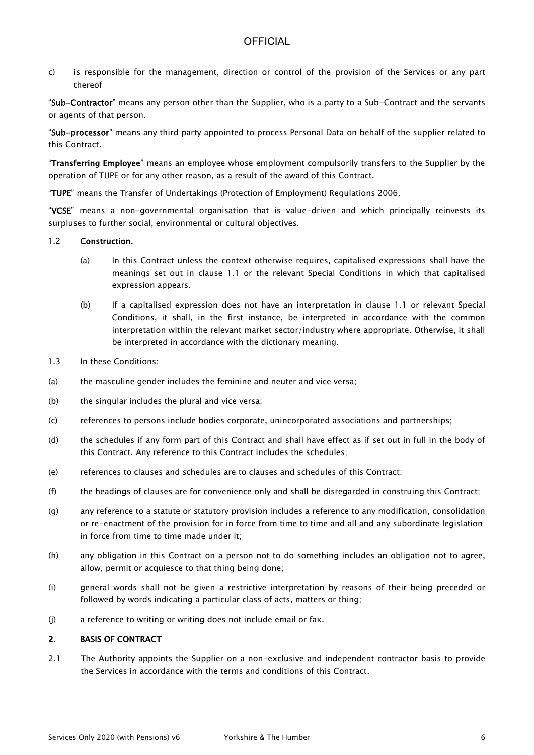c) is responsible for the management, direction or control of the provision of the Services or any part thereof

"**Sub-Contractor**" means any person other than the Supplier, who is a party to a Sub-Contract and the servants or agents of that person.

"**Sub-processor**" means any third party appointed to process Personal Data on behalf of the supplier related to this Contract.

"**Transferring Employee**" means an employee whose employment compulsorily transfers to the Supplier by the operation of TUPE or for any other reason, as a result of the award of this Contract.

"**TUPE**" means the Transfer of Undertakings (Protection of Employment) Regulations 2006.

"**VCSE**" means a non-governmental organisation that is value-driven and which principally reinvests its surpluses to further social, environmental or cultural objectives.

1.2 **Construction.**

(a) In this Contract unless the context otherwise requires, capitalised expressions shall have the meanings set out in clause 1.1 or the relevant Special Conditions in which that capitalised expression appears.

(b) If a capitalised expression does not have an interpretation in clause 1.1 or relevant Special Conditions, it shall, in the first instance, be interpreted in accordance with the common interpretation within the relevant market sector/industry where appropriate. Otherwise, it shall be interpreted in accordance with the dictionary meaning.

1.3 In these Conditions:

(a) the masculine gender includes the feminine and neuter and vice versa;

(b) the singular includes the plural and vice versa;

(c) references to persons include bodies corporate, unincorporated associations and partnerships;

(d) the schedules if any form part of this Contract and shall have effect as if set out in full in the body of this Contract. Any reference to this Contract includes the schedules;

(e) references to clauses and schedules are to clauses and schedules of this Contract;

(f) the headings of clauses are for convenience only and shall be disregarded in construing this Contract;

(g) any reference to a statute or statutory provision includes a reference to any modification, consolidation or re-enactment of the provision for in force from time to time and all and any subordinate legislation in force from time to time made under it;

(h) any obligation in this Contract on a person not to do something includes an obligation not to agree, allow, permit or acquiesce to that thing being done;

(i) general words shall not be given a restrictive interpretation by reasons of their being preceded or followed by words indicating a particular class of acts, matters or thing;

(j) a reference to writing or writing does not include email or fax.

## 2. BASIS OF CONTRACT

2.1 The Authority appoints the Supplier on a non-exclusive and independent contractor basis to provide the Services in accordance with the terms and conditions of this Contract.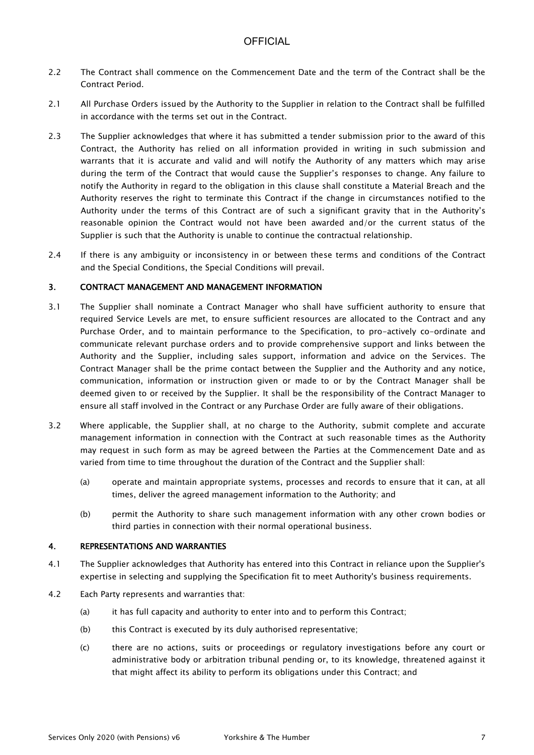2.2 The Contract shall commence on the Commencement Date and the term of the Contract shall be the Contract Period.

2.1 All Purchase Orders issued by the Authority to the Supplier in relation to the Contract shall be fulfilled in accordance with the terms set out in the Contract.

2.3 The Supplier acknowledges that where it has submitted a tender submission prior to the award of this Contract, the Authority has relied on all information provided in writing in such submission and warrants that it is accurate and valid and will notify the Authority of any matters which may arise during the term of the Contract that would cause the Supplier's responses to change. Any failure to notify the Authority in regard to the obligation in this clause shall constitute a Material Breach and the Authority reserves the right to terminate this Contract if the change in circumstances notified to the Authority under the terms of this Contract are of such a significant gravity that in the Authority's reasonable opinion the Contract would not have been awarded and/or the current status of the Supplier is such that the Authority is unable to continue the contractual relationship.

2.4 If there is any ambiguity or inconsistency in or between these terms and conditions of the Contract and the Special Conditions, the Special Conditions will prevail.

## 3. CONTRACT MANAGEMENT AND MANAGEMENT INFORMATION

3.1 The Supplier shall nominate a Contract Manager who shall have sufficient authority to ensure that required Service Levels are met, to ensure sufficient resources are allocated to the Contract and any Purchase Order, and to maintain performance to the Specification, to pro-actively co-ordinate and communicate relevant purchase orders and to provide comprehensive support and links between the Authority and the Supplier, including sales support, information and advice on the Services. The Contract Manager shall be the prime contact between the Supplier and the Authority and any notice, communication, information or instruction given or made to or by the Contract Manager shall be deemed given to or received by the Supplier. It shall be the responsibility of the Contract Manager to ensure all staff involved in the Contract or any Purchase Order are fully aware of their obligations.

3.2 Where applicable, the Supplier shall, at no charge to the Authority, submit complete and accurate management information in connection with the Contract at such reasonable times as the Authority may request in such form as may be agreed between the Parties at the Commencement Date and as varied from time to time throughout the duration of the Contract and the Supplier shall:

(a) operate and maintain appropriate systems, processes and records to ensure that it can, at all times, deliver the agreed management information to the Authority; and

(b) permit the Authority to share such management information with any other crown bodies or third parties in connection with their normal operational business.

## 4. REPRESENTATIONS AND WARRANTIES

4.1 The Supplier acknowledges that Authority has entered into this Contract in reliance upon the Supplier's expertise in selecting and supplying the Specification fit to meet Authority's business requirements.

4.2 Each Party represents and warranties that:

(a) it has full capacity and authority to enter into and to perform this Contract;

(b) this Contract is executed by its duly authorised representative;

(c) there are no actions, suits or proceedings or regulatory investigations before any court or administrative body or arbitration tribunal pending or, to its knowledge, threatened against it that might affect its ability to perform its obligations under this Contract; and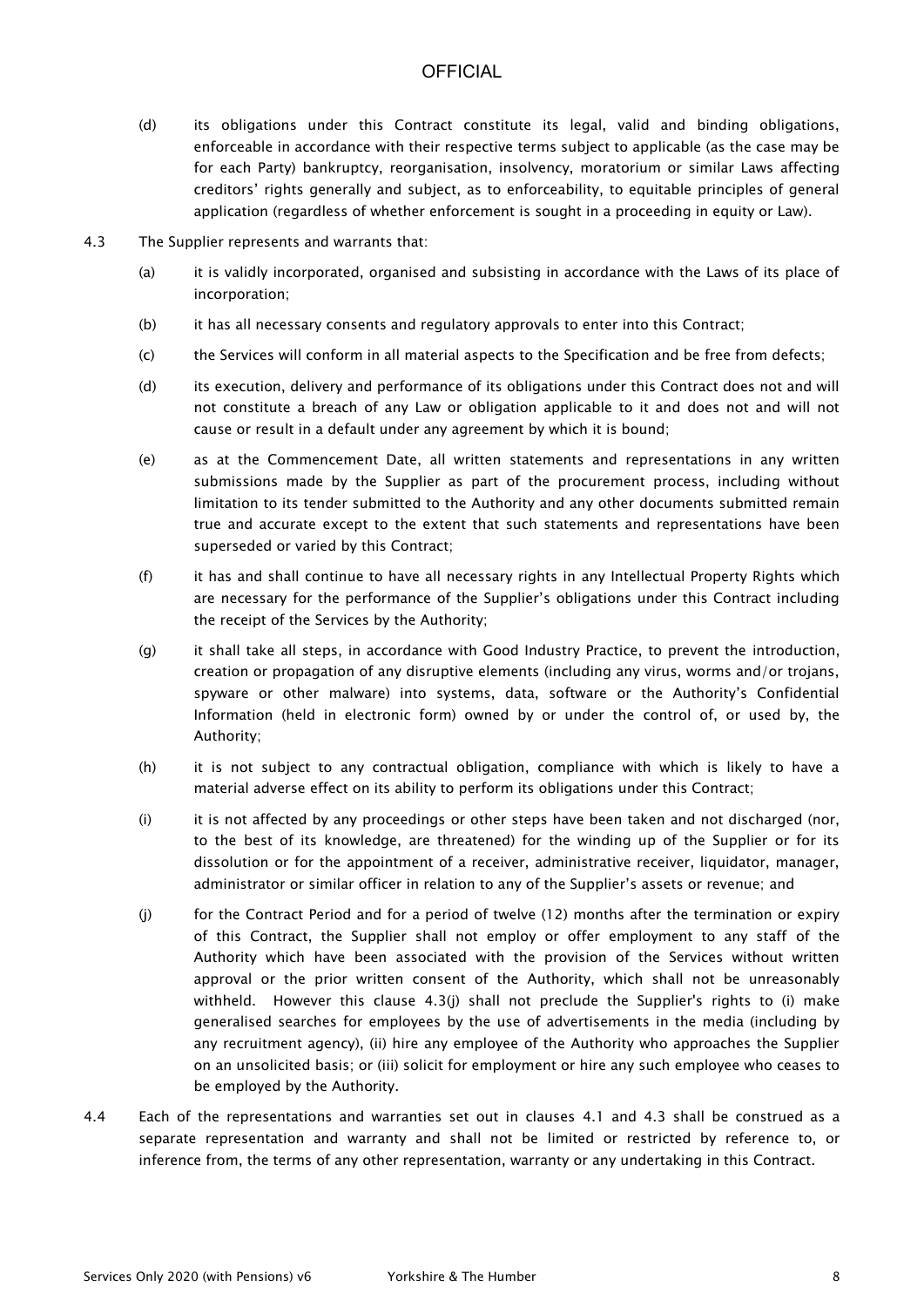(d) its obligations under this Contract constitute its legal, valid and binding obligations, enforceable in accordance with their respective terms subject to applicable (as the case may be for each Party) bankruptcy, reorganisation, insolvency, moratorium or similar Laws affecting creditors' rights generally and subject, as to enforceability, to equitable principles of general application (regardless of whether enforcement is sought in a proceeding in equity or Law).

4.3 The Supplier represents and warrants that:

(a) it is validly incorporated, organised and subsisting in accordance with the Laws of its place of incorporation;

(b) it has all necessary consents and regulatory approvals to enter into this Contract;

(c) the Services will conform in all material aspects to the Specification and be free from defects;

(d) its execution, delivery and performance of its obligations under this Contract does not and will not constitute a breach of any Law or obligation applicable to it and does not and will not cause or result in a default under any agreement by which it is bound;

(e) as at the Commencement Date, all written statements and representations in any written submissions made by the Supplier as part of the procurement process, including without limitation to its tender submitted to the Authority and any other documents submitted remain true and accurate except to the extent that such statements and representations have been superseded or varied by this Contract;

(f) it has and shall continue to have all necessary rights in any Intellectual Property Rights which are necessary for the performance of the Supplier's obligations under this Contract including the receipt of the Services by the Authority;

(g) it shall take all steps, in accordance with Good Industry Practice, to prevent the introduction, creation or propagation of any disruptive elements (including any virus, worms and/or trojans, spyware or other malware) into systems, data, software or the Authority's Confidential Information (held in electronic form) owned by or under the control of, or used by, the Authority;

(h) it is not subject to any contractual obligation, compliance with which is likely to have a material adverse effect on its ability to perform its obligations under this Contract;

(i) it is not affected by any proceedings or other steps have been taken and not discharged (nor, to the best of its knowledge, are threatened) for the winding up of the Supplier or for its dissolution or for the appointment of a receiver, administrative receiver, liquidator, manager, administrator or similar officer in relation to any of the Supplier's assets or revenue; and

(j) for the Contract Period and for a period of twelve (12) months after the termination or expiry of this Contract, the Supplier shall not employ or offer employment to any staff of the Authority which have been associated with the provision of the Services without written approval or the prior written consent of the Authority, which shall not be unreasonably withheld. However this clause 4.3(j) shall not preclude the Supplier's rights to (i) make generalised searches for employees by the use of advertisements in the media (including by any recruitment agency), (ii) hire any employee of the Authority who approaches the Supplier on an unsolicited basis; or (iii) solicit for employment or hire any such employee who ceases to be employed by the Authority.

4.4 Each of the representations and warranties set out in clauses 4.1 and 4.3 shall be construed as a separate representation and warranty and shall not be limited or restricted by reference to, or inference from, the terms of any other representation, warranty or any undertaking in this Contract.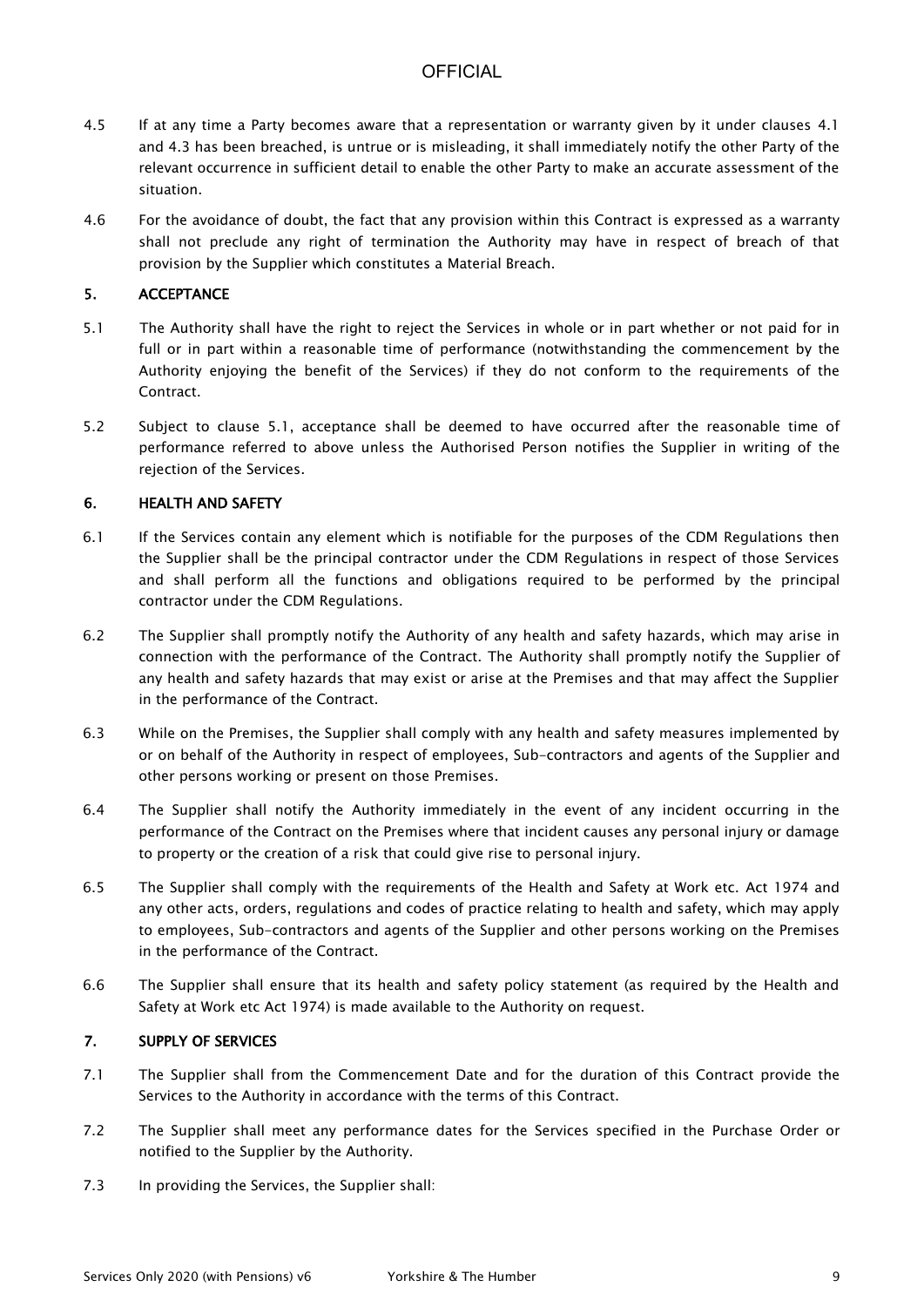4.5 If at any time a Party becomes aware that a representation or warranty given by it under clauses 4.1 and 4.3 has been breached, is untrue or is misleading, it shall immediately notify the other Party of the relevant occurrence in sufficient detail to enable the other Party to make an accurate assessment of the situation.

4.6 For the avoidance of doubt, the fact that any provision within this Contract is expressed as a warranty shall not preclude any right of termination the Authority may have in respect of breach of that provision by the Supplier which constitutes a Material Breach.

## 5. ACCEPTANCE

5.1 The Authority shall have the right to reject the Services in whole or in part whether or not paid for in full or in part within a reasonable time of performance (notwithstanding the commencement by the Authority enjoying the benefit of the Services) if they do not conform to the requirements of the Contract.

5.2 Subject to clause 5.1, acceptance shall be deemed to have occurred after the reasonable time of performance referred to above unless the Authorised Person notifies the Supplier in writing of the rejection of the Services.

## 6. HEALTH AND SAFETY

6.1 If the Services contain any element which is notifiable for the purposes of the CDM Regulations then the Supplier shall be the principal contractor under the CDM Regulations in respect of those Services and shall perform all the functions and obligations required to be performed by the principal contractor under the CDM Regulations.

6.2 The Supplier shall promptly notify the Authority of any health and safety hazards, which may arise in connection with the performance of the Contract. The Authority shall promptly notify the Supplier of any health and safety hazards that may exist or arise at the Premises and that may affect the Supplier in the performance of the Contract.

6.3 While on the Premises, the Supplier shall comply with any health and safety measures implemented by or on behalf of the Authority in respect of employees, Sub-contractors and agents of the Supplier and other persons working or present on those Premises.

6.4 The Supplier shall notify the Authority immediately in the event of any incident occurring in the performance of the Contract on the Premises where that incident causes any personal injury or damage to property or the creation of a risk that could give rise to personal injury.

6.5 The Supplier shall comply with the requirements of the Health and Safety at Work etc. Act 1974 and any other acts, orders, regulations and codes of practice relating to health and safety, which may apply to employees, Sub-contractors and agents of the Supplier and other persons working on the Premises in the performance of the Contract.

6.6 The Supplier shall ensure that its health and safety policy statement (as required by the Health and Safety at Work etc Act 1974) is made available to the Authority on request.

## 7. SUPPLY OF SERVICES

7.1 The Supplier shall from the Commencement Date and for the duration of this Contract provide the Services to the Authority in accordance with the terms of this Contract.

7.2 The Supplier shall meet any performance dates for the Services specified in the Purchase Order or notified to the Supplier by the Authority.

7.3 In providing the Services, the Supplier shall: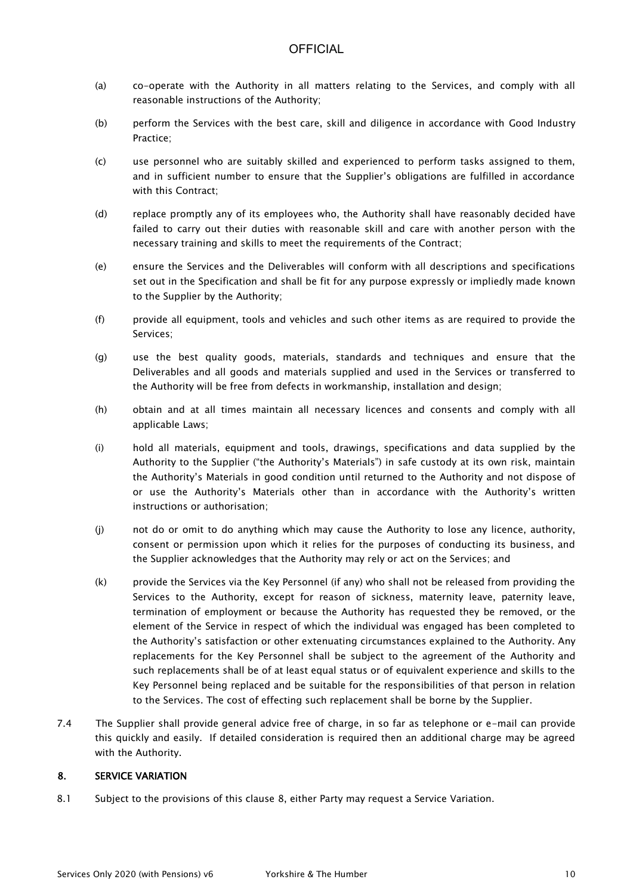(a) co-operate with the Authority in all matters relating to the Services, and comply with all reasonable instructions of the Authority;

(b) perform the Services with the best care, skill and diligence in accordance with Good Industry Practice;

(c) use personnel who are suitably skilled and experienced to perform tasks assigned to them, and in sufficient number to ensure that the Supplier's obligations are fulfilled in accordance with this Contract;

(d) replace promptly any of its employees who, the Authority shall have reasonably decided have failed to carry out their duties with reasonable skill and care with another person with the necessary training and skills to meet the requirements of the Contract;

(e) ensure the Services and the Deliverables will conform with all descriptions and specifications set out in the Specification and shall be fit for any purpose expressly or impliedly made known to the Supplier by the Authority;

(f) provide all equipment, tools and vehicles and such other items as are required to provide the Services;

(g) use the best quality goods, materials, standards and techniques and ensure that the Deliverables and all goods and materials supplied and used in the Services or transferred to the Authority will be free from defects in workmanship, installation and design;

(h) obtain and at all times maintain all necessary licences and consents and comply with all applicable Laws;

(i) hold all materials, equipment and tools, drawings, specifications and data supplied by the Authority to the Supplier ("the Authority's Materials") in safe custody at its own risk, maintain the Authority's Materials in good condition until returned to the Authority and not dispose of or use the Authority's Materials other than in accordance with the Authority's written instructions or authorisation;

(j) not do or omit to do anything which may cause the Authority to lose any licence, authority, consent or permission upon which it relies for the purposes of conducting its business, and the Supplier acknowledges that the Authority may rely or act on the Services; and

(k) provide the Services via the Key Personnel (if any) who shall not be released from providing the Services to the Authority, except for reason of sickness, maternity leave, paternity leave, termination of employment or because the Authority has requested they be removed, or the element of the Service in respect of which the individual was engaged has been completed to the Authority's satisfaction or other extenuating circumstances explained to the Authority. Any replacements for the Key Personnel shall be subject to the agreement of the Authority and such replacements shall be of at least equal status or of equivalent experience and skills to the Key Personnel being replaced and be suitable for the responsibilities of that person in relation to the Services. The cost of effecting such replacement shall be borne by the Supplier.

7.4 The Supplier shall provide general advice free of charge, in so far as telephone or e-mail can provide this quickly and easily. If detailed consideration is required then an additional charge may be agreed with the Authority.

## 8. SERVICE VARIATION

8.1 Subject to the provisions of this clause 8, either Party may request a Service Variation.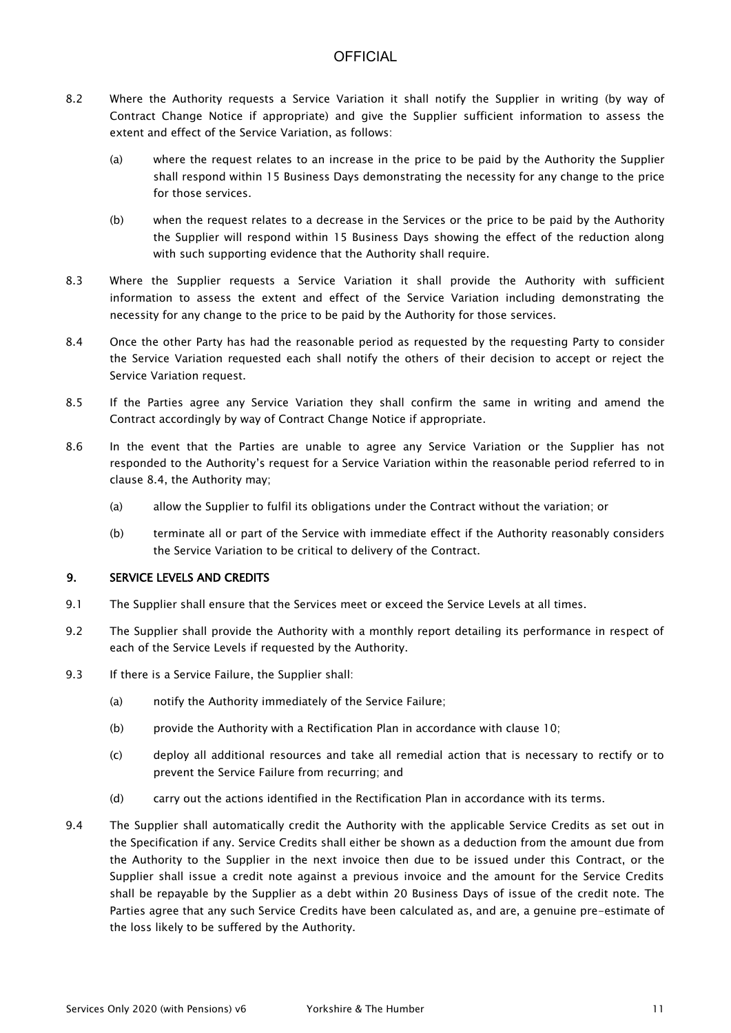8.2 Where the Authority requests a Service Variation it shall notify the Supplier in writing (by way of Contract Change Notice if appropriate) and give the Supplier sufficient information to assess the extent and effect of the Service Variation, as follows:

 (a) where the request relates to an increase in the price to be paid by the Authority the Supplier shall respond within 15 Business Days demonstrating the necessity for any change to the price for those services.

 (b) when the request relates to a decrease in the Services or the price to be paid by the Authority the Supplier will respond within 15 Business Days showing the effect of the reduction along with such supporting evidence that the Authority shall require.

8.3 Where the Supplier requests a Service Variation it shall provide the Authority with sufficient information to assess the extent and effect of the Service Variation including demonstrating the necessity for any change to the price to be paid by the Authority for those services.

8.4 Once the other Party has had the reasonable period as requested by the requesting Party to consider the Service Variation requested each shall notify the others of their decision to accept or reject the Service Variation request.

8.5 If the Parties agree any Service Variation they shall confirm the same in writing and amend the Contract accordingly by way of Contract Change Notice if appropriate.

8.6 In the event that the Parties are unable to agree any Service Variation or the Supplier has not responded to the Authority's request for a Service Variation within the reasonable period referred to in clause 8.4, the Authority may;

 (a) allow the Supplier to fulfil its obligations under the Contract without the variation; or

 (b) terminate all or part of the Service with immediate effect if the Authority reasonably considers the Service Variation to be critical to delivery of the Contract.

## 9. SERVICE LEVELS AND CREDITS

9.1 The Supplier shall ensure that the Services meet or exceed the Service Levels at all times.

9.2 The Supplier shall provide the Authority with a monthly report detailing its performance in respect of each of the Service Levels if requested by the Authority.

9.3 If there is a Service Failure, the Supplier shall:

 (a) notify the Authority immediately of the Service Failure;

 (b) provide the Authority with a Rectification Plan in accordance with clause 10;

 (c) deploy all additional resources and take all remedial action that is necessary to rectify or to prevent the Service Failure from recurring; and

 (d) carry out the actions identified in the Rectification Plan in accordance with its terms.

9.4 The Supplier shall automatically credit the Authority with the applicable Service Credits as set out in the Specification if any. Service Credits shall either be shown as a deduction from the amount due from the Authority to the Supplier in the next invoice then due to be issued under this Contract, or the Supplier shall issue a credit note against a previous invoice and the amount for the Service Credits shall be repayable by the Supplier as a debt within 20 Business Days of issue of the credit note. The Parties agree that any such Service Credits have been calculated as, and are, a genuine pre-estimate of the loss likely to be suffered by the Authority.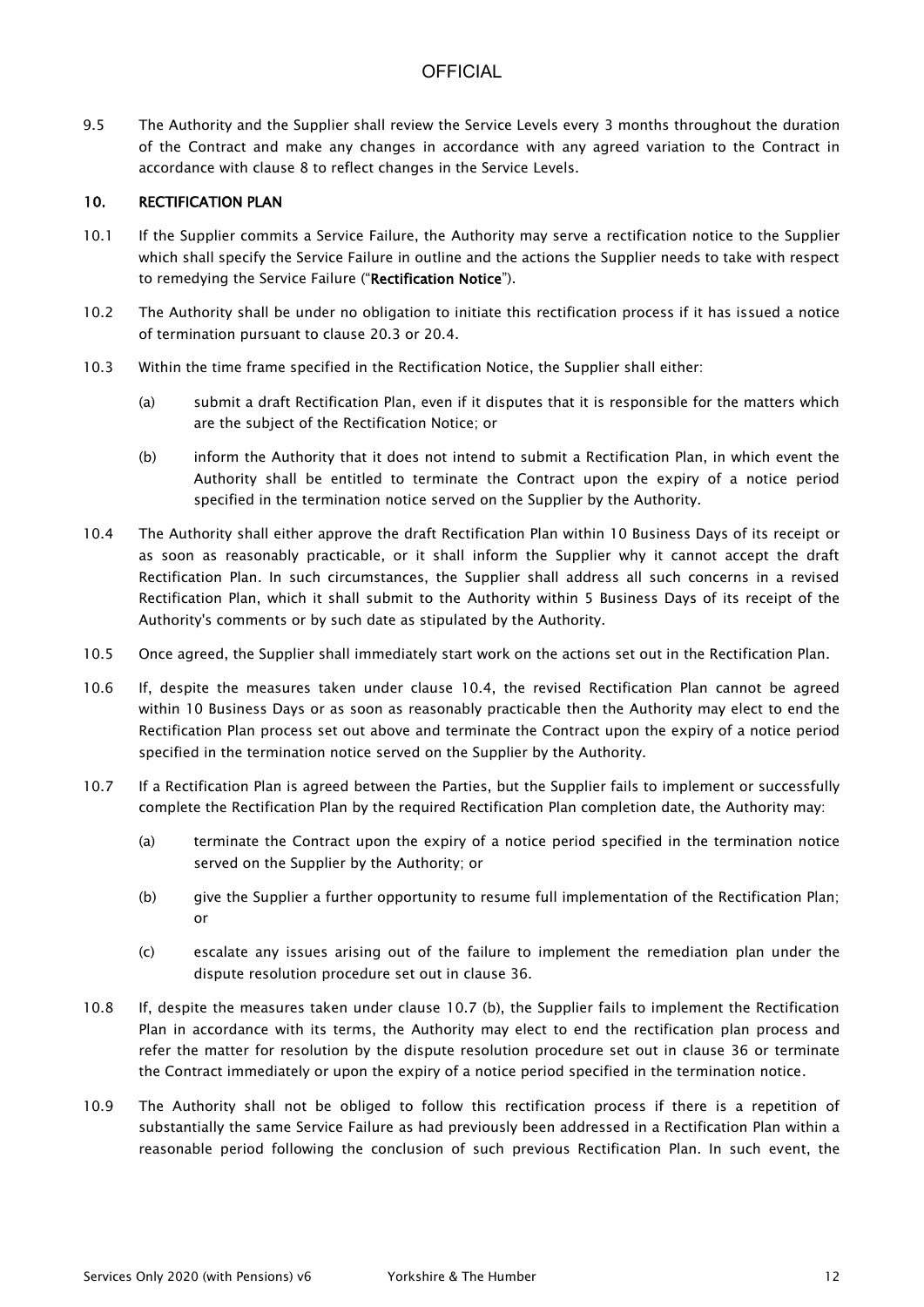9.5 The Authority and the Supplier shall review the Service Levels every 3 months throughout the duration of the Contract and make any changes in accordance with any agreed variation to the Contract in accordance with clause 8 to reflect changes in the Service Levels.

## 10. RECTIFICATION PLAN

10.1 If the Supplier commits a Service Failure, the Authority may serve a rectification notice to the Supplier which shall specify the Service Failure in outline and the actions the Supplier needs to take with respect to remedying the Service Failure ("**Rectification Notice**").

10.2 The Authority shall be under no obligation to initiate this rectification process if it has issued a notice of termination pursuant to clause 20.3 or 20.4.

10.3 Within the time frame specified in the Rectification Notice, the Supplier shall either:

(a) submit a draft Rectification Plan, even if it disputes that it is responsible for the matters which are the subject of the Rectification Notice; or

(b) inform the Authority that it does not intend to submit a Rectification Plan, in which event the Authority shall be entitled to terminate the Contract upon the expiry of a notice period specified in the termination notice served on the Supplier by the Authority.

10.4 The Authority shall either approve the draft Rectification Plan within 10 Business Days of its receipt or as soon as reasonably practicable, or it shall inform the Supplier why it cannot accept the draft Rectification Plan. In such circumstances, the Supplier shall address all such concerns in a revised Rectification Plan, which it shall submit to the Authority within 5 Business Days of its receipt of the Authority's comments or by such date as stipulated by the Authority.

10.5 Once agreed, the Supplier shall immediately start work on the actions set out in the Rectification Plan.

10.6 If, despite the measures taken under clause 10.4, the revised Rectification Plan cannot be agreed within 10 Business Days or as soon as reasonably practicable then the Authority may elect to end the Rectification Plan process set out above and terminate the Contract upon the expiry of a notice period specified in the termination notice served on the Supplier by the Authority.

10.7 If a Rectification Plan is agreed between the Parties, but the Supplier fails to implement or successfully complete the Rectification Plan by the required Rectification Plan completion date, the Authority may:

(a) terminate the Contract upon the expiry of a notice period specified in the termination notice served on the Supplier by the Authority; or

(b) give the Supplier a further opportunity to resume full implementation of the Rectification Plan; or

(c) escalate any issues arising out of the failure to implement the remediation plan under the dispute resolution procedure set out in clause 36.

10.8 If, despite the measures taken under clause 10.7 (b), the Supplier fails to implement the Rectification Plan in accordance with its terms, the Authority may elect to end the rectification plan process and refer the matter for resolution by the dispute resolution procedure set out in clause 36 or terminate the Contract immediately or upon the expiry of a notice period specified in the termination notice.

10.9 The Authority shall not be obliged to follow this rectification process if there is a repetition of substantially the same Service Failure as had previously been addressed in a Rectification Plan within a reasonable period following the conclusion of such previous Rectification Plan. In such event, the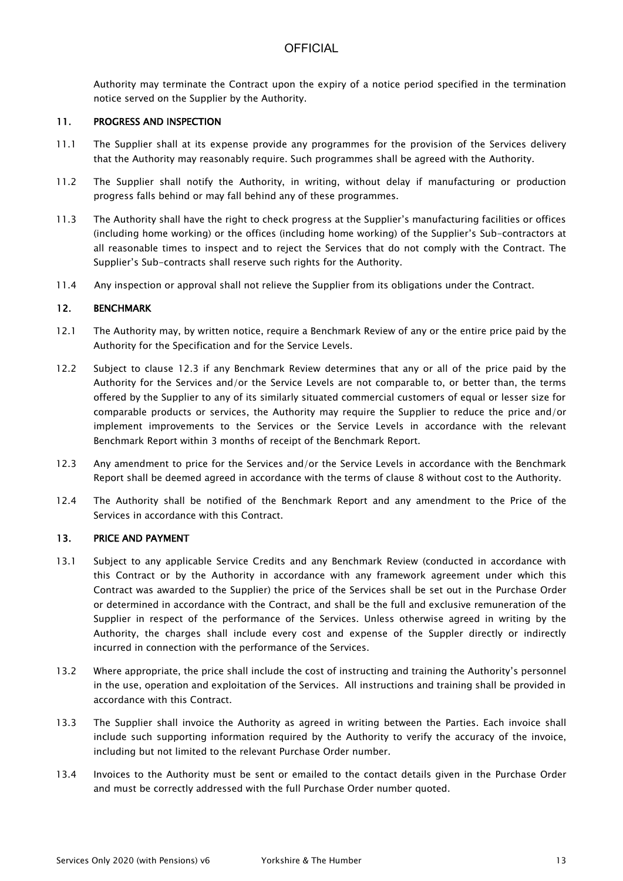Authority may terminate the Contract upon the expiry of a notice period specified in the termination notice served on the Supplier by the Authority.

## 11. PROGRESS AND INSPECTION

11.1 The Supplier shall at its expense provide any programmes for the provision of the Services delivery that the Authority may reasonably require. Such programmes shall be agreed with the Authority.

11.2 The Supplier shall notify the Authority, in writing, without delay if manufacturing or production progress falls behind or may fall behind any of these programmes.

11.3 The Authority shall have the right to check progress at the Supplier's manufacturing facilities or offices (including home working) or the offices (including home working) of the Supplier's Sub-contractors at all reasonable times to inspect and to reject the Services that do not comply with the Contract. The Supplier's Sub-contracts shall reserve such rights for the Authority.

11.4 Any inspection or approval shall not relieve the Supplier from its obligations under the Contract.

## 12. BENCHMARK

12.1 The Authority may, by written notice, require a Benchmark Review of any or the entire price paid by the Authority for the Specification and for the Service Levels.

12.2 Subject to clause 12.3 if any Benchmark Review determines that any or all of the price paid by the Authority for the Services and/or the Service Levels are not comparable to, or better than, the terms offered by the Supplier to any of its similarly situated commercial customers of equal or lesser size for comparable products or services, the Authority may require the Supplier to reduce the price and/or implement improvements to the Services or the Service Levels in accordance with the relevant Benchmark Report within 3 months of receipt of the Benchmark Report.

12.3 Any amendment to price for the Services and/or the Service Levels in accordance with the Benchmark Report shall be deemed agreed in accordance with the terms of clause 8 without cost to the Authority.

12.4 The Authority shall be notified of the Benchmark Report and any amendment to the Price of the Services in accordance with this Contract.

## 13. PRICE AND PAYMENT

13.1 Subject to any applicable Service Credits and any Benchmark Review (conducted in accordance with this Contract or by the Authority in accordance with any framework agreement under which this Contract was awarded to the Supplier) the price of the Services shall be set out in the Purchase Order or determined in accordance with the Contract, and shall be the full and exclusive remuneration of the Supplier in respect of the performance of the Services. Unless otherwise agreed in writing by the Authority, the charges shall include every cost and expense of the Suppler directly or indirectly incurred in connection with the performance of the Services.

13.2 Where appropriate, the price shall include the cost of instructing and training the Authority's personnel in the use, operation and exploitation of the Services. All instructions and training shall be provided in accordance with this Contract.

13.3 The Supplier shall invoice the Authority as agreed in writing between the Parties. Each invoice shall include such supporting information required by the Authority to verify the accuracy of the invoice, including but not limited to the relevant Purchase Order number.

13.4 Invoices to the Authority must be sent or emailed to the contact details given in the Purchase Order and must be correctly addressed with the full Purchase Order number quoted.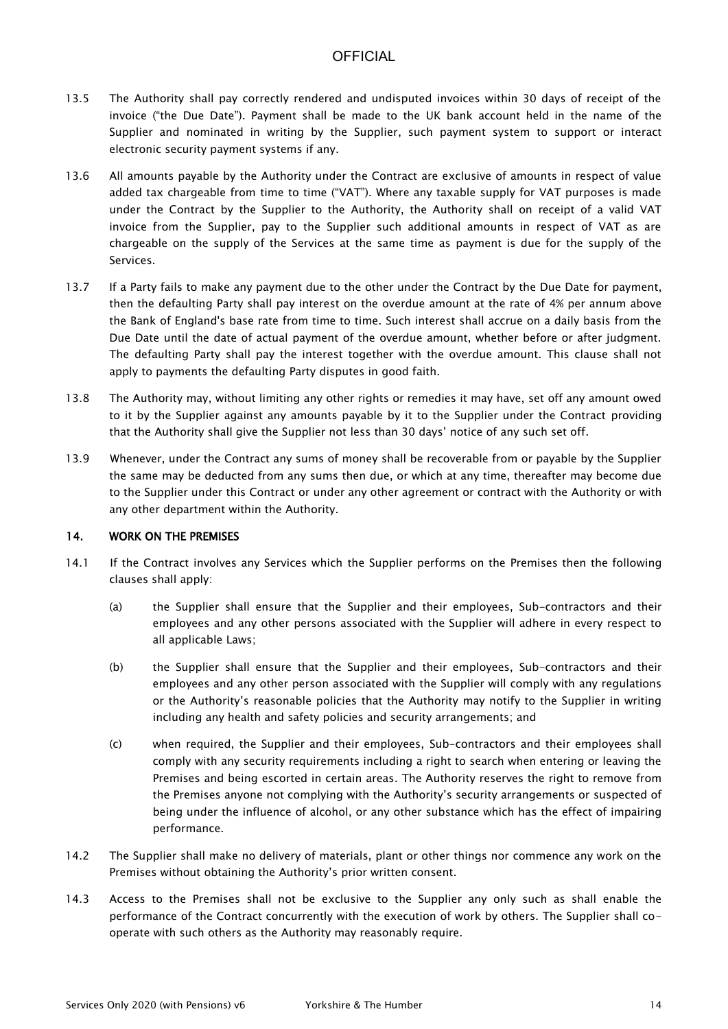13.5 The Authority shall pay correctly rendered and undisputed invoices within 30 days of receipt of the invoice ("the Due Date"). Payment shall be made to the UK bank account held in the name of the Supplier and nominated in writing by the Supplier, such payment system to support or interact electronic security payment systems if any.

13.6 All amounts payable by the Authority under the Contract are exclusive of amounts in respect of value added tax chargeable from time to time ("VAT"). Where any taxable supply for VAT purposes is made under the Contract by the Supplier to the Authority, the Authority shall on receipt of a valid VAT invoice from the Supplier, pay to the Supplier such additional amounts in respect of VAT as are chargeable on the supply of the Services at the same time as payment is due for the supply of the Services.

13.7 If a Party fails to make any payment due to the other under the Contract by the Due Date for payment, then the defaulting Party shall pay interest on the overdue amount at the rate of 4% per annum above the Bank of England's base rate from time to time. Such interest shall accrue on a daily basis from the Due Date until the date of actual payment of the overdue amount, whether before or after judgment. The defaulting Party shall pay the interest together with the overdue amount. This clause shall not apply to payments the defaulting Party disputes in good faith.

13.8 The Authority may, without limiting any other rights or remedies it may have, set off any amount owed to it by the Supplier against any amounts payable by it to the Supplier under the Contract providing that the Authority shall give the Supplier not less than 30 days' notice of any such set off.

13.9 Whenever, under the Contract any sums of money shall be recoverable from or payable by the Supplier the same may be deducted from any sums then due, or which at any time, thereafter may become due to the Supplier under this Contract or under any other agreement or contract with the Authority or with any other department within the Authority.

## 14. WORK ON THE PREMISES

14.1 If the Contract involves any Services which the Supplier performs on the Premises then the following clauses shall apply:

(a) the Supplier shall ensure that the Supplier and their employees, Sub-contractors and their employees and any other persons associated with the Supplier will adhere in every respect to all applicable Laws;

(b) the Supplier shall ensure that the Supplier and their employees, Sub-contractors and their employees and any other person associated with the Supplier will comply with any regulations or the Authority's reasonable policies that the Authority may notify to the Supplier in writing including any health and safety policies and security arrangements; and

(c) when required, the Supplier and their employees, Sub-contractors and their employees shall comply with any security requirements including a right to search when entering or leaving the Premises and being escorted in certain areas. The Authority reserves the right to remove from the Premises anyone not complying with the Authority's security arrangements or suspected of being under the influence of alcohol, or any other substance which has the effect of impairing performance.

14.2 The Supplier shall make no delivery of materials, plant or other things nor commence any work on the Premises without obtaining the Authority's prior written consent.

14.3 Access to the Premises shall not be exclusive to the Supplier any only such as shall enable the performance of the Contract concurrently with the execution of work by others. The Supplier shall co-operate with such others as the Authority may reasonably require.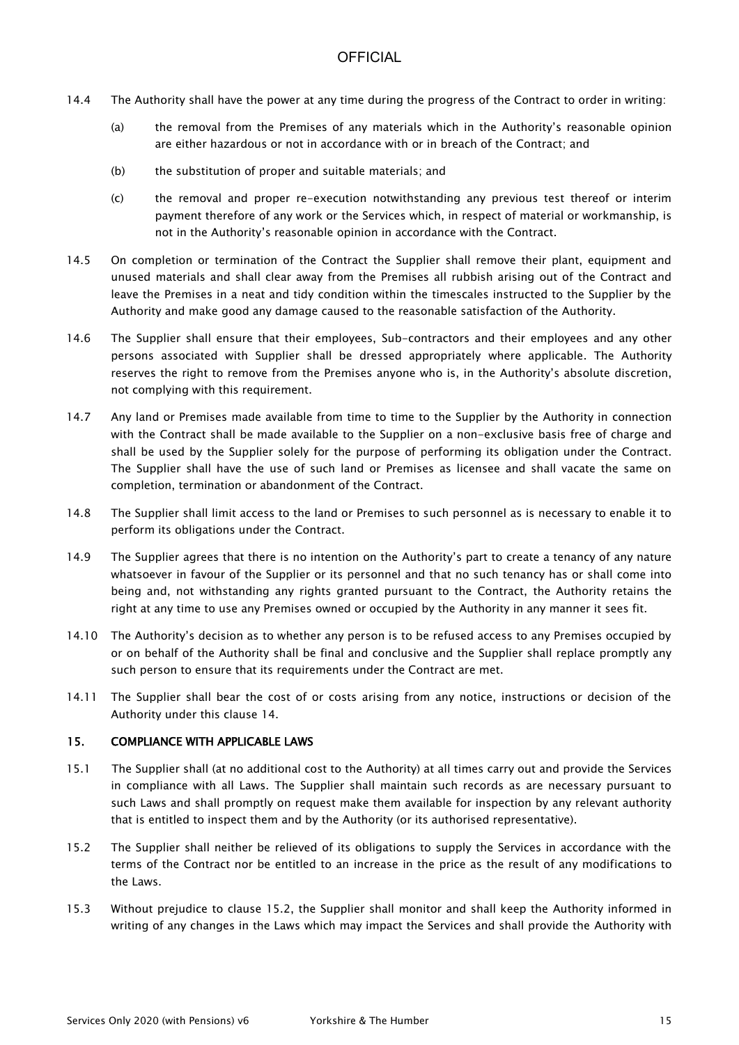14.4 The Authority shall have the power at any time during the progress of the Contract to order in writing:

(a) the removal from the Premises of any materials which in the Authority's reasonable opinion are either hazardous or not in accordance with or in breach of the Contract; and

(b) the substitution of proper and suitable materials; and

(c) the removal and proper re-execution notwithstanding any previous test thereof or interim payment therefore of any work or the Services which, in respect of material or workmanship, is not in the Authority's reasonable opinion in accordance with the Contract.

14.5 On completion or termination of the Contract the Supplier shall remove their plant, equipment and unused materials and shall clear away from the Premises all rubbish arising out of the Contract and leave the Premises in a neat and tidy condition within the timescales instructed to the Supplier by the Authority and make good any damage caused to the reasonable satisfaction of the Authority.

14.6 The Supplier shall ensure that their employees, Sub-contractors and their employees and any other persons associated with Supplier shall be dressed appropriately where applicable. The Authority reserves the right to remove from the Premises anyone who is, in the Authority's absolute discretion, not complying with this requirement.

14.7 Any land or Premises made available from time to time to the Supplier by the Authority in connection with the Contract shall be made available to the Supplier on a non-exclusive basis free of charge and shall be used by the Supplier solely for the purpose of performing its obligation under the Contract. The Supplier shall have the use of such land or Premises as licensee and shall vacate the same on completion, termination or abandonment of the Contract.

14.8 The Supplier shall limit access to the land or Premises to such personnel as is necessary to enable it to perform its obligations under the Contract.

14.9 The Supplier agrees that there is no intention on the Authority's part to create a tenancy of any nature whatsoever in favour of the Supplier or its personnel and that no such tenancy has or shall come into being and, not withstanding any rights granted pursuant to the Contract, the Authority retains the right at any time to use any Premises owned or occupied by the Authority in any manner it sees fit.

14.10 The Authority's decision as to whether any person is to be refused access to any Premises occupied by or on behalf of the Authority shall be final and conclusive and the Supplier shall replace promptly any such person to ensure that its requirements under the Contract are met.

14.11 The Supplier shall bear the cost of or costs arising from any notice, instructions or decision of the Authority under this clause 14.

## 15. COMPLIANCE WITH APPLICABLE LAWS

15.1 The Supplier shall (at no additional cost to the Authority) at all times carry out and provide the Services in compliance with all Laws. The Supplier shall maintain such records as are necessary pursuant to such Laws and shall promptly on request make them available for inspection by any relevant authority that is entitled to inspect them and by the Authority (or its authorised representative).

15.2 The Supplier shall neither be relieved of its obligations to supply the Services in accordance with the terms of the Contract nor be entitled to an increase in the price as the result of any modifications to the Laws.

15.3 Without prejudice to clause 15.2, the Supplier shall monitor and shall keep the Authority informed in writing of any changes in the Laws which may impact the Services and shall provide the Authority with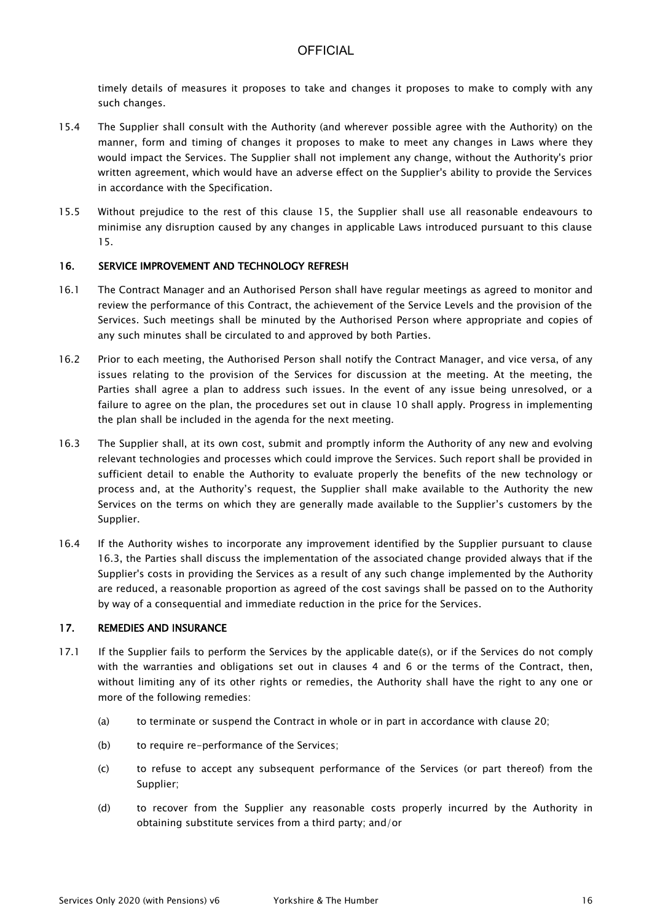timely details of measures it proposes to take and changes it proposes to make to comply with any such changes.

15.4 The Supplier shall consult with the Authority (and wherever possible agree with the Authority) on the manner, form and timing of changes it proposes to make to meet any changes in Laws where they would impact the Services. The Supplier shall not implement any change, without the Authority's prior written agreement, which would have an adverse effect on the Supplier's ability to provide the Services in accordance with the Specification.

15.5 Without prejudice to the rest of this clause 15, the Supplier shall use all reasonable endeavours to minimise any disruption caused by any changes in applicable Laws introduced pursuant to this clause 15.

## 16. SERVICE IMPROVEMENT AND TECHNOLOGY REFRESH

16.1 The Contract Manager and an Authorised Person shall have regular meetings as agreed to monitor and review the performance of this Contract, the achievement of the Service Levels and the provision of the Services. Such meetings shall be minuted by the Authorised Person where appropriate and copies of any such minutes shall be circulated to and approved by both Parties.

16.2 Prior to each meeting, the Authorised Person shall notify the Contract Manager, and vice versa, of any issues relating to the provision of the Services for discussion at the meeting. At the meeting, the Parties shall agree a plan to address such issues. In the event of any issue being unresolved, or a failure to agree on the plan, the procedures set out in clause 10 shall apply. Progress in implementing the plan shall be included in the agenda for the next meeting.

16.3 The Supplier shall, at its own cost, submit and promptly inform the Authority of any new and evolving relevant technologies and processes which could improve the Services. Such report shall be provided in sufficient detail to enable the Authority to evaluate properly the benefits of the new technology or process and, at the Authority's request, the Supplier shall make available to the Authority the new Services on the terms on which they are generally made available to the Supplier's customers by the Supplier.

16.4 If the Authority wishes to incorporate any improvement identified by the Supplier pursuant to clause 16.3, the Parties shall discuss the implementation of the associated change provided always that if the Supplier's costs in providing the Services as a result of any such change implemented by the Authority are reduced, a reasonable proportion as agreed of the cost savings shall be passed on to the Authority by way of a consequential and immediate reduction in the price for the Services.

## 17. REMEDIES AND INSURANCE

17.1 If the Supplier fails to perform the Services by the applicable date(s), or if the Services do not comply with the warranties and obligations set out in clauses 4 and 6 or the terms of the Contract, then, without limiting any of its other rights or remedies, the Authority shall have the right to any one or more of the following remedies:

(a) to terminate or suspend the Contract in whole or in part in accordance with clause 20;

(b) to require re-performance of the Services;

(c) to refuse to accept any subsequent performance of the Services (or part thereof) from the Supplier;

(d) to recover from the Supplier any reasonable costs properly incurred by the Authority in obtaining substitute services from a third party; and/or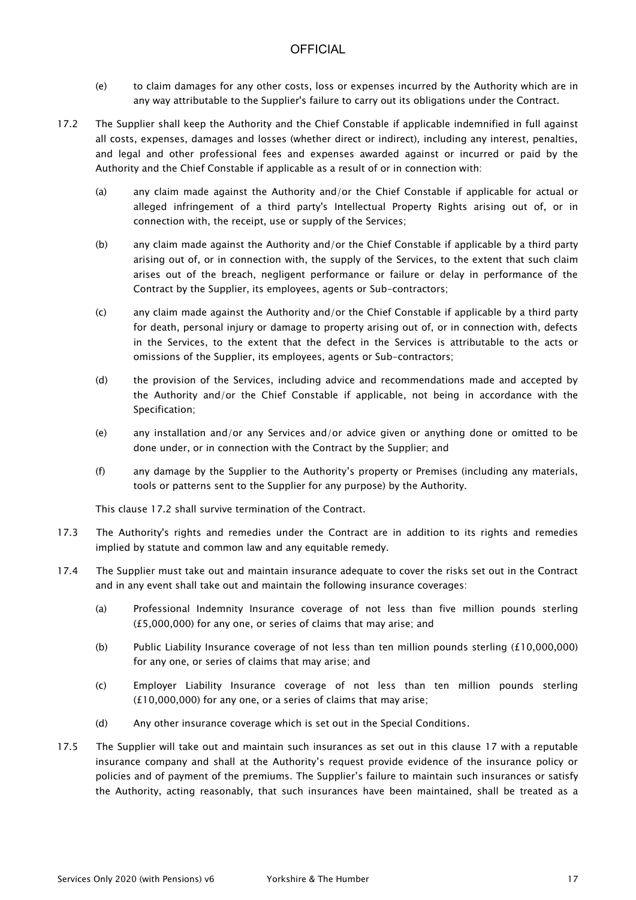(e) to claim damages for any other costs, loss or expenses incurred by the Authority which are in any way attributable to the Supplier's failure to carry out its obligations under the Contract.

17.2 The Supplier shall keep the Authority and the Chief Constable if applicable indemnified in full against all costs, expenses, damages and losses (whether direct or indirect), including any interest, penalties, and legal and other professional fees and expenses awarded against or incurred or paid by the Authority and the Chief Constable if applicable as a result of or in connection with:

(a) any claim made against the Authority and/or the Chief Constable if applicable for actual or alleged infringement of a third party's Intellectual Property Rights arising out of, or in connection with, the receipt, use or supply of the Services;

(b) any claim made against the Authority and/or the Chief Constable if applicable by a third party arising out of, or in connection with, the supply of the Services, to the extent that such claim arises out of the breach, negligent performance or failure or delay in performance of the Contract by the Supplier, its employees, agents or Sub-contractors;

(c) any claim made against the Authority and/or the Chief Constable if applicable by a third party for death, personal injury or damage to property arising out of, or in connection with, defects in the Services, to the extent that the defect in the Services is attributable to the acts or omissions of the Supplier, its employees, agents or Sub-contractors;

(d) the provision of the Services, including advice and recommendations made and accepted by the Authority and/or the Chief Constable if applicable, not being in accordance with the Specification;

(e) any installation and/or any Services and/or advice given or anything done or omitted to be done under, or in connection with the Contract by the Supplier; and

(f) any damage by the Supplier to the Authority's property or Premises (including any materials, tools or patterns sent to the Supplier for any purpose) by the Authority.

This clause 17.2 shall survive termination of the Contract.

17.3 The Authority's rights and remedies under the Contract are in addition to its rights and remedies implied by statute and common law and any equitable remedy.

17.4 The Supplier must take out and maintain insurance adequate to cover the risks set out in the Contract and in any event shall take out and maintain the following insurance coverages:

(a) Professional Indemnity Insurance coverage of not less than five million pounds sterling (£5,000,000) for any one, or series of claims that may arise; and

(b) Public Liability Insurance coverage of not less than ten million pounds sterling (£10,000,000) for any one, or series of claims that may arise; and

(c) Employer Liability Insurance coverage of not less than ten million pounds sterling (£10,000,000) for any one, or a series of claims that may arise;

(d) Any other insurance coverage which is set out in the Special Conditions.

17.5 The Supplier will take out and maintain such insurances as set out in this clause 17 with a reputable insurance company and shall at the Authority's request provide evidence of the insurance policy or policies and of payment of the premiums. The Supplier's failure to maintain such insurances or satisfy the Authority, acting reasonably, that such insurances have been maintained, shall be treated as a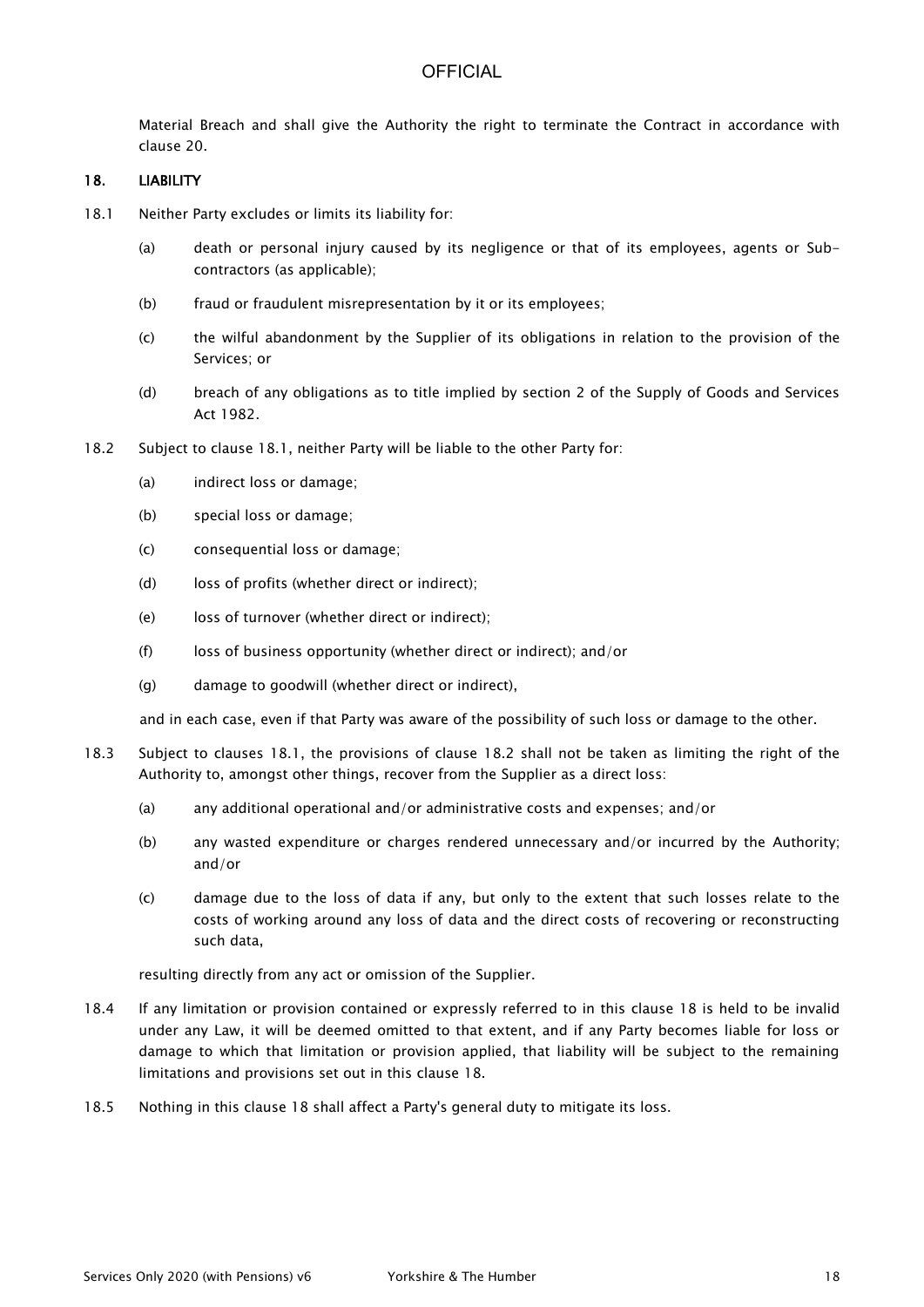Material Breach and shall give the Authority the right to terminate the Contract in accordance with clause 20.

## 18. LIABILITY

18.1 Neither Party excludes or limits its liability for:

(a) death or personal injury caused by its negligence or that of its employees, agents or Sub-contractors (as applicable);

(b) fraud or fraudulent misrepresentation by it or its employees;

(c) the wilful abandonment by the Supplier of its obligations in relation to the provision of the Services; or

(d) breach of any obligations as to title implied by section 2 of the Supply of Goods and Services Act 1982.

18.2 Subject to clause 18.1, neither Party will be liable to the other Party for:

(a) indirect loss or damage;

(b) special loss or damage;

(c) consequential loss or damage;

(d) loss of profits (whether direct or indirect);

(e) loss of turnover (whether direct or indirect);

(f) loss of business opportunity (whether direct or indirect); and/or

(g) damage to goodwill (whether direct or indirect),

and in each case, even if that Party was aware of the possibility of such loss or damage to the other.

18.3 Subject to clauses 18.1, the provisions of clause 18.2 shall not be taken as limiting the right of the Authority to, amongst other things, recover from the Supplier as a direct loss:

(a) any additional operational and/or administrative costs and expenses; and/or

(b) any wasted expenditure or charges rendered unnecessary and/or incurred by the Authority; and/or

(c) damage due to the loss of data if any, but only to the extent that such losses relate to the costs of working around any loss of data and the direct costs of recovering or reconstructing such data,

resulting directly from any act or omission of the Supplier.

18.4 If any limitation or provision contained or expressly referred to in this clause 18 is held to be invalid under any Law, it will be deemed omitted to that extent, and if any Party becomes liable for loss or damage to which that limitation or provision applied, that liability will be subject to the remaining limitations and provisions set out in this clause 18.

18.5 Nothing in this clause 18 shall affect a Party's general duty to mitigate its loss.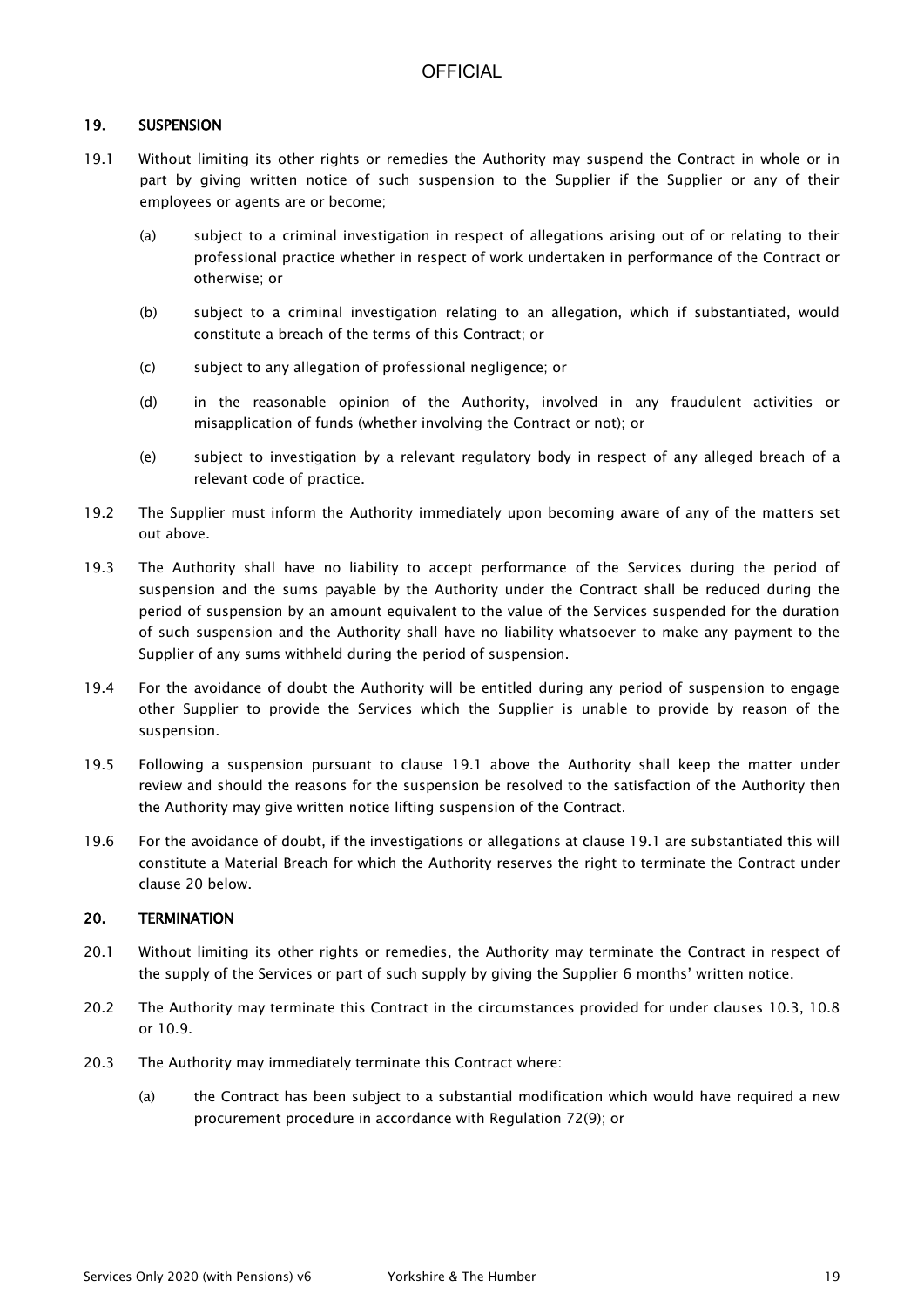## 19. SUSPENSION

19.1 Without limiting its other rights or remedies the Authority may suspend the Contract in whole or in part by giving written notice of such suspension to the Supplier if the Supplier or any of their employees or agents are or become;

(a) subject to a criminal investigation in respect of allegations arising out of or relating to their professional practice whether in respect of work undertaken in performance of the Contract or otherwise; or

(b) subject to a criminal investigation relating to an allegation, which if substantiated, would constitute a breach of the terms of this Contract; or

(c) subject to any allegation of professional negligence; or

(d) in the reasonable opinion of the Authority, involved in any fraudulent activities or misapplication of funds (whether involving the Contract or not); or

(e) subject to investigation by a relevant regulatory body in respect of any alleged breach of a relevant code of practice.

19.2 The Supplier must inform the Authority immediately upon becoming aware of any of the matters set out above.

19.3 The Authority shall have no liability to accept performance of the Services during the period of suspension and the sums payable by the Authority under the Contract shall be reduced during the period of suspension by an amount equivalent to the value of the Services suspended for the duration of such suspension and the Authority shall have no liability whatsoever to make any payment to the Supplier of any sums withheld during the period of suspension.

19.4 For the avoidance of doubt the Authority will be entitled during any period of suspension to engage other Supplier to provide the Services which the Supplier is unable to provide by reason of the suspension.

19.5 Following a suspension pursuant to clause 19.1 above the Authority shall keep the matter under review and should the reasons for the suspension be resolved to the satisfaction of the Authority then the Authority may give written notice lifting suspension of the Contract.

19.6 For the avoidance of doubt, if the investigations or allegations at clause 19.1 are substantiated this will constitute a Material Breach for which the Authority reserves the right to terminate the Contract under clause 20 below.

## 20. TERMINATION

20.1 Without limiting its other rights or remedies, the Authority may terminate the Contract in respect of the supply of the Services or part of such supply by giving the Supplier 6 months' written notice.

20.2 The Authority may terminate this Contract in the circumstances provided for under clauses 10.3, 10.8 or 10.9.

20.3 The Authority may immediately terminate this Contract where:

(a) the Contract has been subject to a substantial modification which would have required a new procurement procedure in accordance with Regulation 72(9); or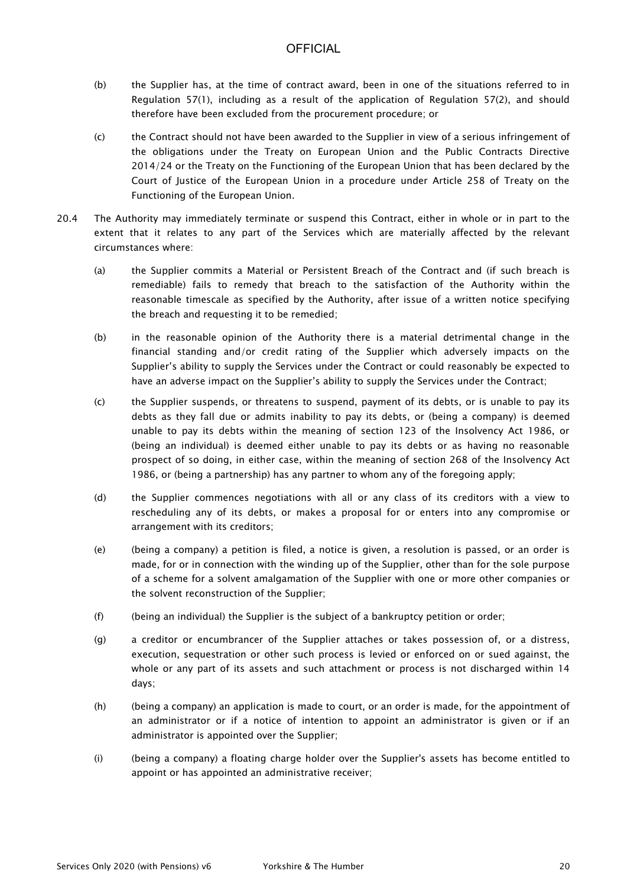(b) the Supplier has, at the time of contract award, been in one of the situations referred to in Regulation 57(1), including as a result of the application of Regulation 57(2), and should therefore have been excluded from the procurement procedure; or

(c) the Contract should not have been awarded to the Supplier in view of a serious infringement of the obligations under the Treaty on European Union and the Public Contracts Directive 2014/24 or the Treaty on the Functioning of the European Union that has been declared by the Court of Justice of the European Union in a procedure under Article 258 of Treaty on the Functioning of the European Union.

20.4 The Authority may immediately terminate or suspend this Contract, either in whole or in part to the extent that it relates to any part of the Services which are materially affected by the relevant circumstances where:

(a) the Supplier commits a Material or Persistent Breach of the Contract and (if such breach is remediable) fails to remedy that breach to the satisfaction of the Authority within the reasonable timescale as specified by the Authority, after issue of a written notice specifying the breach and requesting it to be remedied;

(b) in the reasonable opinion of the Authority there is a material detrimental change in the financial standing and/or credit rating of the Supplier which adversely impacts on the Supplier's ability to supply the Services under the Contract or could reasonably be expected to have an adverse impact on the Supplier's ability to supply the Services under the Contract;

(c) the Supplier suspends, or threatens to suspend, payment of its debts, or is unable to pay its debts as they fall due or admits inability to pay its debts, or (being a company) is deemed unable to pay its debts within the meaning of section 123 of the Insolvency Act 1986, or (being an individual) is deemed either unable to pay its debts or as having no reasonable prospect of so doing, in either case, within the meaning of section 268 of the Insolvency Act 1986, or (being a partnership) has any partner to whom any of the foregoing apply;

(d) the Supplier commences negotiations with all or any class of its creditors with a view to rescheduling any of its debts, or makes a proposal for or enters into any compromise or arrangement with its creditors;

(e) (being a company) a petition is filed, a notice is given, a resolution is passed, or an order is made, for or in connection with the winding up of the Supplier, other than for the sole purpose of a scheme for a solvent amalgamation of the Supplier with one or more other companies or the solvent reconstruction of the Supplier;

(f) (being an individual) the Supplier is the subject of a bankruptcy petition or order;

(g) a creditor or encumbrancer of the Supplier attaches or takes possession of, or a distress, execution, sequestration or other such process is levied or enforced on or sued against, the whole or any part of its assets and such attachment or process is not discharged within 14 days;

(h) (being a company) an application is made to court, or an order is made, for the appointment of an administrator or if a notice of intention to appoint an administrator is given or if an administrator is appointed over the Supplier;

(i) (being a company) a floating charge holder over the Supplier's assets has become entitled to appoint or has appointed an administrative receiver;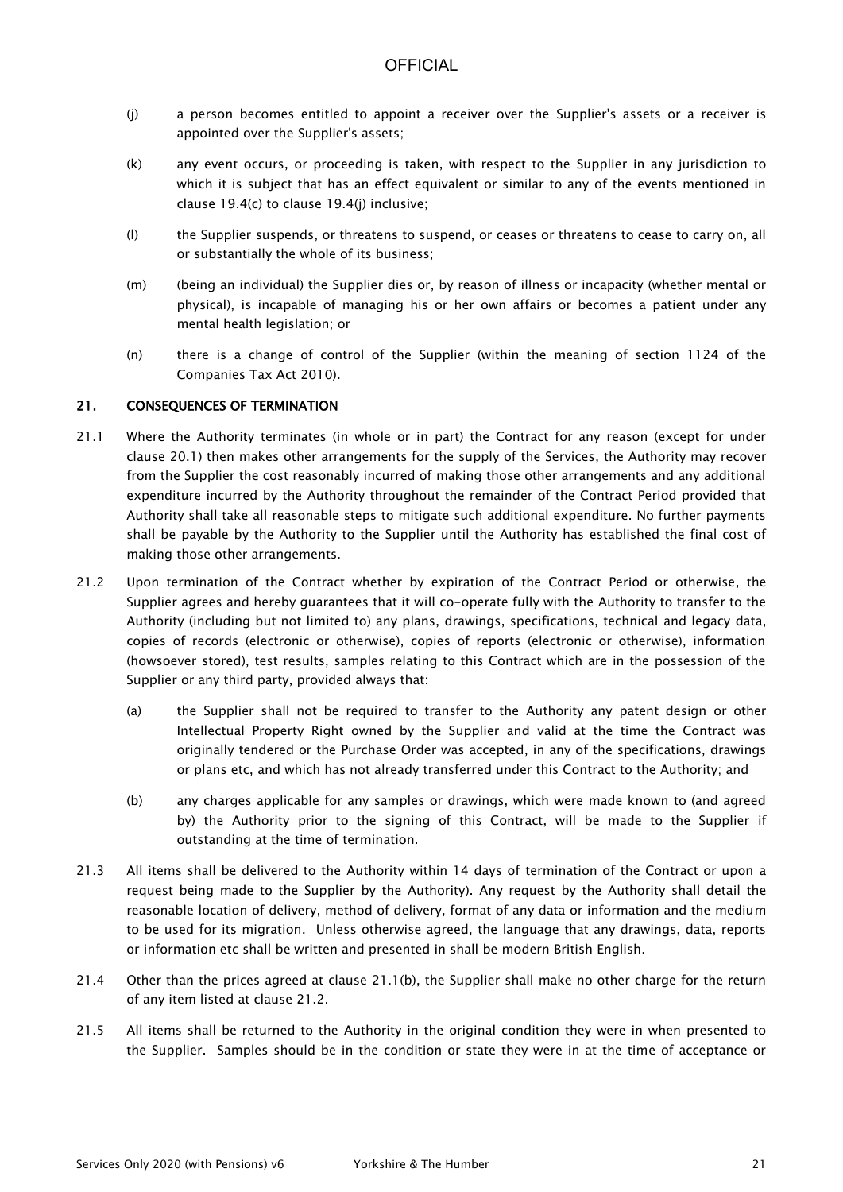(j) a person becomes entitled to appoint a receiver over the Supplier's assets or a receiver is appointed over the Supplier's assets;

(k) any event occurs, or proceeding is taken, with respect to the Supplier in any jurisdiction to which it is subject that has an effect equivalent or similar to any of the events mentioned in clause 19.4(c) to clause 19.4(j) inclusive;

(l) the Supplier suspends, or threatens to suspend, or ceases or threatens to cease to carry on, all or substantially the whole of its business;

(m) (being an individual) the Supplier dies or, by reason of illness or incapacity (whether mental or physical), is incapable of managing his or her own affairs or becomes a patient under any mental health legislation; or

(n) there is a change of control of the Supplier (within the meaning of section 1124 of the Companies Tax Act 2010).

## 21. CONSEQUENCES OF TERMINATION

21.1 Where the Authority terminates (in whole or in part) the Contract for any reason (except for under clause 20.1) then makes other arrangements for the supply of the Services, the Authority may recover from the Supplier the cost reasonably incurred of making those other arrangements and any additional expenditure incurred by the Authority throughout the remainder of the Contract Period provided that Authority shall take all reasonable steps to mitigate such additional expenditure. No further payments shall be payable by the Authority to the Supplier until the Authority has established the final cost of making those other arrangements.

21.2 Upon termination of the Contract whether by expiration of the Contract Period or otherwise, the Supplier agrees and hereby guarantees that it will co-operate fully with the Authority to transfer to the Authority (including but not limited to) any plans, drawings, specifications, technical and legacy data, copies of records (electronic or otherwise), copies of reports (electronic or otherwise), information (howsoever stored), test results, samples relating to this Contract which are in the possession of the Supplier or any third party, provided always that:

(a) the Supplier shall not be required to transfer to the Authority any patent design or other Intellectual Property Right owned by the Supplier and valid at the time the Contract was originally tendered or the Purchase Order was accepted, in any of the specifications, drawings or plans etc, and which has not already transferred under this Contract to the Authority; and

(b) any charges applicable for any samples or drawings, which were made known to (and agreed by) the Authority prior to the signing of this Contract, will be made to the Supplier if outstanding at the time of termination.

21.3 All items shall be delivered to the Authority within 14 days of termination of the Contract or upon a request being made to the Supplier by the Authority). Any request by the Authority shall detail the reasonable location of delivery, method of delivery, format of any data or information and the medium to be used for its migration. Unless otherwise agreed, the language that any drawings, data, reports or information etc shall be written and presented in shall be modern British English.

21.4 Other than the prices agreed at clause 21.1(b), the Supplier shall make no other charge for the return of any item listed at clause 21.2.

21.5 All items shall be returned to the Authority in the original condition they were in when presented to the Supplier. Samples should be in the condition or state they were in at the time of acceptance or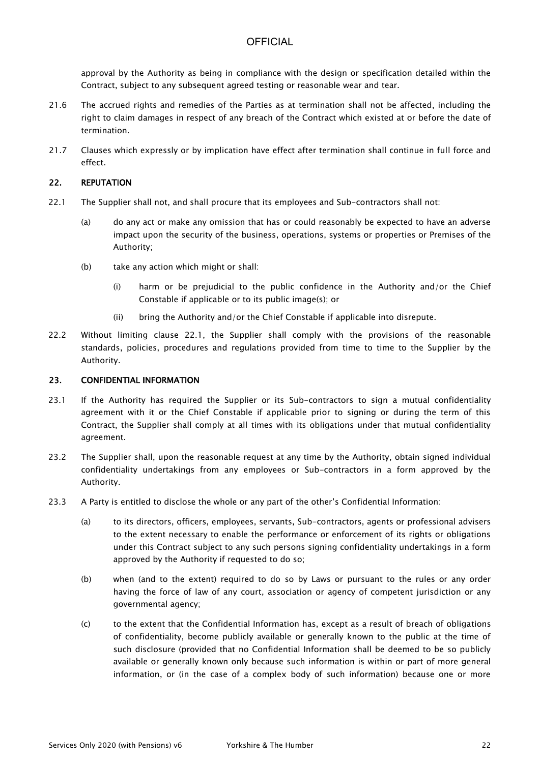approval by the Authority as being in compliance with the design or specification detailed within the Contract, subject to any subsequent agreed testing or reasonable wear and tear.

21.6 The accrued rights and remedies of the Parties as at termination shall not be affected, including the right to claim damages in respect of any breach of the Contract which existed at or before the date of termination.

21.7 Clauses which expressly or by implication have effect after termination shall continue in full force and effect.

## 22. REPUTATION

22.1 The Supplier shall not, and shall procure that its employees and Sub-contractors shall not:

(a) do any act or make any omission that has or could reasonably be expected to have an adverse impact upon the security of the business, operations, systems or properties or Premises of the Authority;

(b) take any action which might or shall:

(i) harm or be prejudicial to the public confidence in the Authority and/or the Chief Constable if applicable or to its public image(s); or

(ii) bring the Authority and/or the Chief Constable if applicable into disrepute.

22.2 Without limiting clause 22.1, the Supplier shall comply with the provisions of the reasonable standards, policies, procedures and regulations provided from time to time to the Supplier by the Authority.

## 23. CONFIDENTIAL INFORMATION

23.1 If the Authority has required the Supplier or its Sub-contractors to sign a mutual confidentiality agreement with it or the Chief Constable if applicable prior to signing or during the term of this Contract, the Supplier shall comply at all times with its obligations under that mutual confidentiality agreement.

23.2 The Supplier shall, upon the reasonable request at any time by the Authority, obtain signed individual confidentiality undertakings from any employees or Sub-contractors in a form approved by the Authority.

23.3 A Party is entitled to disclose the whole or any part of the other's Confidential Information:

(a) to its directors, officers, employees, servants, Sub-contractors, agents or professional advisers to the extent necessary to enable the performance or enforcement of its rights or obligations under this Contract subject to any such persons signing confidentiality undertakings in a form approved by the Authority if requested to do so;

(b) when (and to the extent) required to do so by Laws or pursuant to the rules or any order having the force of law of any court, association or agency of competent jurisdiction or any governmental agency;

(c) to the extent that the Confidential Information has, except as a result of breach of obligations of confidentiality, become publicly available or generally known to the public at the time of such disclosure (provided that no Confidential Information shall be deemed to be so publicly available or generally known only because such information is within or part of more general information, or (in the case of a complex body of such information) because one or more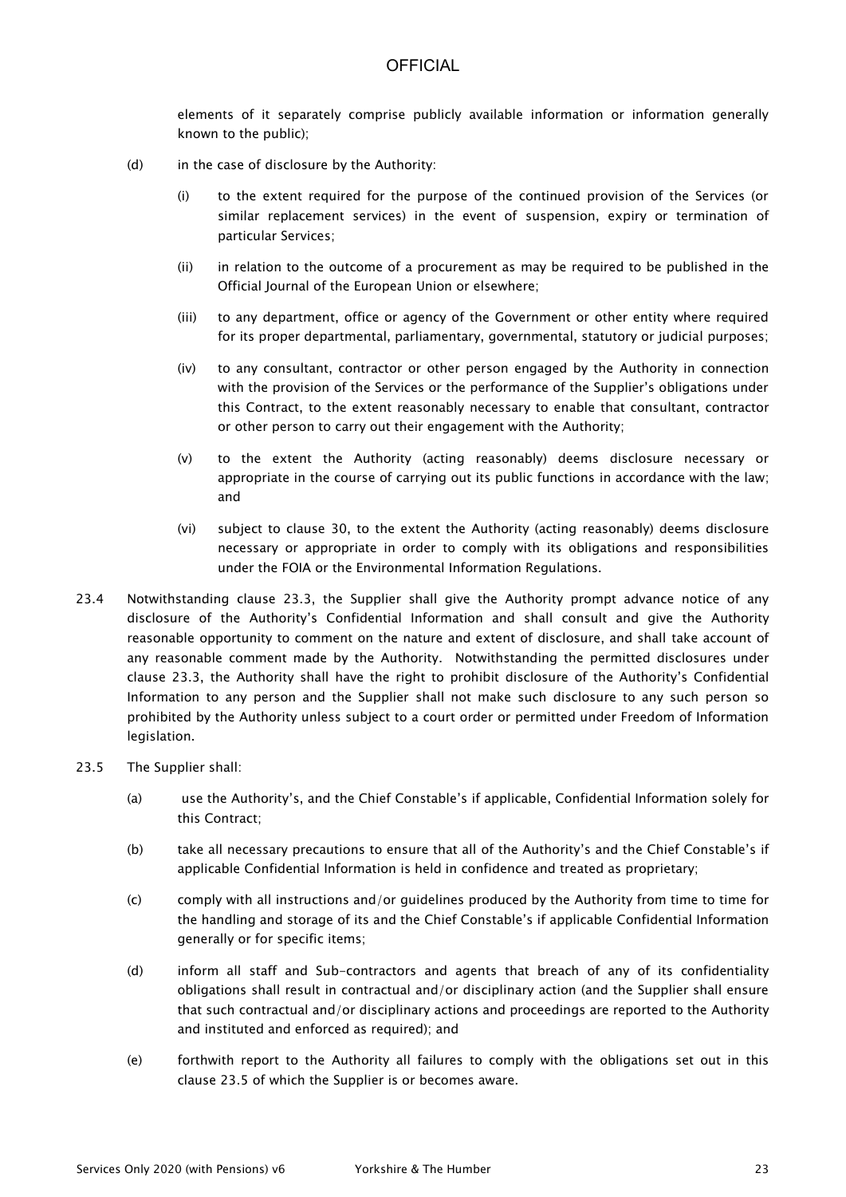elements of it separately comprise publicly available information or information generally known to the public);

(d) in the case of disclosure by the Authority:

(i) to the extent required for the purpose of the continued provision of the Services (or similar replacement services) in the event of suspension, expiry or termination of particular Services;

(ii) in relation to the outcome of a procurement as may be required to be published in the Official Journal of the European Union or elsewhere;

(iii) to any department, office or agency of the Government or other entity where required for its proper departmental, parliamentary, governmental, statutory or judicial purposes;

(iv) to any consultant, contractor or other person engaged by the Authority in connection with the provision of the Services or the performance of the Supplier's obligations under this Contract, to the extent reasonably necessary to enable that consultant, contractor or other person to carry out their engagement with the Authority;

(v) to the extent the Authority (acting reasonably) deems disclosure necessary or appropriate in the course of carrying out its public functions in accordance with the law; and

(vi) subject to clause 30, to the extent the Authority (acting reasonably) deems disclosure necessary or appropriate in order to comply with its obligations and responsibilities under the FOIA or the Environmental Information Regulations.

23.4 Notwithstanding clause 23.3, the Supplier shall give the Authority prompt advance notice of any disclosure of the Authority's Confidential Information and shall consult and give the Authority reasonable opportunity to comment on the nature and extent of disclosure, and shall take account of any reasonable comment made by the Authority. Notwithstanding the permitted disclosures under clause 23.3, the Authority shall have the right to prohibit disclosure of the Authority's Confidential Information to any person and the Supplier shall not make such disclosure to any such person so prohibited by the Authority unless subject to a court order or permitted under Freedom of Information legislation.

23.5 The Supplier shall:

(a) use the Authority's, and the Chief Constable's if applicable, Confidential Information solely for this Contract;

(b) take all necessary precautions to ensure that all of the Authority's and the Chief Constable's if applicable Confidential Information is held in confidence and treated as proprietary;

(c) comply with all instructions and/or guidelines produced by the Authority from time to time for the handling and storage of its and the Chief Constable's if applicable Confidential Information generally or for specific items;

(d) inform all staff and Sub-contractors and agents that breach of any of its confidentiality obligations shall result in contractual and/or disciplinary action (and the Supplier shall ensure that such contractual and/or disciplinary actions and proceedings are reported to the Authority and instituted and enforced as required); and

(e) forthwith report to the Authority all failures to comply with the obligations set out in this clause 23.5 of which the Supplier is or becomes aware.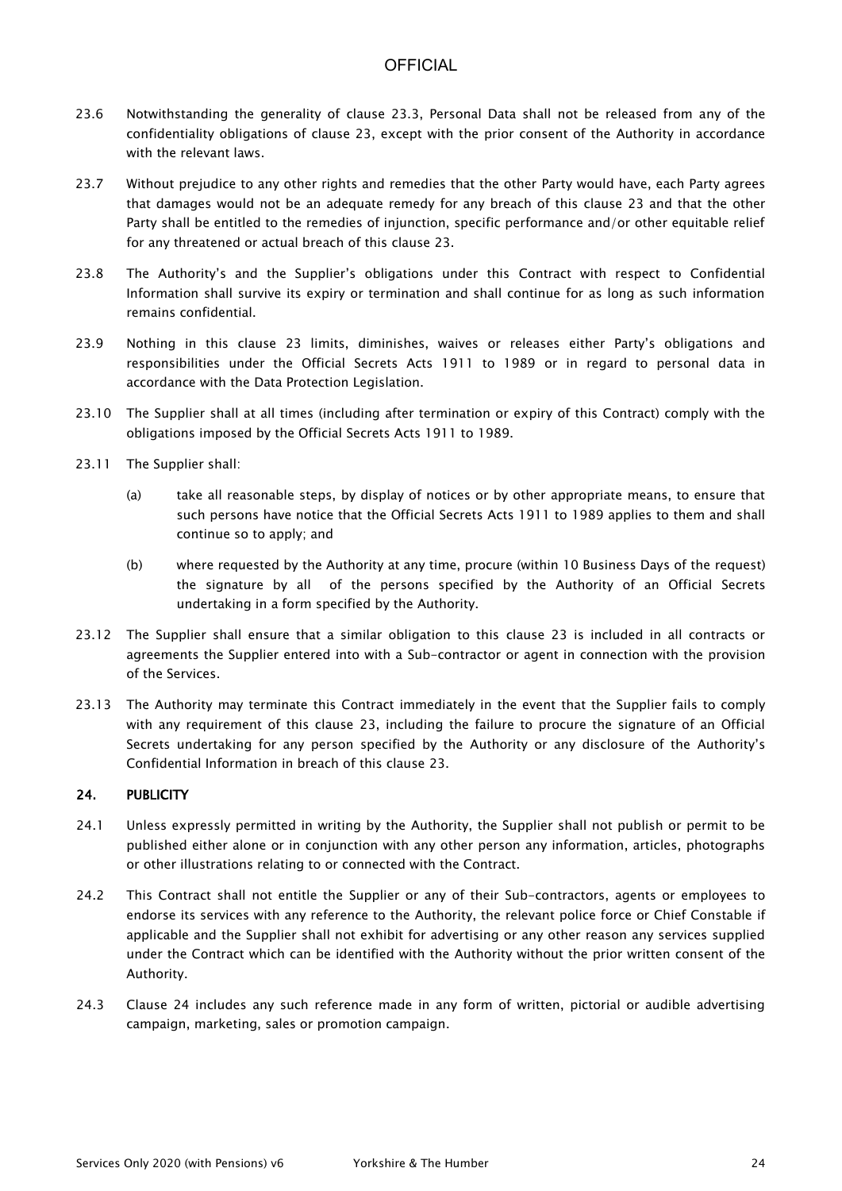23.6 Notwithstanding the generality of clause 23.3, Personal Data shall not be released from any of the confidentiality obligations of clause 23, except with the prior consent of the Authority in accordance with the relevant laws.

23.7 Without prejudice to any other rights and remedies that the other Party would have, each Party agrees that damages would not be an adequate remedy for any breach of this clause 23 and that the other Party shall be entitled to the remedies of injunction, specific performance and/or other equitable relief for any threatened or actual breach of this clause 23.

23.8 The Authority's and the Supplier's obligations under this Contract with respect to Confidential Information shall survive its expiry or termination and shall continue for as long as such information remains confidential.

23.9 Nothing in this clause 23 limits, diminishes, waives or releases either Party's obligations and responsibilities under the Official Secrets Acts 1911 to 1989 or in regard to personal data in accordance with the Data Protection Legislation.

23.10 The Supplier shall at all times (including after termination or expiry of this Contract) comply with the obligations imposed by the Official Secrets Acts 1911 to 1989.

23.11 The Supplier shall:

(a) take all reasonable steps, by display of notices or by other appropriate means, to ensure that such persons have notice that the Official Secrets Acts 1911 to 1989 applies to them and shall continue so to apply; and

(b) where requested by the Authority at any time, procure (within 10 Business Days of the request) the signature by all of the persons specified by the Authority of an Official Secrets undertaking in a form specified by the Authority.

23.12 The Supplier shall ensure that a similar obligation to this clause 23 is included in all contracts or agreements the Supplier entered into with a Sub-contractor or agent in connection with the provision of the Services.

23.13 The Authority may terminate this Contract immediately in the event that the Supplier fails to comply with any requirement of this clause 23, including the failure to procure the signature of an Official Secrets undertaking for any person specified by the Authority or any disclosure of the Authority's Confidential Information in breach of this clause 23.

## 24. PUBLICITY

24.1 Unless expressly permitted in writing by the Authority, the Supplier shall not publish or permit to be published either alone or in conjunction with any other person any information, articles, photographs or other illustrations relating to or connected with the Contract.

24.2 This Contract shall not entitle the Supplier or any of their Sub-contractors, agents or employees to endorse its services with any reference to the Authority, the relevant police force or Chief Constable if applicable and the Supplier shall not exhibit for advertising or any other reason any services supplied under the Contract which can be identified with the Authority without the prior written consent of the Authority.

24.3 Clause 24 includes any such reference made in any form of written, pictorial or audible advertising campaign, marketing, sales or promotion campaign.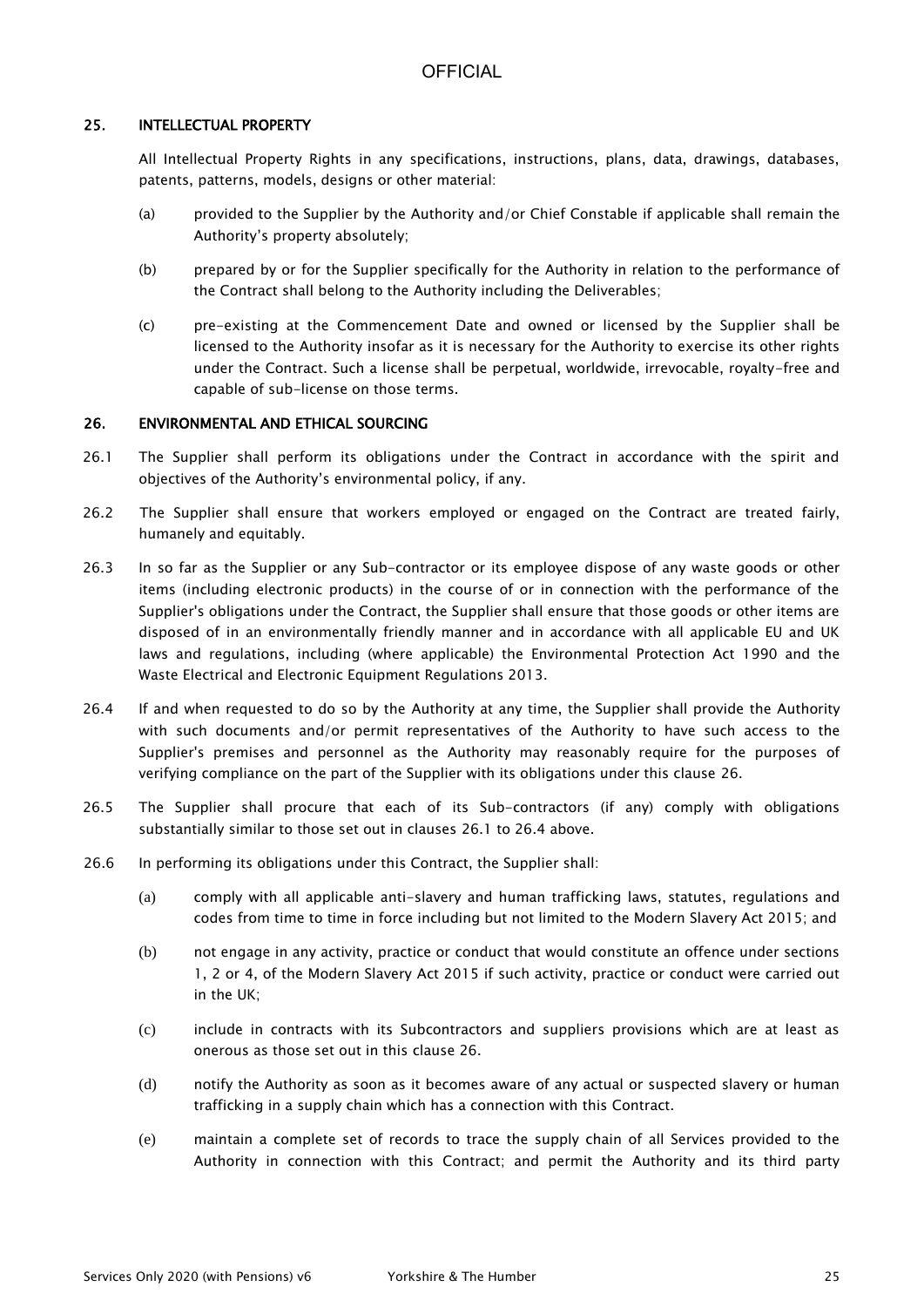## 25. INTELLECTUAL PROPERTY

All Intellectual Property Rights in any specifications, instructions, plans, data, drawings, databases, patents, patterns, models, designs or other material:

(a) provided to the Supplier by the Authority and/or Chief Constable if applicable shall remain the Authority's property absolutely;

(b) prepared by or for the Supplier specifically for the Authority in relation to the performance of the Contract shall belong to the Authority including the Deliverables;

(c) pre-existing at the Commencement Date and owned or licensed by the Supplier shall be licensed to the Authority insofar as it is necessary for the Authority to exercise its other rights under the Contract. Such a license shall be perpetual, worldwide, irrevocable, royalty-free and capable of sub-license on those terms.

## 26. ENVIRONMENTAL AND ETHICAL SOURCING

26.1 The Supplier shall perform its obligations under the Contract in accordance with the spirit and objectives of the Authority's environmental policy, if any.

26.2 The Supplier shall ensure that workers employed or engaged on the Contract are treated fairly, humanely and equitably.

26.3 In so far as the Supplier or any Sub-contractor or its employee dispose of any waste goods or other items (including electronic products) in the course of or in connection with the performance of the Supplier's obligations under the Contract, the Supplier shall ensure that those goods or other items are disposed of in an environmentally friendly manner and in accordance with all applicable EU and UK laws and regulations, including (where applicable) the Environmental Protection Act 1990 and the Waste Electrical and Electronic Equipment Regulations 2013.

26.4 If and when requested to do so by the Authority at any time, the Supplier shall provide the Authority with such documents and/or permit representatives of the Authority to have such access to the Supplier's premises and personnel as the Authority may reasonably require for the purposes of verifying compliance on the part of the Supplier with its obligations under this clause 26.

26.5 The Supplier shall procure that each of its Sub-contractors (if any) comply with obligations substantially similar to those set out in clauses 26.1 to 26.4 above.

26.6 In performing its obligations under this Contract, the Supplier shall:

(a) comply with all applicable anti-slavery and human trafficking laws, statutes, regulations and codes from time to time in force including but not limited to the Modern Slavery Act 2015; and

(b) not engage in any activity, practice or conduct that would constitute an offence under sections 1, 2 or 4, of the Modern Slavery Act 2015 if such activity, practice or conduct were carried out in the UK;

(c) include in contracts with its Subcontractors and suppliers provisions which are at least as onerous as those set out in this clause 26.

(d) notify the Authority as soon as it becomes aware of any actual or suspected slavery or human trafficking in a supply chain which has a connection with this Contract.

(e) maintain a complete set of records to trace the supply chain of all Services provided to the Authority in connection with this Contract; and permit the Authority and its third party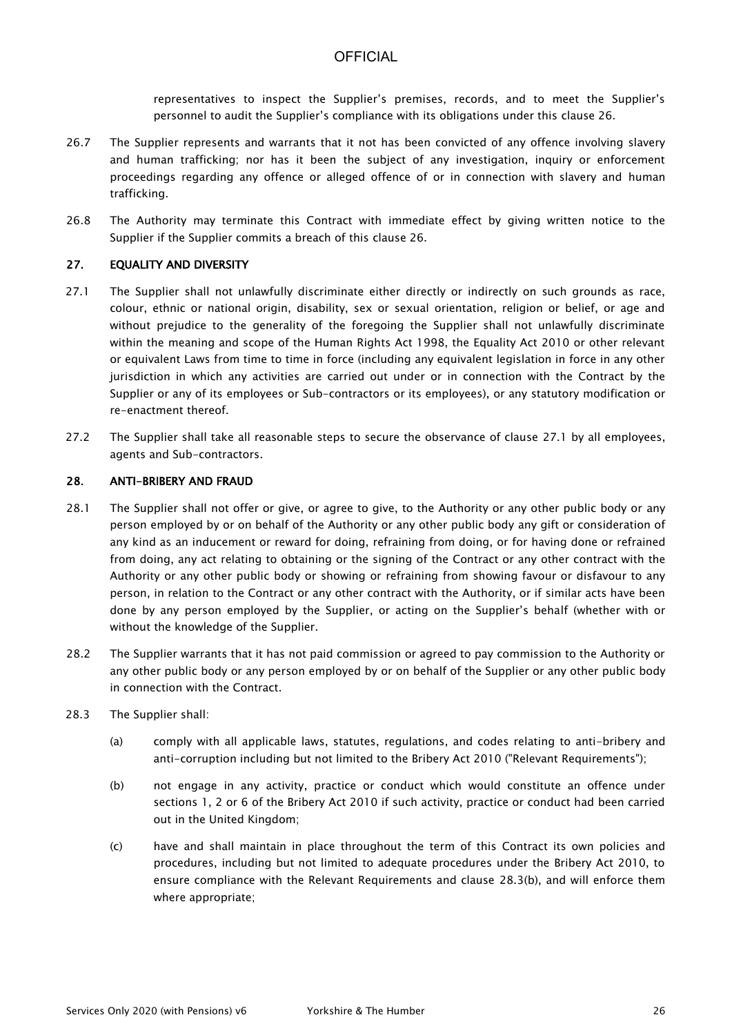representatives to inspect the Supplier's premises, records, and to meet the Supplier's personnel to audit the Supplier's compliance with its obligations under this clause 26.

26.7 The Supplier represents and warrants that it not has been convicted of any offence involving slavery and human trafficking; nor has it been the subject of any investigation, inquiry or enforcement proceedings regarding any offence or alleged offence of or in connection with slavery and human trafficking.

26.8 The Authority may terminate this Contract with immediate effect by giving written notice to the Supplier if the Supplier commits a breach of this clause 26.

## 27. EQUALITY AND DIVERSITY

27.1 The Supplier shall not unlawfully discriminate either directly or indirectly on such grounds as race, colour, ethnic or national origin, disability, sex or sexual orientation, religion or belief, or age and without prejudice to the generality of the foregoing the Supplier shall not unlawfully discriminate within the meaning and scope of the Human Rights Act 1998, the Equality Act 2010 or other relevant or equivalent Laws from time to time in force (including any equivalent legislation in force in any other jurisdiction in which any activities are carried out under or in connection with the Contract by the Supplier or any of its employees or Sub-contractors or its employees), or any statutory modification or re-enactment thereof.

27.2 The Supplier shall take all reasonable steps to secure the observance of clause 27.1 by all employees, agents and Sub-contractors.

## 28. ANTI-BRIBERY AND FRAUD

28.1 The Supplier shall not offer or give, or agree to give, to the Authority or any other public body or any person employed by or on behalf of the Authority or any other public body any gift or consideration of any kind as an inducement or reward for doing, refraining from doing, or for having done or refrained from doing, any act relating to obtaining or the signing of the Contract or any other contract with the Authority or any other public body or showing or refraining from showing favour or disfavour to any person, in relation to the Contract or any other contract with the Authority, or if similar acts have been done by any person employed by the Supplier, or acting on the Supplier's behalf (whether with or without the knowledge of the Supplier.

28.2 The Supplier warrants that it has not paid commission or agreed to pay commission to the Authority or any other public body or any person employed by or on behalf of the Supplier or any other public body in connection with the Contract.

28.3 The Supplier shall:

(a) comply with all applicable laws, statutes, regulations, and codes relating to anti-bribery and anti-corruption including but not limited to the Bribery Act 2010 ("Relevant Requirements");

(b) not engage in any activity, practice or conduct which would constitute an offence under sections 1, 2 or 6 of the Bribery Act 2010 if such activity, practice or conduct had been carried out in the United Kingdom;

(c) have and shall maintain in place throughout the term of this Contract its own policies and procedures, including but not limited to adequate procedures under the Bribery Act 2010, to ensure compliance with the Relevant Requirements and clause 28.3(b), and will enforce them where appropriate;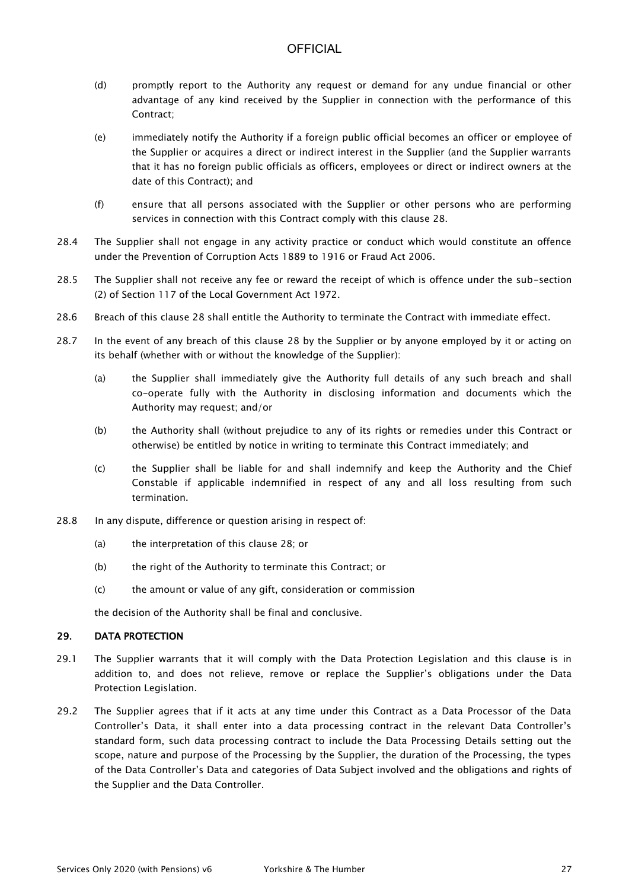(d) promptly report to the Authority any request or demand for any undue financial or other advantage of any kind received by the Supplier in connection with the performance of this Contract;

(e) immediately notify the Authority if a foreign public official becomes an officer or employee of the Supplier or acquires a direct or indirect interest in the Supplier (and the Supplier warrants that it has no foreign public officials as officers, employees or direct or indirect owners at the date of this Contract); and

(f) ensure that all persons associated with the Supplier or other persons who are performing services in connection with this Contract comply with this clause 28.

28.4 The Supplier shall not engage in any activity practice or conduct which would constitute an offence under the Prevention of Corruption Acts 1889 to 1916 or Fraud Act 2006.

28.5 The Supplier shall not receive any fee or reward the receipt of which is offence under the sub-section (2) of Section 117 of the Local Government Act 1972.

28.6 Breach of this clause 28 shall entitle the Authority to terminate the Contract with immediate effect.

28.7 In the event of any breach of this clause 28 by the Supplier or by anyone employed by it or acting on its behalf (whether with or without the knowledge of the Supplier):

(a) the Supplier shall immediately give the Authority full details of any such breach and shall co-operate fully with the Authority in disclosing information and documents which the Authority may request; and/or

(b) the Authority shall (without prejudice to any of its rights or remedies under this Contract or otherwise) be entitled by notice in writing to terminate this Contract immediately; and

(c) the Supplier shall be liable for and shall indemnify and keep the Authority and the Chief Constable if applicable indemnified in respect of any and all loss resulting from such termination.

28.8 In any dispute, difference or question arising in respect of:

(a) the interpretation of this clause 28; or

(b) the right of the Authority to terminate this Contract; or

(c) the amount or value of any gift, consideration or commission

the decision of the Authority shall be final and conclusive.

## 29. DATA PROTECTION

29.1 The Supplier warrants that it will comply with the Data Protection Legislation and this clause is in addition to, and does not relieve, remove or replace the Supplier's obligations under the Data Protection Legislation.

29.2 The Supplier agrees that if it acts at any time under this Contract as a Data Processor of the Data Controller's Data, it shall enter into a data processing contract in the relevant Data Controller's standard form, such data processing contract to include the Data Processing Details setting out the scope, nature and purpose of the Processing by the Supplier, the duration of the Processing, the types of the Data Controller's Data and categories of Data Subject involved and the obligations and rights of the Supplier and the Data Controller.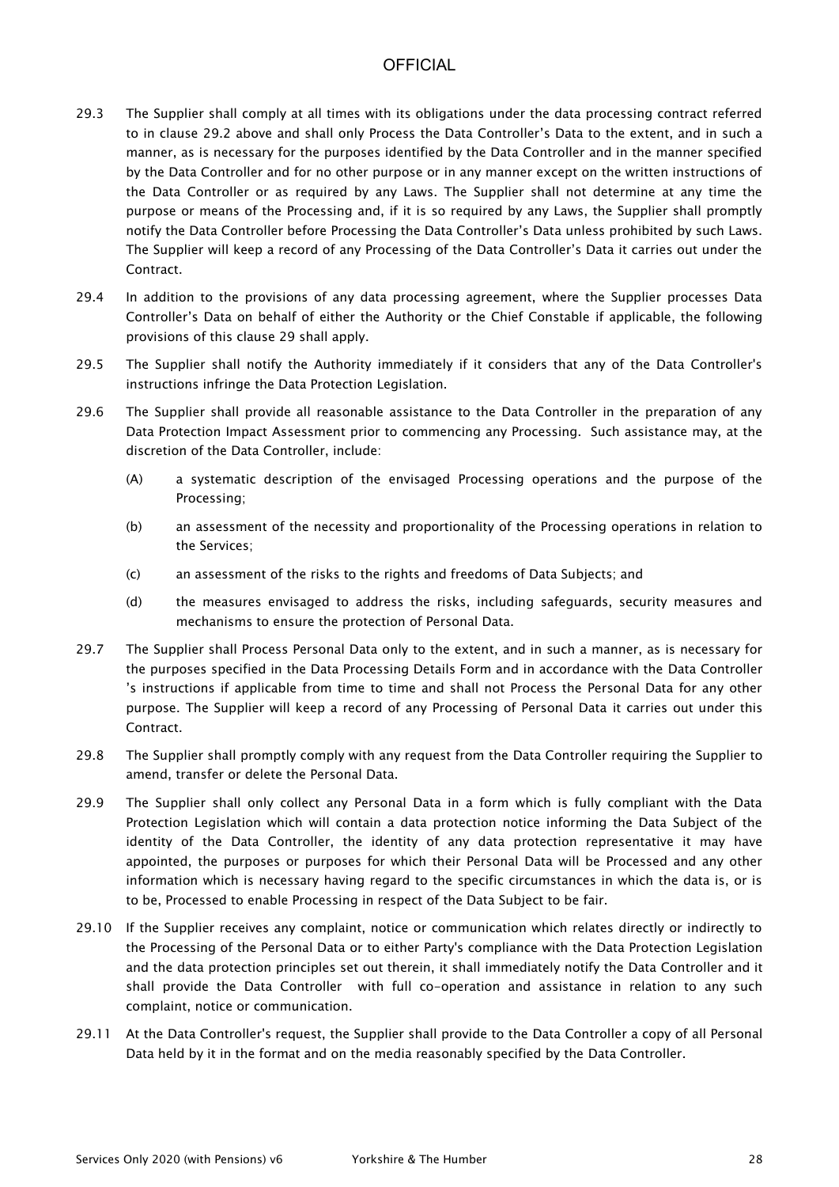29.3 The Supplier shall comply at all times with its obligations under the data processing contract referred to in clause 29.2 above and shall only Process the Data Controller's Data to the extent, and in such a manner, as is necessary for the purposes identified by the Data Controller and in the manner specified by the Data Controller and for no other purpose or in any manner except on the written instructions of the Data Controller or as required by any Laws. The Supplier shall not determine at any time the purpose or means of the Processing and, if it is so required by any Laws, the Supplier shall promptly notify the Data Controller before Processing the Data Controller's Data unless prohibited by such Laws. The Supplier will keep a record of any Processing of the Data Controller's Data it carries out under the Contract.

29.4 In addition to the provisions of any data processing agreement, where the Supplier processes Data Controller's Data on behalf of either the Authority or the Chief Constable if applicable, the following provisions of this clause 29 shall apply.

29.5 The Supplier shall notify the Authority immediately if it considers that any of the Data Controller's instructions infringe the Data Protection Legislation.

29.6 The Supplier shall provide all reasonable assistance to the Data Controller in the preparation of any Data Protection Impact Assessment prior to commencing any Processing. Such assistance may, at the discretion of the Data Controller, include:

(A) a systematic description of the envisaged Processing operations and the purpose of the Processing;

(b) an assessment of the necessity and proportionality of the Processing operations in relation to the Services;

(c) an assessment of the risks to the rights and freedoms of Data Subjects; and

(d) the measures envisaged to address the risks, including safeguards, security measures and mechanisms to ensure the protection of Personal Data.

29.7 The Supplier shall Process Personal Data only to the extent, and in such a manner, as is necessary for the purposes specified in the Data Processing Details Form and in accordance with the Data Controller 's instructions if applicable from time to time and shall not Process the Personal Data for any other purpose. The Supplier will keep a record of any Processing of Personal Data it carries out under this Contract.

29.8 The Supplier shall promptly comply with any request from the Data Controller requiring the Supplier to amend, transfer or delete the Personal Data.

29.9 The Supplier shall only collect any Personal Data in a form which is fully compliant with the Data Protection Legislation which will contain a data protection notice informing the Data Subject of the identity of the Data Controller, the identity of any data protection representative it may have appointed, the purposes or purposes for which their Personal Data will be Processed and any other information which is necessary having regard to the specific circumstances in which the data is, or is to be, Processed to enable Processing in respect of the Data Subject to be fair.

29.10 If the Supplier receives any complaint, notice or communication which relates directly or indirectly to the Processing of the Personal Data or to either Party's compliance with the Data Protection Legislation and the data protection principles set out therein, it shall immediately notify the Data Controller and it shall provide the Data Controller with full co-operation and assistance in relation to any such complaint, notice or communication.

29.11 At the Data Controller's request, the Supplier shall provide to the Data Controller a copy of all Personal Data held by it in the format and on the media reasonably specified by the Data Controller.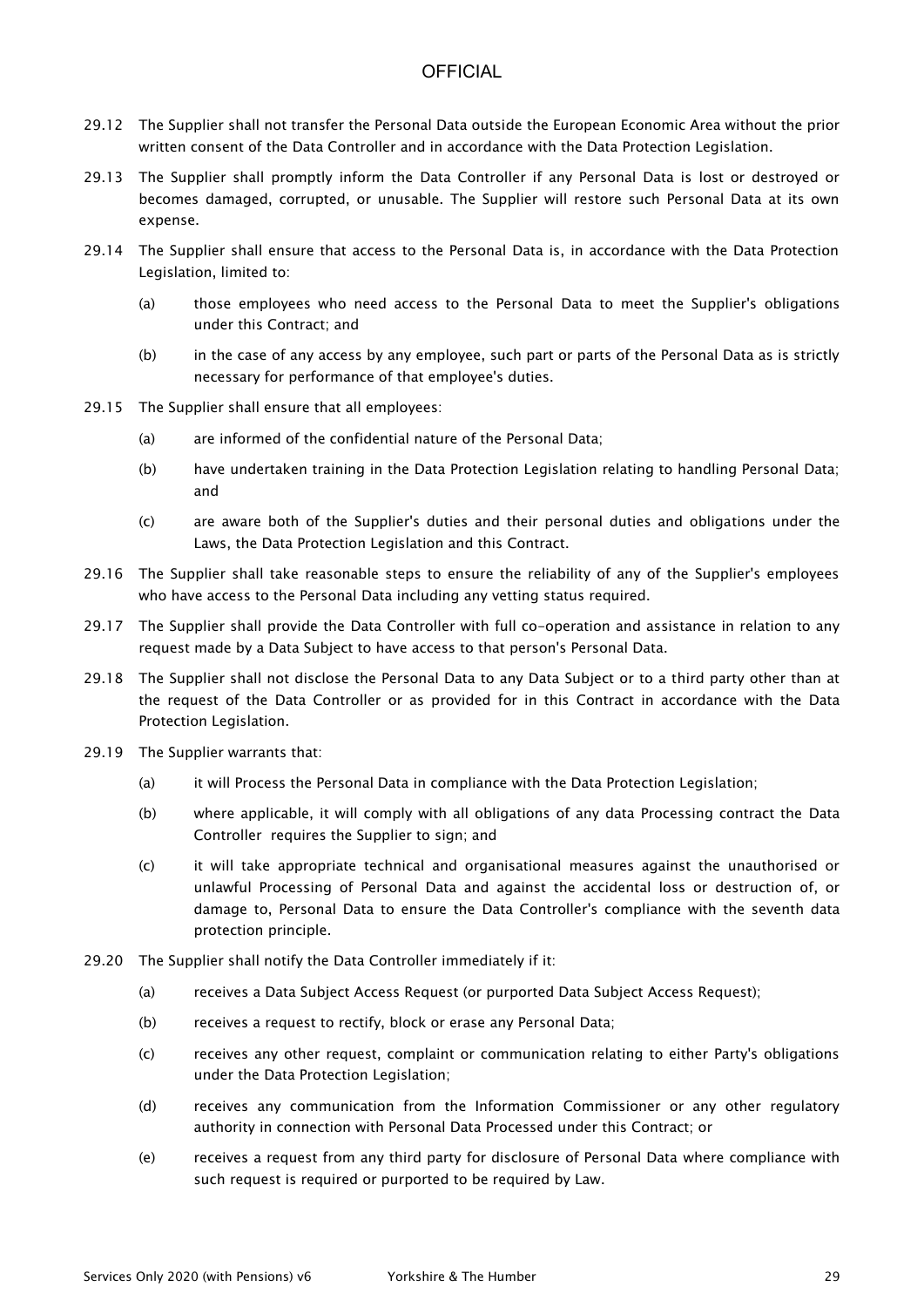29.12 The Supplier shall not transfer the Personal Data outside the European Economic Area without the prior written consent of the Data Controller and in accordance with the Data Protection Legislation.

29.13 The Supplier shall promptly inform the Data Controller if any Personal Data is lost or destroyed or becomes damaged, corrupted, or unusable. The Supplier will restore such Personal Data at its own expense.

29.14 The Supplier shall ensure that access to the Personal Data is, in accordance with the Data Protection Legislation, limited to:

(a) those employees who need access to the Personal Data to meet the Supplier's obligations under this Contract; and

(b) in the case of any access by any employee, such part or parts of the Personal Data as is strictly necessary for performance of that employee's duties.

29.15 The Supplier shall ensure that all employees:

(a) are informed of the confidential nature of the Personal Data;

(b) have undertaken training in the Data Protection Legislation relating to handling Personal Data; and

(c) are aware both of the Supplier's duties and their personal duties and obligations under the Laws, the Data Protection Legislation and this Contract.

29.16 The Supplier shall take reasonable steps to ensure the reliability of any of the Supplier's employees who have access to the Personal Data including any vetting status required.

29.17 The Supplier shall provide the Data Controller with full co-operation and assistance in relation to any request made by a Data Subject to have access to that person's Personal Data.

29.18 The Supplier shall not disclose the Personal Data to any Data Subject or to a third party other than at the request of the Data Controller or as provided for in this Contract in accordance with the Data Protection Legislation.

29.19 The Supplier warrants that:

(a) it will Process the Personal Data in compliance with the Data Protection Legislation;

(b) where applicable, it will comply with all obligations of any data Processing contract the Data Controller requires the Supplier to sign; and

(c) it will take appropriate technical and organisational measures against the unauthorised or unlawful Processing of Personal Data and against the accidental loss or destruction of, or damage to, Personal Data to ensure the Data Controller's compliance with the seventh data protection principle.

29.20 The Supplier shall notify the Data Controller immediately if it:

(a) receives a Data Subject Access Request (or purported Data Subject Access Request);

(b) receives a request to rectify, block or erase any Personal Data;

(c) receives any other request, complaint or communication relating to either Party's obligations under the Data Protection Legislation;

(d) receives any communication from the Information Commissioner or any other regulatory authority in connection with Personal Data Processed under this Contract; or

(e) receives a request from any third party for disclosure of Personal Data where compliance with such request is required or purported to be required by Law.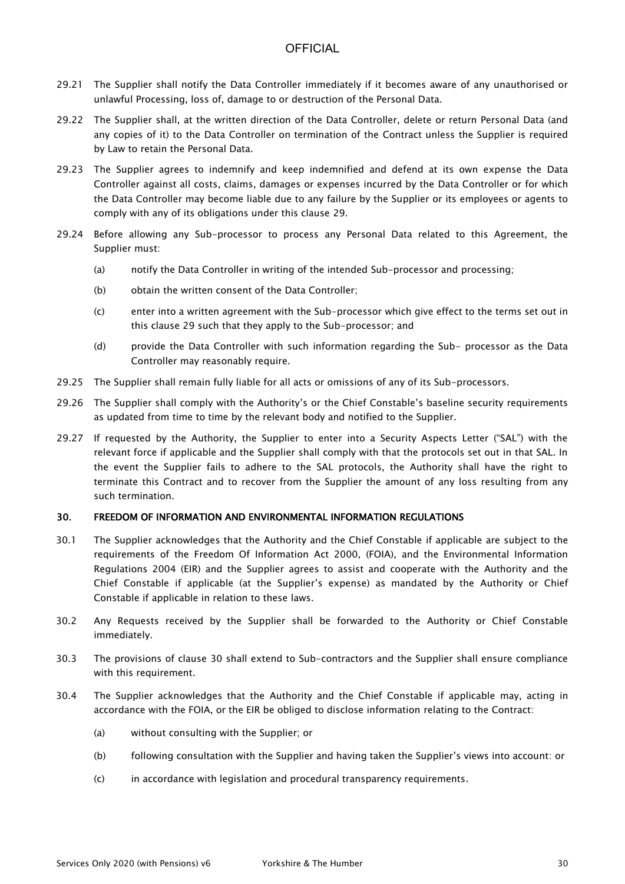29.21 The Supplier shall notify the Data Controller immediately if it becomes aware of any unauthorised or unlawful Processing, loss of, damage to or destruction of the Personal Data.

29.22 The Supplier shall, at the written direction of the Data Controller, delete or return Personal Data (and any copies of it) to the Data Controller on termination of the Contract unless the Supplier is required by Law to retain the Personal Data.

29.23 The Supplier agrees to indemnify and keep indemnified and defend at its own expense the Data Controller against all costs, claims, damages or expenses incurred by the Data Controller or for which the Data Controller may become liable due to any failure by the Supplier or its employees or agents to comply with any of its obligations under this clause 29.

29.24 Before allowing any Sub-processor to process any Personal Data related to this Agreement, the Supplier must:

(a) notify the Data Controller in writing of the intended Sub-processor and processing;

(b) obtain the written consent of the Data Controller;

(c) enter into a written agreement with the Sub-processor which give effect to the terms set out in this clause 29 such that they apply to the Sub-processor; and

(d) provide the Data Controller with such information regarding the Sub- processor as the Data Controller may reasonably require.

29.25 The Supplier shall remain fully liable for all acts or omissions of any of its Sub-processors.

29.26 The Supplier shall comply with the Authority's or the Chief Constable's baseline security requirements as updated from time to time by the relevant body and notified to the Supplier.

29.27 If requested by the Authority, the Supplier to enter into a Security Aspects Letter ("SAL") with the relevant force if applicable and the Supplier shall comply with that the protocols set out in that SAL. In the event the Supplier fails to adhere to the SAL protocols, the Authority shall have the right to terminate this Contract and to recover from the Supplier the amount of any loss resulting from any such termination.

## 30. FREEDOM OF INFORMATION AND ENVIRONMENTAL INFORMATION REGULATIONS

30.1 The Supplier acknowledges that the Authority and the Chief Constable if applicable are subject to the requirements of the Freedom Of Information Act 2000, (FOIA), and the Environmental Information Regulations 2004 (EIR) and the Supplier agrees to assist and cooperate with the Authority and the Chief Constable if applicable (at the Supplier's expense) as mandated by the Authority or Chief Constable if applicable in relation to these laws.

30.2 Any Requests received by the Supplier shall be forwarded to the Authority or Chief Constable immediately.

30.3 The provisions of clause 30 shall extend to Sub-contractors and the Supplier shall ensure compliance with this requirement.

30.4 The Supplier acknowledges that the Authority and the Chief Constable if applicable may, acting in accordance with the FOIA, or the EIR be obliged to disclose information relating to the Contract:

(a) without consulting with the Supplier; or

(b) following consultation with the Supplier and having taken the Supplier's views into account: or

(c) in accordance with legislation and procedural transparency requirements.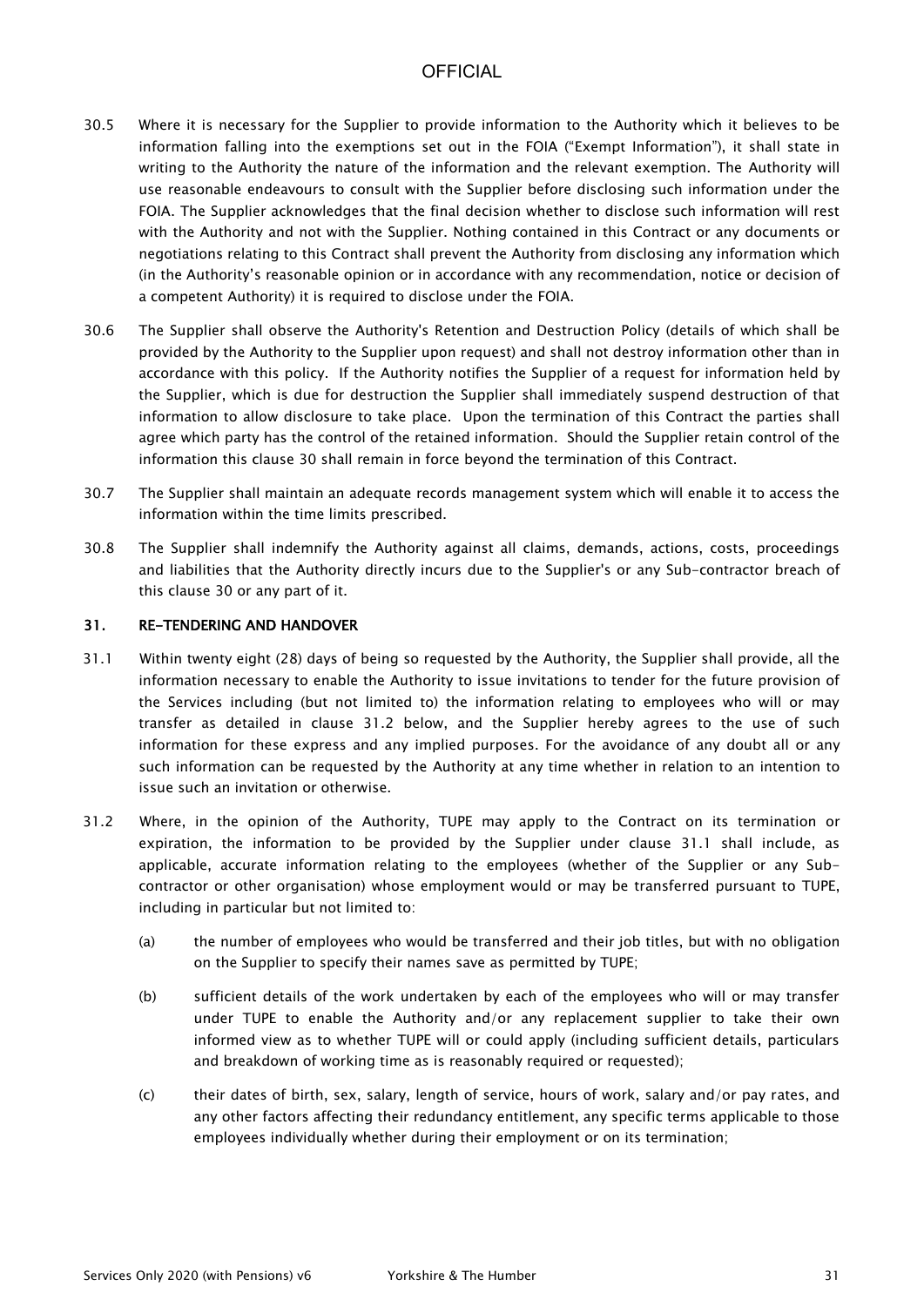30.5 Where it is necessary for the Supplier to provide information to the Authority which it believes to be information falling into the exemptions set out in the FOIA ("Exempt Information"), it shall state in writing to the Authority the nature of the information and the relevant exemption. The Authority will use reasonable endeavours to consult with the Supplier before disclosing such information under the FOIA. The Supplier acknowledges that the final decision whether to disclose such information will rest with the Authority and not with the Supplier. Nothing contained in this Contract or any documents or negotiations relating to this Contract shall prevent the Authority from disclosing any information which (in the Authority's reasonable opinion or in accordance with any recommendation, notice or decision of a competent Authority) it is required to disclose under the FOIA.

30.6 The Supplier shall observe the Authority's Retention and Destruction Policy (details of which shall be provided by the Authority to the Supplier upon request) and shall not destroy information other than in accordance with this policy. If the Authority notifies the Supplier of a request for information held by the Supplier, which is due for destruction the Supplier shall immediately suspend destruction of that information to allow disclosure to take place. Upon the termination of this Contract the parties shall agree which party has the control of the retained information. Should the Supplier retain control of the information this clause 30 shall remain in force beyond the termination of this Contract.

30.7 The Supplier shall maintain an adequate records management system which will enable it to access the information within the time limits prescribed.

30.8 The Supplier shall indemnify the Authority against all claims, demands, actions, costs, proceedings and liabilities that the Authority directly incurs due to the Supplier's or any Sub-contractor breach of this clause 30 or any part of it.

## 31. RE-TENDERING AND HANDOVER

31.1 Within twenty eight (28) days of being so requested by the Authority, the Supplier shall provide, all the information necessary to enable the Authority to issue invitations to tender for the future provision of the Services including (but not limited to) the information relating to employees who will or may transfer as detailed in clause 31.2 below, and the Supplier hereby agrees to the use of such information for these express and any implied purposes. For the avoidance of any doubt all or any such information can be requested by the Authority at any time whether in relation to an intention to issue such an invitation or otherwise.

31.2 Where, in the opinion of the Authority, TUPE may apply to the Contract on its termination or expiration, the information to be provided by the Supplier under clause 31.1 shall include, as applicable, accurate information relating to the employees (whether of the Supplier or any Sub-contractor or other organisation) whose employment would or may be transferred pursuant to TUPE, including in particular but not limited to:

(a) the number of employees who would be transferred and their job titles, but with no obligation on the Supplier to specify their names save as permitted by TUPE;

(b) sufficient details of the work undertaken by each of the employees who will or may transfer under TUPE to enable the Authority and/or any replacement supplier to take their own informed view as to whether TUPE will or could apply (including sufficient details, particulars and breakdown of working time as is reasonably required or requested);

(c) their dates of birth, sex, salary, length of service, hours of work, salary and/or pay rates, and any other factors affecting their redundancy entitlement, any specific terms applicable to those employees individually whether during their employment or on its termination;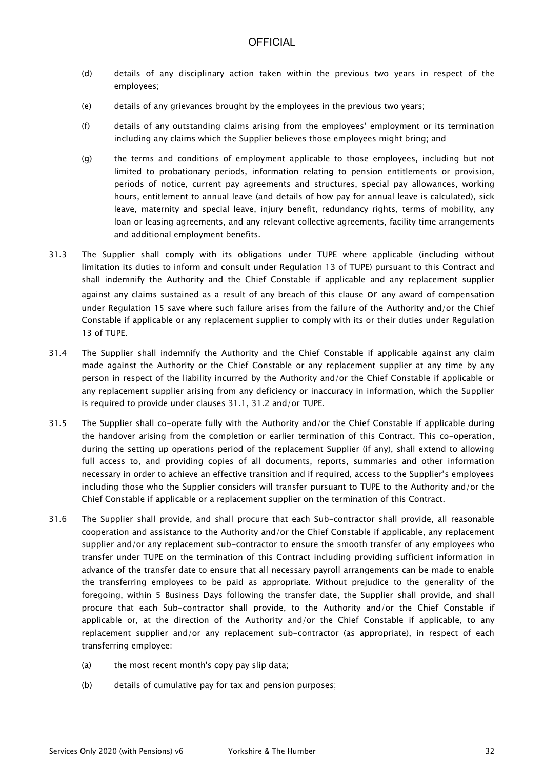(d) details of any disciplinary action taken within the previous two years in respect of the employees;

(e) details of any grievances brought by the employees in the previous two years;

(f) details of any outstanding claims arising from the employees' employment or its termination including any claims which the Supplier believes those employees might bring; and

(g) the terms and conditions of employment applicable to those employees, including but not limited to probationary periods, information relating to pension entitlements or provision, periods of notice, current pay agreements and structures, special pay allowances, working hours, entitlement to annual leave (and details of how pay for annual leave is calculated), sick leave, maternity and special leave, injury benefit, redundancy rights, terms of mobility, any loan or leasing agreements, and any relevant collective agreements, facility time arrangements and additional employment benefits.

31.3 The Supplier shall comply with its obligations under TUPE where applicable (including without limitation its duties to inform and consult under Regulation 13 of TUPE) pursuant to this Contract and shall indemnify the Authority and the Chief Constable if applicable and any replacement supplier against any claims sustained as a result of any breach of this clause or any award of compensation under Regulation 15 save where such failure arises from the failure of the Authority and/or the Chief Constable if applicable or any replacement supplier to comply with its or their duties under Regulation 13 of TUPE.

31.4 The Supplier shall indemnify the Authority and the Chief Constable if applicable against any claim made against the Authority or the Chief Constable or any replacement supplier at any time by any person in respect of the liability incurred by the Authority and/or the Chief Constable if applicable or any replacement supplier arising from any deficiency or inaccuracy in information, which the Supplier is required to provide under clauses 31.1, 31.2 and/or TUPE.

31.5 The Supplier shall co-operate fully with the Authority and/or the Chief Constable if applicable during the handover arising from the completion or earlier termination of this Contract. This co-operation, during the setting up operations period of the replacement Supplier (if any), shall extend to allowing full access to, and providing copies of all documents, reports, summaries and other information necessary in order to achieve an effective transition and if required, access to the Supplier's employees including those who the Supplier considers will transfer pursuant to TUPE to the Authority and/or the Chief Constable if applicable or a replacement supplier on the termination of this Contract.

31.6 The Supplier shall provide, and shall procure that each Sub-contractor shall provide, all reasonable cooperation and assistance to the Authority and/or the Chief Constable if applicable, any replacement supplier and/or any replacement sub-contractor to ensure the smooth transfer of any employees who transfer under TUPE on the termination of this Contract including providing sufficient information in advance of the transfer date to ensure that all necessary payroll arrangements can be made to enable the transferring employees to be paid as appropriate. Without prejudice to the generality of the foregoing, within 5 Business Days following the transfer date, the Supplier shall provide, and shall procure that each Sub-contractor shall provide, to the Authority and/or the Chief Constable if applicable or, at the direction of the Authority and/or the Chief Constable if applicable, to any replacement supplier and/or any replacement sub-contractor (as appropriate), in respect of each transferring employee:

(a) the most recent month's copy pay slip data;

(b) details of cumulative pay for tax and pension purposes;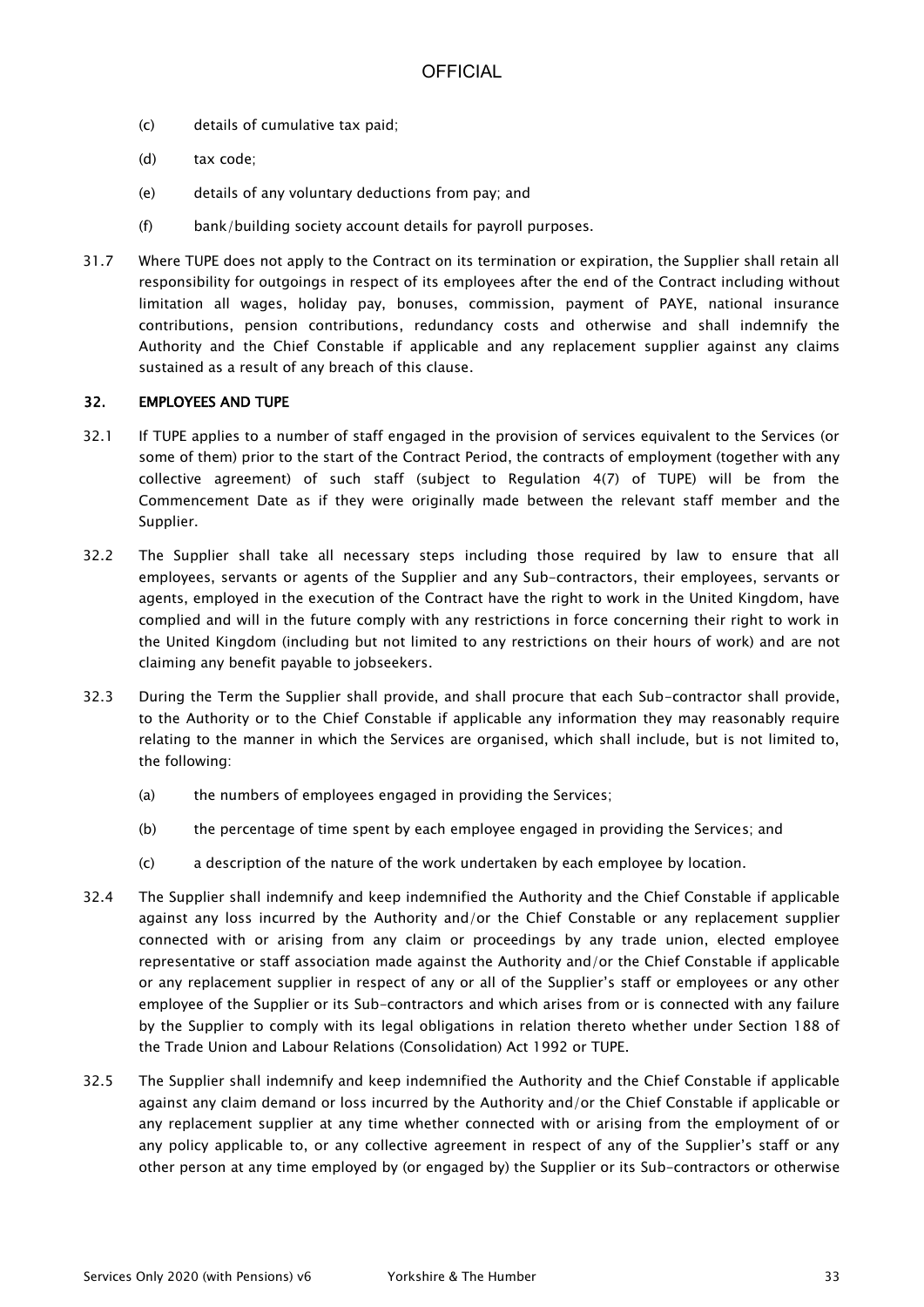(c) details of cumulative tax paid;

(d) tax code;

(e) details of any voluntary deductions from pay; and

(f) bank/building society account details for payroll purposes.

31.7 Where TUPE does not apply to the Contract on its termination or expiration, the Supplier shall retain all responsibility for outgoings in respect of its employees after the end of the Contract including without limitation all wages, holiday pay, bonuses, commission, payment of PAYE, national insurance contributions, pension contributions, redundancy costs and otherwise and shall indemnify the Authority and the Chief Constable if applicable and any replacement supplier against any claims sustained as a result of any breach of this clause.

## 32. EMPLOYEES AND TUPE

32.1 If TUPE applies to a number of staff engaged in the provision of services equivalent to the Services (or some of them) prior to the start of the Contract Period, the contracts of employment (together with any collective agreement) of such staff (subject to Regulation 4(7) of TUPE) will be from the Commencement Date as if they were originally made between the relevant staff member and the Supplier.

32.2 The Supplier shall take all necessary steps including those required by law to ensure that all employees, servants or agents of the Supplier and any Sub-contractors, their employees, servants or agents, employed in the execution of the Contract have the right to work in the United Kingdom, have complied and will in the future comply with any restrictions in force concerning their right to work in the United Kingdom (including but not limited to any restrictions on their hours of work) and are not claiming any benefit payable to jobseekers.

32.3 During the Term the Supplier shall provide, and shall procure that each Sub-contractor shall provide, to the Authority or to the Chief Constable if applicable any information they may reasonably require relating to the manner in which the Services are organised, which shall include, but is not limited to, the following:

(a) the numbers of employees engaged in providing the Services;

(b) the percentage of time spent by each employee engaged in providing the Services; and

(c) a description of the nature of the work undertaken by each employee by location.

32.4 The Supplier shall indemnify and keep indemnified the Authority and the Chief Constable if applicable against any loss incurred by the Authority and/or the Chief Constable or any replacement supplier connected with or arising from any claim or proceedings by any trade union, elected employee representative or staff association made against the Authority and/or the Chief Constable if applicable or any replacement supplier in respect of any or all of the Supplier's staff or employees or any other employee of the Supplier or its Sub-contractors and which arises from or is connected with any failure by the Supplier to comply with its legal obligations in relation thereto whether under Section 188 of the Trade Union and Labour Relations (Consolidation) Act 1992 or TUPE.

32.5 The Supplier shall indemnify and keep indemnified the Authority and the Chief Constable if applicable against any claim demand or loss incurred by the Authority and/or the Chief Constable if applicable or any replacement supplier at any time whether connected with or arising from the employment of or any policy applicable to, or any collective agreement in respect of any of the Supplier's staff or any other person at any time employed by (or engaged by) the Supplier or its Sub-contractors or otherwise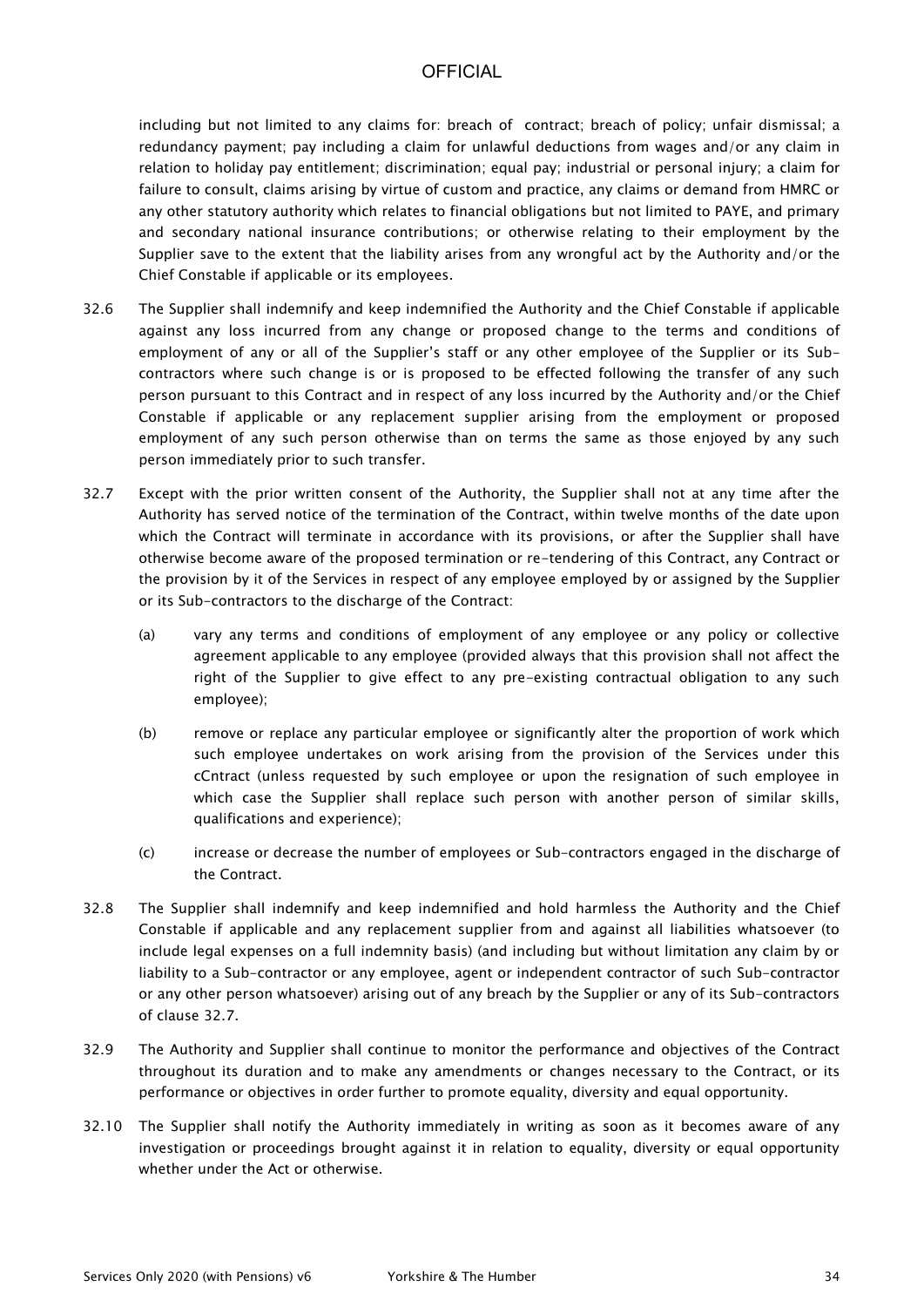including but not limited to any claims for: breach of contract; breach of policy; unfair dismissal; a redundancy payment; pay including a claim for unlawful deductions from wages and/or any claim in relation to holiday pay entitlement; discrimination; equal pay; industrial or personal injury; a claim for failure to consult, claims arising by virtue of custom and practice, any claims or demand from HMRC or any other statutory authority which relates to financial obligations but not limited to PAYE, and primary and secondary national insurance contributions; or otherwise relating to their employment by the Supplier save to the extent that the liability arises from any wrongful act by the Authority and/or the Chief Constable if applicable or its employees.

32.6 The Supplier shall indemnify and keep indemnified the Authority and the Chief Constable if applicable against any loss incurred from any change or proposed change to the terms and conditions of employment of any or all of the Supplier's staff or any other employee of the Supplier or its Sub-contractors where such change is or is proposed to be effected following the transfer of any such person pursuant to this Contract and in respect of any loss incurred by the Authority and/or the Chief Constable if applicable or any replacement supplier arising from the employment or proposed employment of any such person otherwise than on terms the same as those enjoyed by any such person immediately prior to such transfer.

32.7 Except with the prior written consent of the Authority, the Supplier shall not at any time after the Authority has served notice of the termination of the Contract, within twelve months of the date upon which the Contract will terminate in accordance with its provisions, or after the Supplier shall have otherwise become aware of the proposed termination or re-tendering of this Contract, any Contract or the provision by it of the Services in respect of any employee employed by or assigned by the Supplier or its Sub-contractors to the discharge of the Contract:

(a) vary any terms and conditions of employment of any employee or any policy or collective agreement applicable to any employee (provided always that this provision shall not affect the right of the Supplier to give effect to any pre-existing contractual obligation to any such employee);

(b) remove or replace any particular employee or significantly alter the proportion of work which such employee undertakes on work arising from the provision of the Services under this cCntract (unless requested by such employee or upon the resignation of such employee in which case the Supplier shall replace such person with another person of similar skills, qualifications and experience);

(c) increase or decrease the number of employees or Sub-contractors engaged in the discharge of the Contract.

32.8 The Supplier shall indemnify and keep indemnified and hold harmless the Authority and the Chief Constable if applicable and any replacement supplier from and against all liabilities whatsoever (to include legal expenses on a full indemnity basis) (and including but without limitation any claim by or liability to a Sub-contractor or any employee, agent or independent contractor of such Sub-contractor or any other person whatsoever) arising out of any breach by the Supplier or any of its Sub-contractors of clause 32.7.

32.9 The Authority and Supplier shall continue to monitor the performance and objectives of the Contract throughout its duration and to make any amendments or changes necessary to the Contract, or its performance or objectives in order further to promote equality, diversity and equal opportunity.

32.10 The Supplier shall notify the Authority immediately in writing as soon as it becomes aware of any investigation or proceedings brought against it in relation to equality, diversity or equal opportunity whether under the Act or otherwise.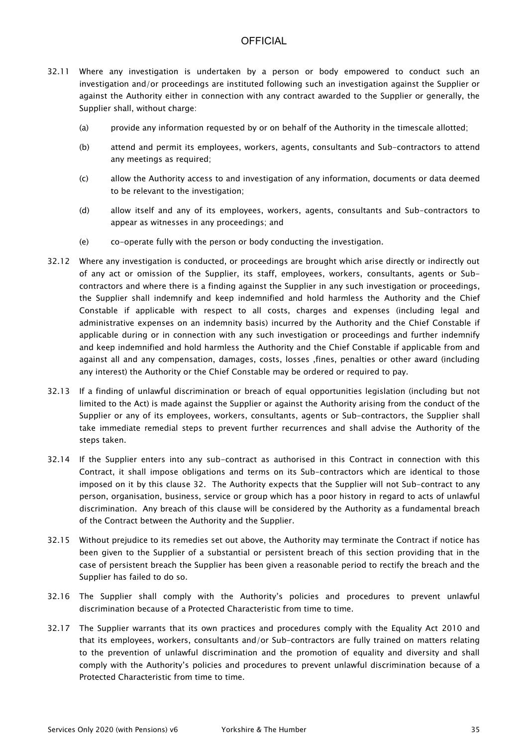32.11 Where any investigation is undertaken by a person or body empowered to conduct such an investigation and/or proceedings are instituted following such an investigation against the Supplier or against the Authority either in connection with any contract awarded to the Supplier or generally, the Supplier shall, without charge:

(a) provide any information requested by or on behalf of the Authority in the timescale allotted;

(b) attend and permit its employees, workers, agents, consultants and Sub-contractors to attend any meetings as required;

(c) allow the Authority access to and investigation of any information, documents or data deemed to be relevant to the investigation;

(d) allow itself and any of its employees, workers, agents, consultants and Sub-contractors to appear as witnesses in any proceedings; and

(e) co-operate fully with the person or body conducting the investigation.

32.12 Where any investigation is conducted, or proceedings are brought which arise directly or indirectly out of any act or omission of the Supplier, its staff, employees, workers, consultants, agents or Sub-contractors and where there is a finding against the Supplier in any such investigation or proceedings, the Supplier shall indemnify and keep indemnified and hold harmless the Authority and the Chief Constable if applicable with respect to all costs, charges and expenses (including legal and administrative expenses on an indemnity basis) incurred by the Authority and the Chief Constable if applicable during or in connection with any such investigation or proceedings and further indemnify and keep indemnified and hold harmless the Authority and the Chief Constable if applicable from and against all and any compensation, damages, costs, losses ,fines, penalties or other award (including any interest) the Authority or the Chief Constable may be ordered or required to pay.

32.13 If a finding of unlawful discrimination or breach of equal opportunities legislation (including but not limited to the Act) is made against the Supplier or against the Authority arising from the conduct of the Supplier or any of its employees, workers, consultants, agents or Sub-contractors, the Supplier shall take immediate remedial steps to prevent further recurrences and shall advise the Authority of the steps taken.

32.14 If the Supplier enters into any sub-contract as authorised in this Contract in connection with this Contract, it shall impose obligations and terms on its Sub-contractors which are identical to those imposed on it by this clause 32. The Authority expects that the Supplier will not Sub-contract to any person, organisation, business, service or group which has a poor history in regard to acts of unlawful discrimination. Any breach of this clause will be considered by the Authority as a fundamental breach of the Contract between the Authority and the Supplier.

32.15 Without prejudice to its remedies set out above, the Authority may terminate the Contract if notice has been given to the Supplier of a substantial or persistent breach of this section providing that in the case of persistent breach the Supplier has been given a reasonable period to rectify the breach and the Supplier has failed to do so.

32.16 The Supplier shall comply with the Authority's policies and procedures to prevent unlawful discrimination because of a Protected Characteristic from time to time.

32.17 The Supplier warrants that its own practices and procedures comply with the Equality Act 2010 and that its employees, workers, consultants and/or Sub-contractors are fully trained on matters relating to the prevention of unlawful discrimination and the promotion of equality and diversity and shall comply with the Authority's policies and procedures to prevent unlawful discrimination because of a Protected Characteristic from time to time.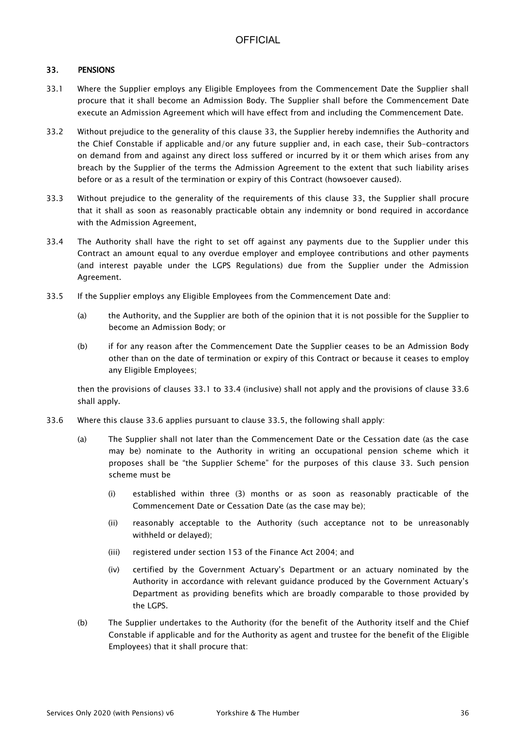## 33. PENSIONS

33.1 Where the Supplier employs any Eligible Employees from the Commencement Date the Supplier shall procure that it shall become an Admission Body. The Supplier shall before the Commencement Date execute an Admission Agreement which will have effect from and including the Commencement Date.

33.2 Without prejudice to the generality of this clause 33, the Supplier hereby indemnifies the Authority and the Chief Constable if applicable and/or any future supplier and, in each case, their Sub-contractors on demand from and against any direct loss suffered or incurred by it or them which arises from any breach by the Supplier of the terms the Admission Agreement to the extent that such liability arises before or as a result of the termination or expiry of this Contract (howsoever caused).

33.3 Without prejudice to the generality of the requirements of this clause 33, the Supplier shall procure that it shall as soon as reasonably practicable obtain any indemnity or bond required in accordance with the Admission Agreement,

33.4 The Authority shall have the right to set off against any payments due to the Supplier under this Contract an amount equal to any overdue employer and employee contributions and other payments (and interest payable under the LGPS Regulations) due from the Supplier under the Admission Agreement.

33.5 If the Supplier employs any Eligible Employees from the Commencement Date and:

(a) the Authority, and the Supplier are both of the opinion that it is not possible for the Supplier to become an Admission Body; or

(b) if for any reason after the Commencement Date the Supplier ceases to be an Admission Body other than on the date of termination or expiry of this Contract or because it ceases to employ any Eligible Employees;

then the provisions of clauses 33.1 to 33.4 (inclusive) shall not apply and the provisions of clause 33.6 shall apply.

33.6 Where this clause 33.6 applies pursuant to clause 33.5, the following shall apply:

(a) The Supplier shall not later than the Commencement Date or the Cessation date (as the case may be) nominate to the Authority in writing an occupational pension scheme which it proposes shall be "the Supplier Scheme" for the purposes of this clause 33. Such pension scheme must be

(i) established within three (3) months or as soon as reasonably practicable of the Commencement Date or Cessation Date (as the case may be);

(ii) reasonably acceptable to the Authority (such acceptance not to be unreasonably withheld or delayed);

(iii) registered under section 153 of the Finance Act 2004; and

(iv) certified by the Government Actuary's Department or an actuary nominated by the Authority in accordance with relevant guidance produced by the Government Actuary's Department as providing benefits which are broadly comparable to those provided by the LGPS.

(b) The Supplier undertakes to the Authority (for the benefit of the Authority itself and the Chief Constable if applicable and for the Authority as agent and trustee for the benefit of the Eligible Employees) that it shall procure that: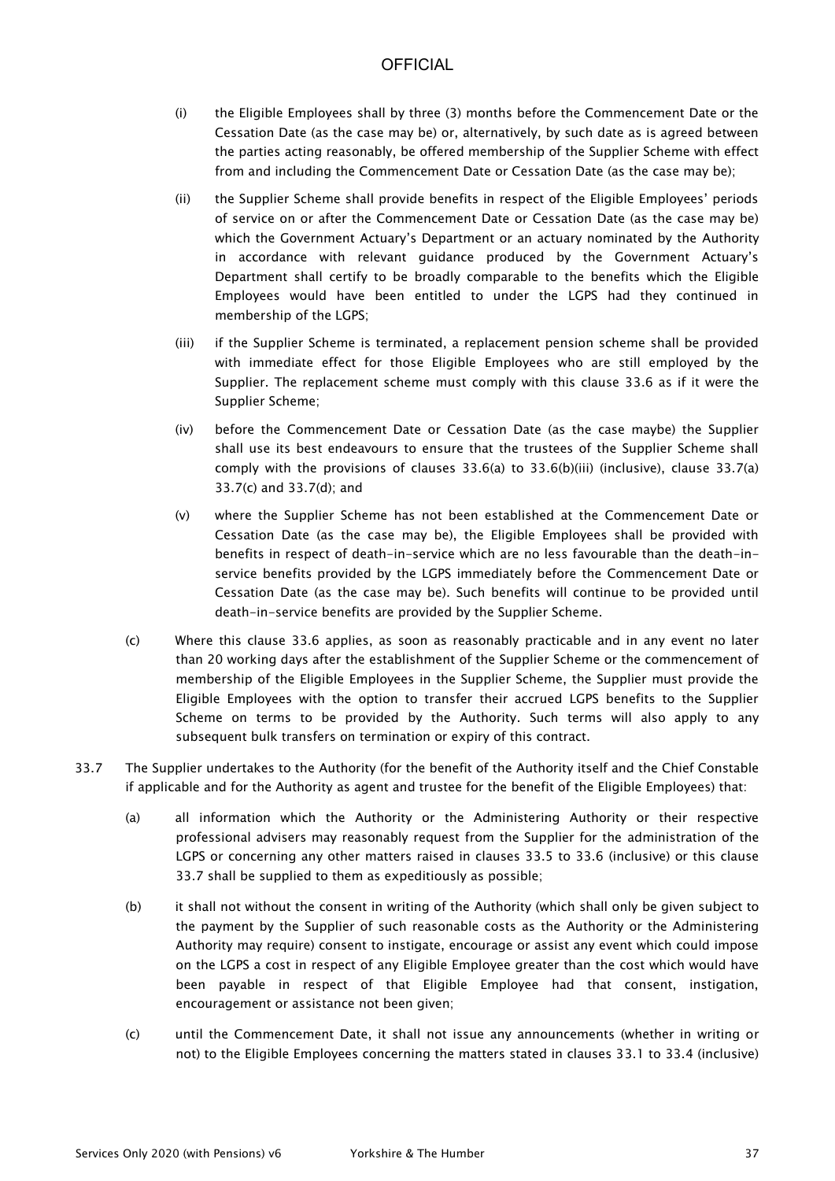(i) the Eligible Employees shall by three (3) months before the Commencement Date or the Cessation Date (as the case may be) or, alternatively, by such date as is agreed between the parties acting reasonably, be offered membership of the Supplier Scheme with effect from and including the Commencement Date or Cessation Date (as the case may be);

(ii) the Supplier Scheme shall provide benefits in respect of the Eligible Employees' periods of service on or after the Commencement Date or Cessation Date (as the case may be) which the Government Actuary's Department or an actuary nominated by the Authority in accordance with relevant guidance produced by the Government Actuary's Department shall certify to be broadly comparable to the benefits which the Eligible Employees would have been entitled to under the LGPS had they continued in membership of the LGPS;

(iii) if the Supplier Scheme is terminated, a replacement pension scheme shall be provided with immediate effect for those Eligible Employees who are still employed by the Supplier. The replacement scheme must comply with this clause 33.6 as if it were the Supplier Scheme;

(iv) before the Commencement Date or Cessation Date (as the case maybe) the Supplier shall use its best endeavours to ensure that the trustees of the Supplier Scheme shall comply with the provisions of clauses 33.6(a) to 33.6(b)(iii) (inclusive), clause 33.7(a) 33.7(c) and 33.7(d); and

(v) where the Supplier Scheme has not been established at the Commencement Date or Cessation Date (as the case may be), the Eligible Employees shall be provided with benefits in respect of death-in-service which are no less favourable than the death-in-service benefits provided by the LGPS immediately before the Commencement Date or Cessation Date (as the case may be). Such benefits will continue to be provided until death-in-service benefits are provided by the Supplier Scheme.

(c) Where this clause 33.6 applies, as soon as reasonably practicable and in any event no later than 20 working days after the establishment of the Supplier Scheme or the commencement of membership of the Eligible Employees in the Supplier Scheme, the Supplier must provide the Eligible Employees with the option to transfer their accrued LGPS benefits to the Supplier Scheme on terms to be provided by the Authority. Such terms will also apply to any subsequent bulk transfers on termination or expiry of this contract.

33.7 The Supplier undertakes to the Authority (for the benefit of the Authority itself and the Chief Constable if applicable and for the Authority as agent and trustee for the benefit of the Eligible Employees) that:

(a) all information which the Authority or the Administering Authority or their respective professional advisers may reasonably request from the Supplier for the administration of the LGPS or concerning any other matters raised in clauses 33.5 to 33.6 (inclusive) or this clause 33.7 shall be supplied to them as expeditiously as possible;

(b) it shall not without the consent in writing of the Authority (which shall only be given subject to the payment by the Supplier of such reasonable costs as the Authority or the Administering Authority may require) consent to instigate, encourage or assist any event which could impose on the LGPS a cost in respect of any Eligible Employee greater than the cost which would have been payable in respect of that Eligible Employee had that consent, instigation, encouragement or assistance not been given;

(c) until the Commencement Date, it shall not issue any announcements (whether in writing or not) to the Eligible Employees concerning the matters stated in clauses 33.1 to 33.4 (inclusive)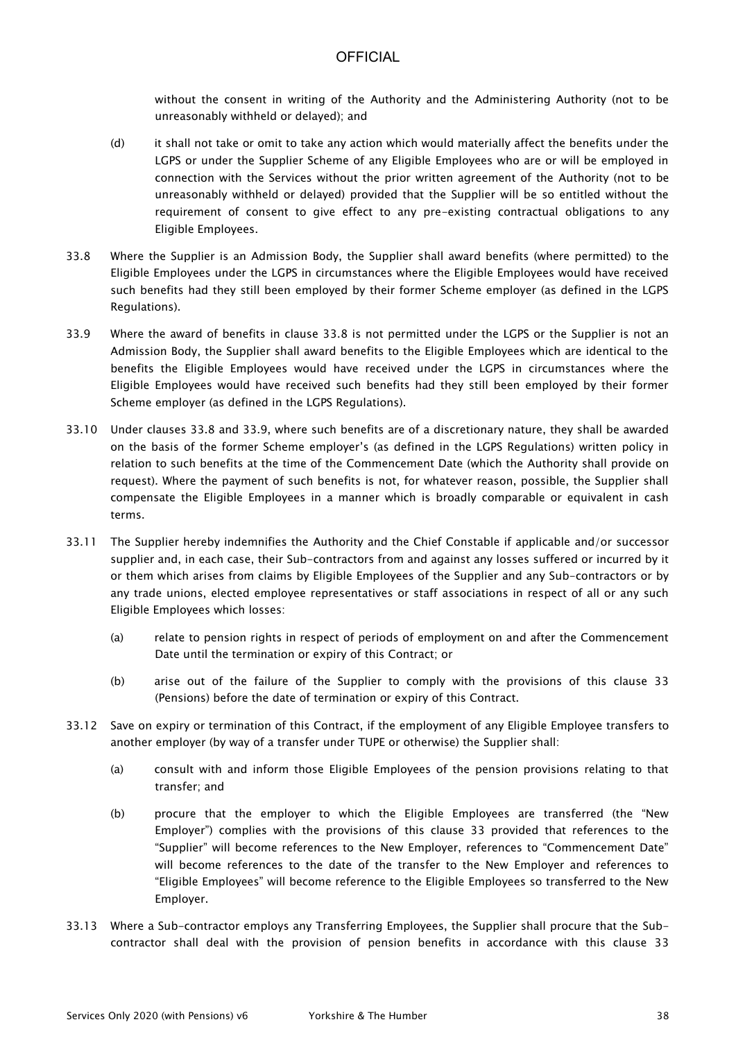without the consent in writing of the Authority and the Administering Authority (not to be unreasonably withheld or delayed); and

(d) it shall not take or omit to take any action which would materially affect the benefits under the LGPS or under the Supplier Scheme of any Eligible Employees who are or will be employed in connection with the Services without the prior written agreement of the Authority (not to be unreasonably withheld or delayed) provided that the Supplier will be so entitled without the requirement of consent to give effect to any pre-existing contractual obligations to any Eligible Employees.

33.8 Where the Supplier is an Admission Body, the Supplier shall award benefits (where permitted) to the Eligible Employees under the LGPS in circumstances where the Eligible Employees would have received such benefits had they still been employed by their former Scheme employer (as defined in the LGPS Regulations).

33.9 Where the award of benefits in clause 33.8 is not permitted under the LGPS or the Supplier is not an Admission Body, the Supplier shall award benefits to the Eligible Employees which are identical to the benefits the Eligible Employees would have received under the LGPS in circumstances where the Eligible Employees would have received such benefits had they still been employed by their former Scheme employer (as defined in the LGPS Regulations).

33.10 Under clauses 33.8 and 33.9, where such benefits are of a discretionary nature, they shall be awarded on the basis of the former Scheme employer's (as defined in the LGPS Regulations) written policy in relation to such benefits at the time of the Commencement Date (which the Authority shall provide on request). Where the payment of such benefits is not, for whatever reason, possible, the Supplier shall compensate the Eligible Employees in a manner which is broadly comparable or equivalent in cash terms.

33.11 The Supplier hereby indemnifies the Authority and the Chief Constable if applicable and/or successor supplier and, in each case, their Sub-contractors from and against any losses suffered or incurred by it or them which arises from claims by Eligible Employees of the Supplier and any Sub-contractors or by any trade unions, elected employee representatives or staff associations in respect of all or any such Eligible Employees which losses:

(a) relate to pension rights in respect of periods of employment on and after the Commencement Date until the termination or expiry of this Contract; or

(b) arise out of the failure of the Supplier to comply with the provisions of this clause 33 (Pensions) before the date of termination or expiry of this Contract.

33.12 Save on expiry or termination of this Contract, if the employment of any Eligible Employee transfers to another employer (by way of a transfer under TUPE or otherwise) the Supplier shall:

(a) consult with and inform those Eligible Employees of the pension provisions relating to that transfer; and

(b) procure that the employer to which the Eligible Employees are transferred (the "New Employer") complies with the provisions of this clause 33 provided that references to the "Supplier" will become references to the New Employer, references to "Commencement Date" will become references to the date of the transfer to the New Employer and references to "Eligible Employees" will become reference to the Eligible Employees so transferred to the New Employer.

33.13 Where a Sub-contractor employs any Transferring Employees, the Supplier shall procure that the Sub-contractor shall deal with the provision of pension benefits in accordance with this clause 33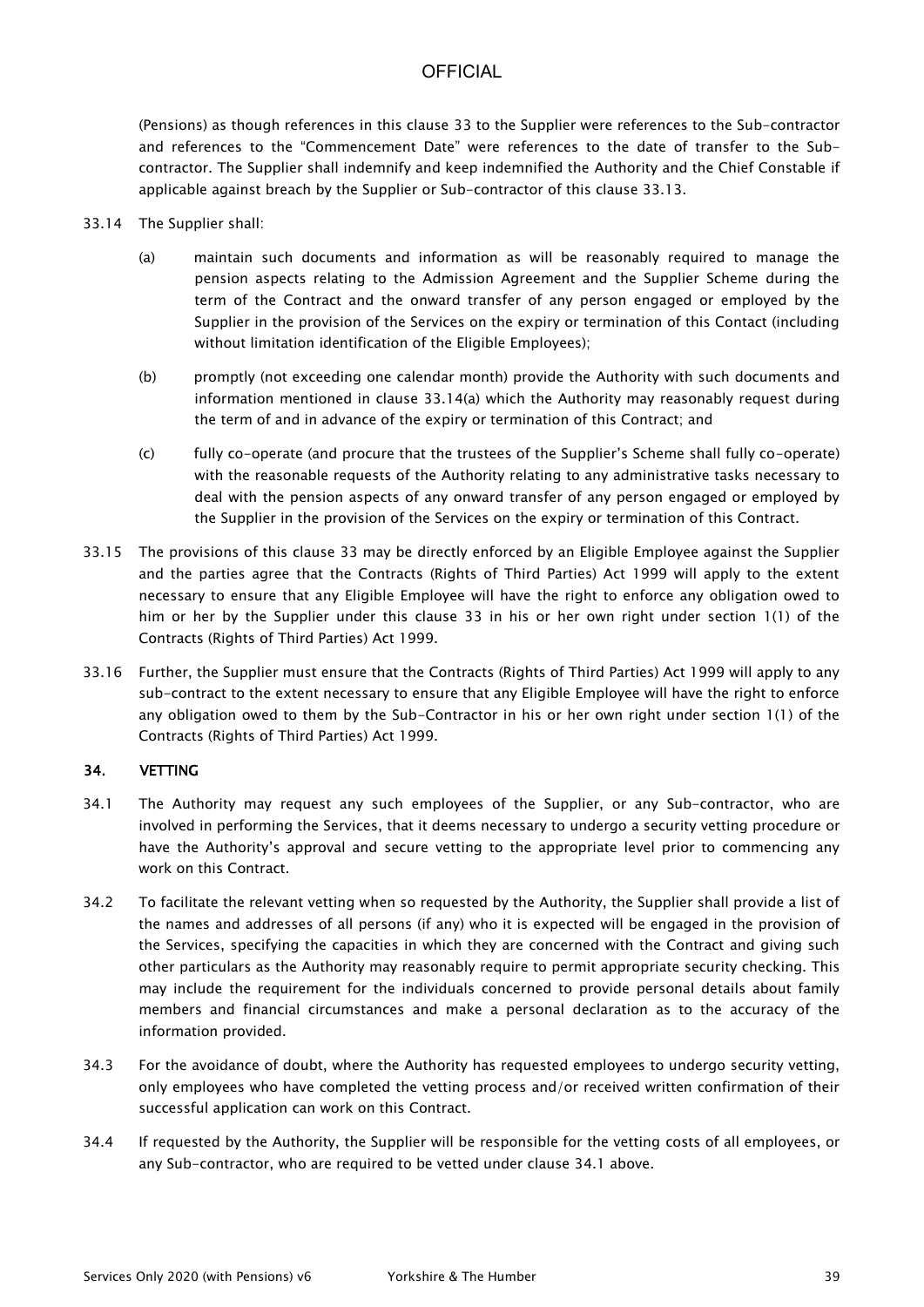(Pensions) as though references in this clause 33 to the Supplier were references to the Sub-contractor and references to the "Commencement Date" were references to the date of transfer to the Sub-contractor. The Supplier shall indemnify and keep indemnified the Authority and the Chief Constable if applicable against breach by the Supplier or Sub-contractor of this clause 33.13.

33.14 The Supplier shall:

(a) maintain such documents and information as will be reasonably required to manage the pension aspects relating to the Admission Agreement and the Supplier Scheme during the term of the Contract and the onward transfer of any person engaged or employed by the Supplier in the provision of the Services on the expiry or termination of this Contact (including without limitation identification of the Eligible Employees);

(b) promptly (not exceeding one calendar month) provide the Authority with such documents and information mentioned in clause 33.14(a) which the Authority may reasonably request during the term of and in advance of the expiry or termination of this Contract; and

(c) fully co-operate (and procure that the trustees of the Supplier's Scheme shall fully co-operate) with the reasonable requests of the Authority relating to any administrative tasks necessary to deal with the pension aspects of any onward transfer of any person engaged or employed by the Supplier in the provision of the Services on the expiry or termination of this Contract.

33.15 The provisions of this clause 33 may be directly enforced by an Eligible Employee against the Supplier and the parties agree that the Contracts (Rights of Third Parties) Act 1999 will apply to the extent necessary to ensure that any Eligible Employee will have the right to enforce any obligation owed to him or her by the Supplier under this clause 33 in his or her own right under section 1(1) of the Contracts (Rights of Third Parties) Act 1999.

33.16 Further, the Supplier must ensure that the Contracts (Rights of Third Parties) Act 1999 will apply to any sub-contract to the extent necessary to ensure that any Eligible Employee will have the right to enforce any obligation owed to them by the Sub-Contractor in his or her own right under section 1(1) of the Contracts (Rights of Third Parties) Act 1999.

## 34. VETTING

34.1 The Authority may request any such employees of the Supplier, or any Sub-contractor, who are involved in performing the Services, that it deems necessary to undergo a security vetting procedure or have the Authority's approval and secure vetting to the appropriate level prior to commencing any work on this Contract.

34.2 To facilitate the relevant vetting when so requested by the Authority, the Supplier shall provide a list of the names and addresses of all persons (if any) who it is expected will be engaged in the provision of the Services, specifying the capacities in which they are concerned with the Contract and giving such other particulars as the Authority may reasonably require to permit appropriate security checking. This may include the requirement for the individuals concerned to provide personal details about family members and financial circumstances and make a personal declaration as to the accuracy of the information provided.

34.3 For the avoidance of doubt, where the Authority has requested employees to undergo security vetting, only employees who have completed the vetting process and/or received written confirmation of their successful application can work on this Contract.

34.4 If requested by the Authority, the Supplier will be responsible for the vetting costs of all employees, or any Sub-contractor, who are required to be vetted under clause 34.1 above.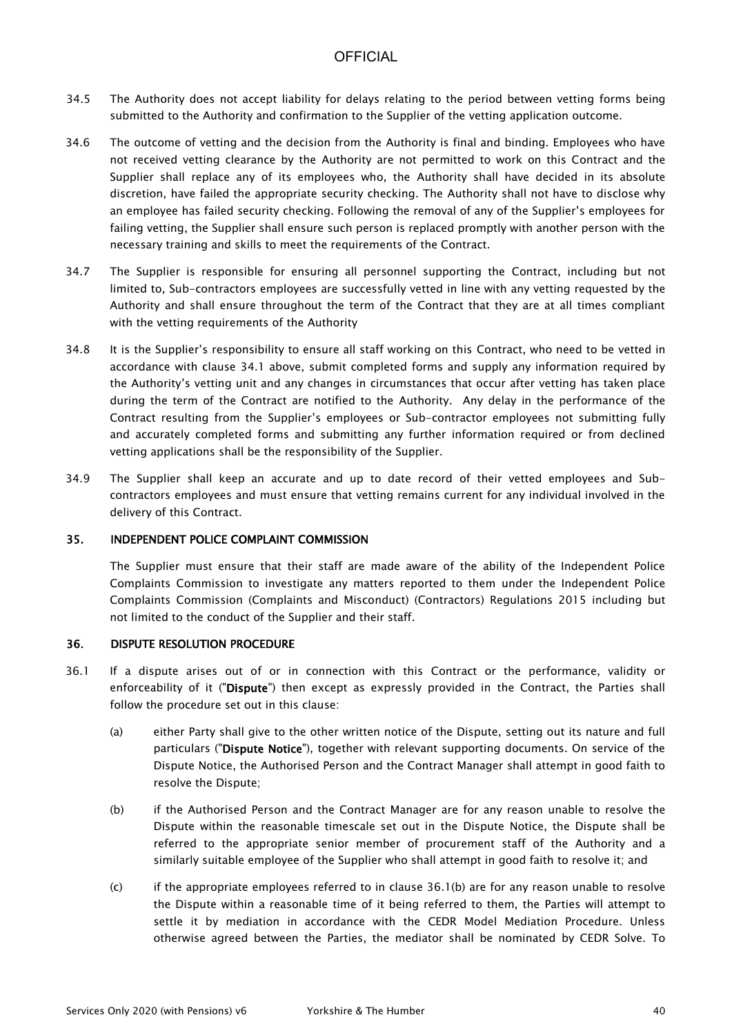34.5 The Authority does not accept liability for delays relating to the period between vetting forms being submitted to the Authority and confirmation to the Supplier of the vetting application outcome.

34.6 The outcome of vetting and the decision from the Authority is final and binding. Employees who have not received vetting clearance by the Authority are not permitted to work on this Contract and the Supplier shall replace any of its employees who, the Authority shall have decided in its absolute discretion, have failed the appropriate security checking. The Authority shall not have to disclose why an employee has failed security checking. Following the removal of any of the Supplier's employees for failing vetting, the Supplier shall ensure such person is replaced promptly with another person with the necessary training and skills to meet the requirements of the Contract.

34.7 The Supplier is responsible for ensuring all personnel supporting the Contract, including but not limited to, Sub-contractors employees are successfully vetted in line with any vetting requested by the Authority and shall ensure throughout the term of the Contract that they are at all times compliant with the vetting requirements of the Authority

34.8 It is the Supplier's responsibility to ensure all staff working on this Contract, who need to be vetted in accordance with clause 34.1 above, submit completed forms and supply any information required by the Authority's vetting unit and any changes in circumstances that occur after vetting has taken place during the term of the Contract are notified to the Authority. Any delay in the performance of the Contract resulting from the Supplier's employees or Sub-contractor employees not submitting fully and accurately completed forms and submitting any further information required or from declined vetting applications shall be the responsibility of the Supplier.

34.9 The Supplier shall keep an accurate and up to date record of their vetted employees and Sub-contractors employees and must ensure that vetting remains current for any individual involved in the delivery of this Contract.

## 35. INDEPENDENT POLICE COMPLAINT COMMISSION

The Supplier must ensure that their staff are made aware of the ability of the Independent Police Complaints Commission to investigate any matters reported to them under the Independent Police Complaints Commission (Complaints and Misconduct) (Contractors) Regulations 2015 including but not limited to the conduct of the Supplier and their staff.

## 36. DISPUTE RESOLUTION PROCEDURE

36.1 If a dispute arises out of or in connection with this Contract or the performance, validity or enforceability of it ("**Dispute**") then except as expressly provided in the Contract, the Parties shall follow the procedure set out in this clause:

(a) either Party shall give to the other written notice of the Dispute, setting out its nature and full particulars ("**Dispute Notice**"), together with relevant supporting documents. On service of the Dispute Notice, the Authorised Person and the Contract Manager shall attempt in good faith to resolve the Dispute;

(b) if the Authorised Person and the Contract Manager are for any reason unable to resolve the Dispute within the reasonable timescale set out in the Dispute Notice, the Dispute shall be referred to the appropriate senior member of procurement staff of the Authority and a similarly suitable employee of the Supplier who shall attempt in good faith to resolve it; and

(c) if the appropriate employees referred to in clause 36.1(b) are for any reason unable to resolve the Dispute within a reasonable time of it being referred to them, the Parties will attempt to settle it by mediation in accordance with the CEDR Model Mediation Procedure. Unless otherwise agreed between the Parties, the mediator shall be nominated by CEDR Solve. To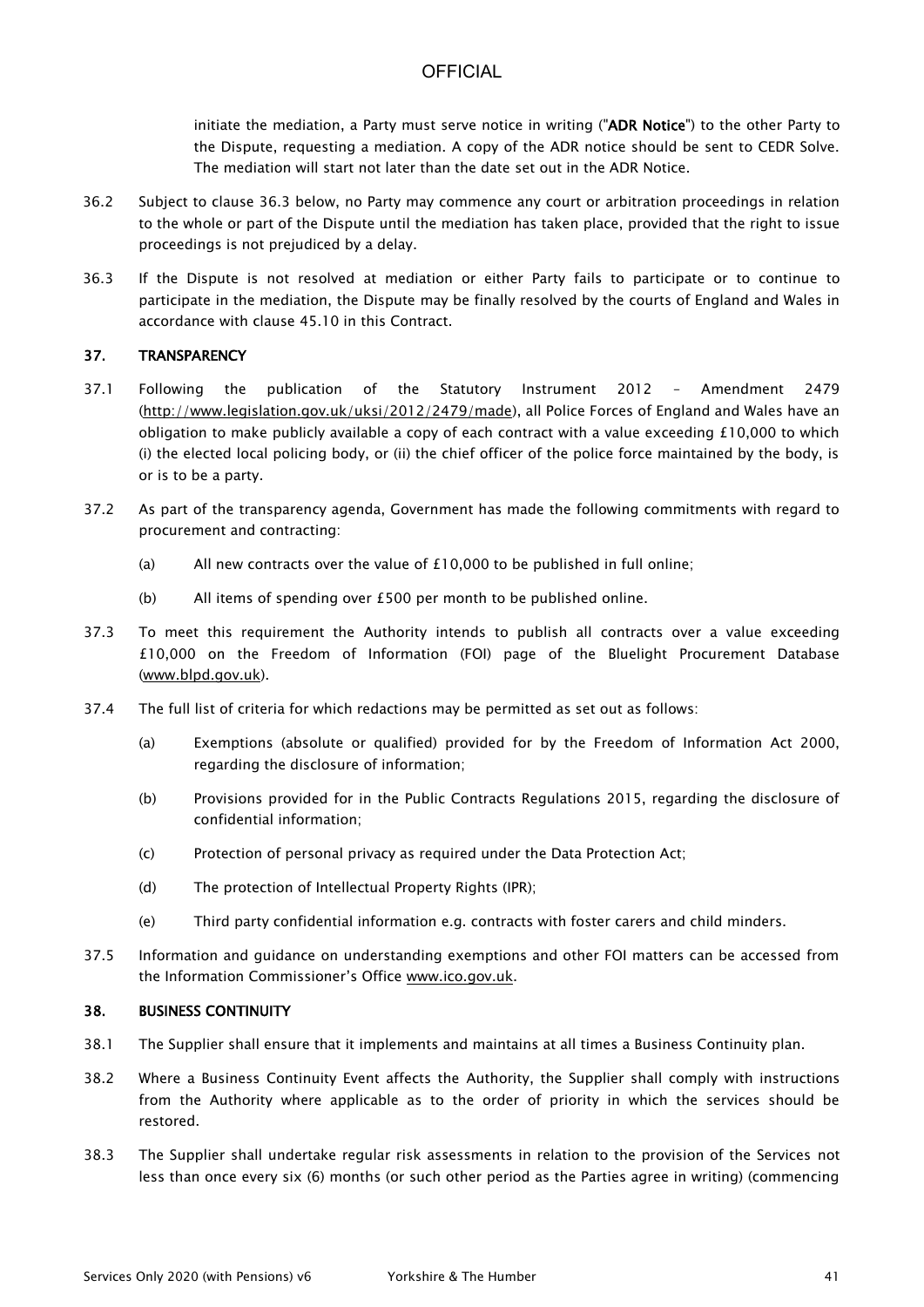initiate the mediation, a Party must serve notice in writing ("**ADR Notice**") to the other Party to the Dispute, requesting a mediation. A copy of the ADR notice should be sent to CEDR Solve. The mediation will start not later than the date set out in the ADR Notice.

36.2 Subject to clause 36.3 below, no Party may commence any court or arbitration proceedings in relation to the whole or part of the Dispute until the mediation has taken place, provided that the right to issue proceedings is not prejudiced by a delay.

36.3 If the Dispute is not resolved at mediation or either Party fails to participate or to continue to participate in the mediation, the Dispute may be finally resolved by the courts of England and Wales in accordance with clause 45.10 in this Contract.

## 37. TRANSPARENCY

37.1 Following the publication of the Statutory Instrument 2012 – Amendment 2479 (http://www.legislation.gov.uk/uksi/2012/2479/made), all Police Forces of England and Wales have an obligation to make publicly available a copy of each contract with a value exceeding £10,000 to which (i) the elected local policing body, or (ii) the chief officer of the police force maintained by the body, is or is to be a party.

37.2 As part of the transparency agenda, Government has made the following commitments with regard to procurement and contracting:

(a) All new contracts over the value of £10,000 to be published in full online;

(b) All items of spending over £500 per month to be published online.

37.3 To meet this requirement the Authority intends to publish all contracts over a value exceeding £10,000 on the Freedom of Information (FOI) page of the Bluelight Procurement Database (www.blpd.gov.uk).

37.4 The full list of criteria for which redactions may be permitted as set out as follows:

(a) Exemptions (absolute or qualified) provided for by the Freedom of Information Act 2000, regarding the disclosure of information;

(b) Provisions provided for in the Public Contracts Regulations 2015, regarding the disclosure of confidential information;

(c) Protection of personal privacy as required under the Data Protection Act;

(d) The protection of Intellectual Property Rights (IPR);

(e) Third party confidential information e.g. contracts with foster carers and child minders.

37.5 Information and guidance on understanding exemptions and other FOI matters can be accessed from the Information Commissioner's Office www.ico.gov.uk.

## 38. BUSINESS CONTINUITY

38.1 The Supplier shall ensure that it implements and maintains at all times a Business Continuity plan.

38.2 Where a Business Continuity Event affects the Authority, the Supplier shall comply with instructions from the Authority where applicable as to the order of priority in which the services should be restored.

38.3 The Supplier shall undertake regular risk assessments in relation to the provision of the Services not less than once every six (6) months (or such other period as the Parties agree in writing) (commencing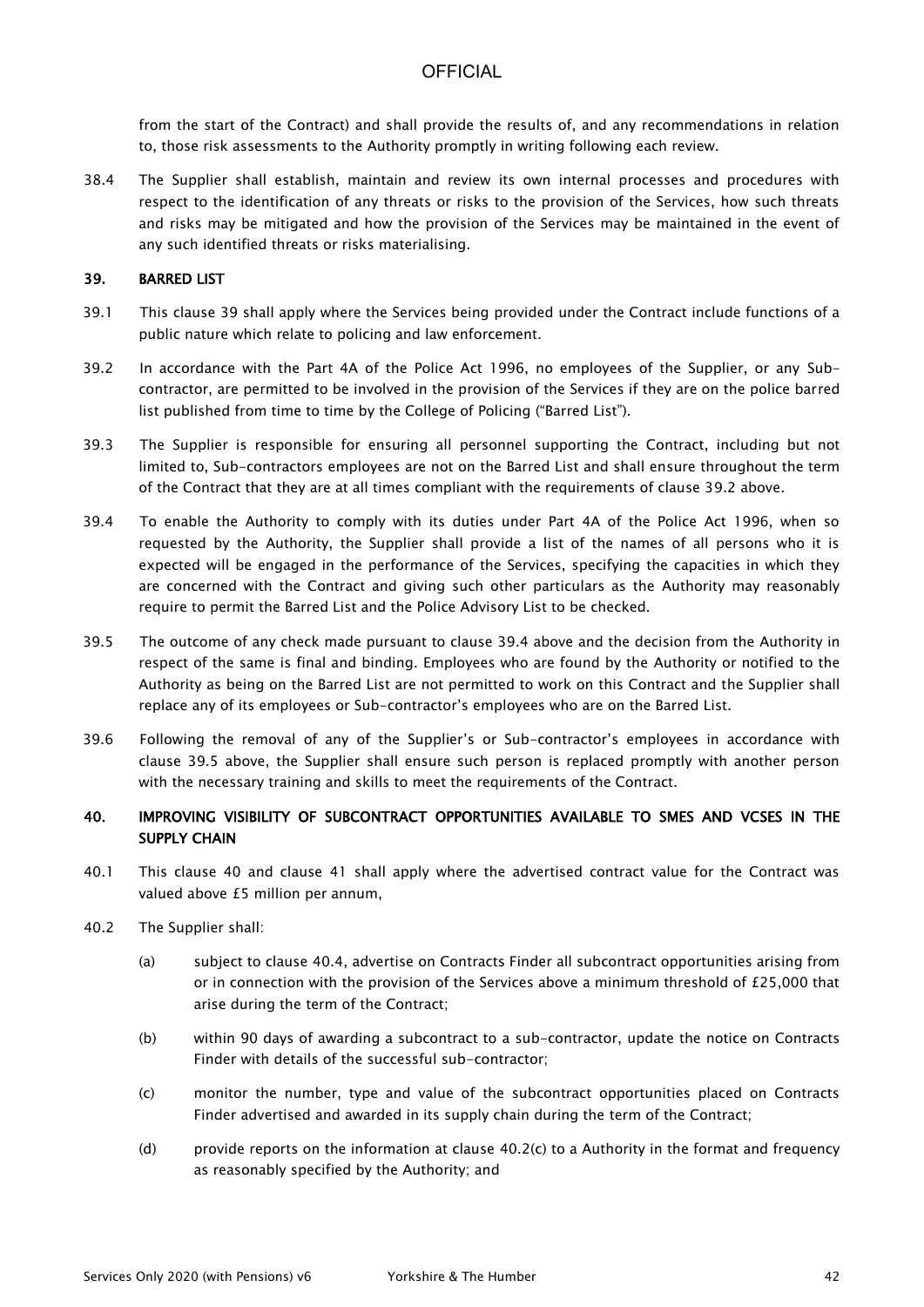from the start of the Contract) and shall provide the results of, and any recommendations in relation to, those risk assessments to the Authority promptly in writing following each review.

38.4 The Supplier shall establish, maintain and review its own internal processes and procedures with respect to the identification of any threats or risks to the provision of the Services, how such threats and risks may be mitigated and how the provision of the Services may be maintained in the event of any such identified threats or risks materialising.

## 39. BARRED LIST

39.1 This clause 39 shall apply where the Services being provided under the Contract include functions of a public nature which relate to policing and law enforcement.

39.2 In accordance with the Part 4A of the Police Act 1996, no employees of the Supplier, or any Sub-contractor, are permitted to be involved in the provision of the Services if they are on the police barred list published from time to time by the College of Policing ("Barred List").

39.3 The Supplier is responsible for ensuring all personnel supporting the Contract, including but not limited to, Sub-contractors employees are not on the Barred List and shall ensure throughout the term of the Contract that they are at all times compliant with the requirements of clause 39.2 above.

39.4 To enable the Authority to comply with its duties under Part 4A of the Police Act 1996, when so requested by the Authority, the Supplier shall provide a list of the names of all persons who it is expected will be engaged in the performance of the Services, specifying the capacities in which they are concerned with the Contract and giving such other particulars as the Authority may reasonably require to permit the Barred List and the Police Advisory List to be checked.

39.5 The outcome of any check made pursuant to clause 39.4 above and the decision from the Authority in respect of the same is final and binding. Employees who are found by the Authority or notified to the Authority as being on the Barred List are not permitted to work on this Contract and the Supplier shall replace any of its employees or Sub-contractor's employees who are on the Barred List.

39.6 Following the removal of any of the Supplier's or Sub-contractor's employees in accordance with clause 39.5 above, the Supplier shall ensure such person is replaced promptly with another person with the necessary training and skills to meet the requirements of the Contract.

## 40. IMPROVING VISIBILITY OF SUBCONTRACT OPPORTUNITIES AVAILABLE TO SMES AND VCSES IN THE SUPPLY CHAIN

40.1 This clause 40 and clause 41 shall apply where the advertised contract value for the Contract was valued above £5 million per annum,

40.2 The Supplier shall:

(a) subject to clause 40.4, advertise on Contracts Finder all subcontract opportunities arising from or in connection with the provision of the Services above a minimum threshold of £25,000 that arise during the term of the Contract;

(b) within 90 days of awarding a subcontract to a sub-contractor, update the notice on Contracts Finder with details of the successful sub-contractor;

(c) monitor the number, type and value of the subcontract opportunities placed on Contracts Finder advertised and awarded in its supply chain during the term of the Contract;

(d) provide reports on the information at clause 40.2(c) to a Authority in the format and frequency as reasonably specified by the Authority; and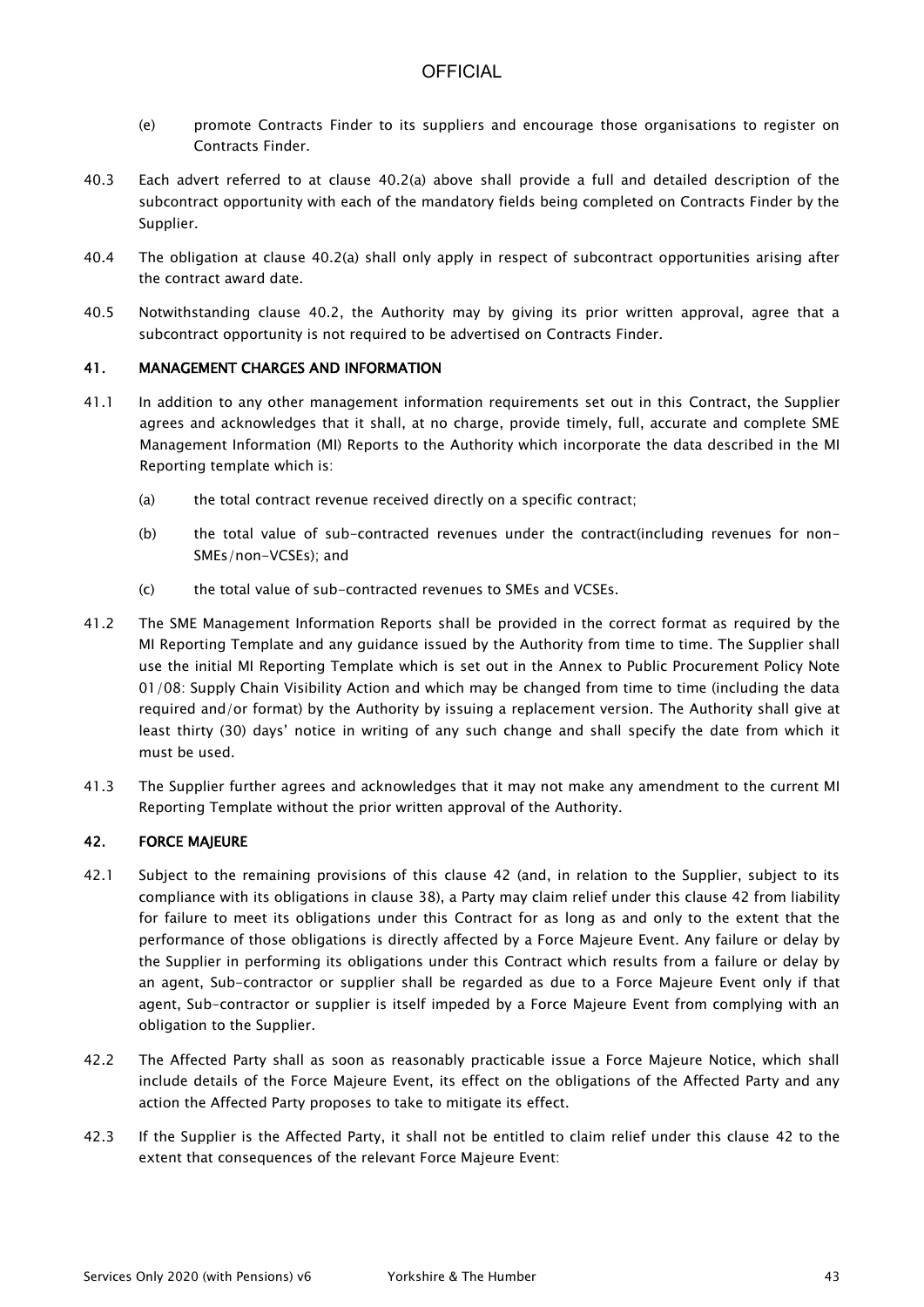(e) promote Contracts Finder to its suppliers and encourage those organisations to register on Contracts Finder.

40.3 Each advert referred to at clause 40.2(a) above shall provide a full and detailed description of the subcontract opportunity with each of the mandatory fields being completed on Contracts Finder by the Supplier.

40.4 The obligation at clause 40.2(a) shall only apply in respect of subcontract opportunities arising after the contract award date.

40.5 Notwithstanding clause 40.2, the Authority may by giving its prior written approval, agree that a subcontract opportunity is not required to be advertised on Contracts Finder.

## 41. MANAGEMENT CHARGES AND INFORMATION

41.1 In addition to any other management information requirements set out in this Contract, the Supplier agrees and acknowledges that it shall, at no charge, provide timely, full, accurate and complete SME Management Information (MI) Reports to the Authority which incorporate the data described in the MI Reporting template which is:

(a) the total contract revenue received directly on a specific contract;

(b) the total value of sub-contracted revenues under the contract(including revenues for non-SMEs/non-VCSEs); and

(c) the total value of sub-contracted revenues to SMEs and VCSEs.

41.2 The SME Management Information Reports shall be provided in the correct format as required by the MI Reporting Template and any guidance issued by the Authority from time to time. The Supplier shall use the initial MI Reporting Template which is set out in the Annex to Public Procurement Policy Note 01/08: Supply Chain Visibility Action and which may be changed from time to time (including the data required and/or format) by the Authority by issuing a replacement version. The Authority shall give at least thirty (30) days' notice in writing of any such change and shall specify the date from which it must be used.

41.3 The Supplier further agrees and acknowledges that it may not make any amendment to the current MI Reporting Template without the prior written approval of the Authority.

## 42. FORCE MAJEURE

42.1 Subject to the remaining provisions of this clause 42 (and, in relation to the Supplier, subject to its compliance with its obligations in clause 38), a Party may claim relief under this clause 42 from liability for failure to meet its obligations under this Contract for as long as and only to the extent that the performance of those obligations is directly affected by a Force Majeure Event. Any failure or delay by the Supplier in performing its obligations under this Contract which results from a failure or delay by an agent, Sub-contractor or supplier shall be regarded as due to a Force Majeure Event only if that agent, Sub-contractor or supplier is itself impeded by a Force Majeure Event from complying with an obligation to the Supplier.

42.2 The Affected Party shall as soon as reasonably practicable issue a Force Majeure Notice, which shall include details of the Force Majeure Event, its effect on the obligations of the Affected Party and any action the Affected Party proposes to take to mitigate its effect.

42.3 If the Supplier is the Affected Party, it shall not be entitled to claim relief under this clause 42 to the extent that consequences of the relevant Force Majeure Event: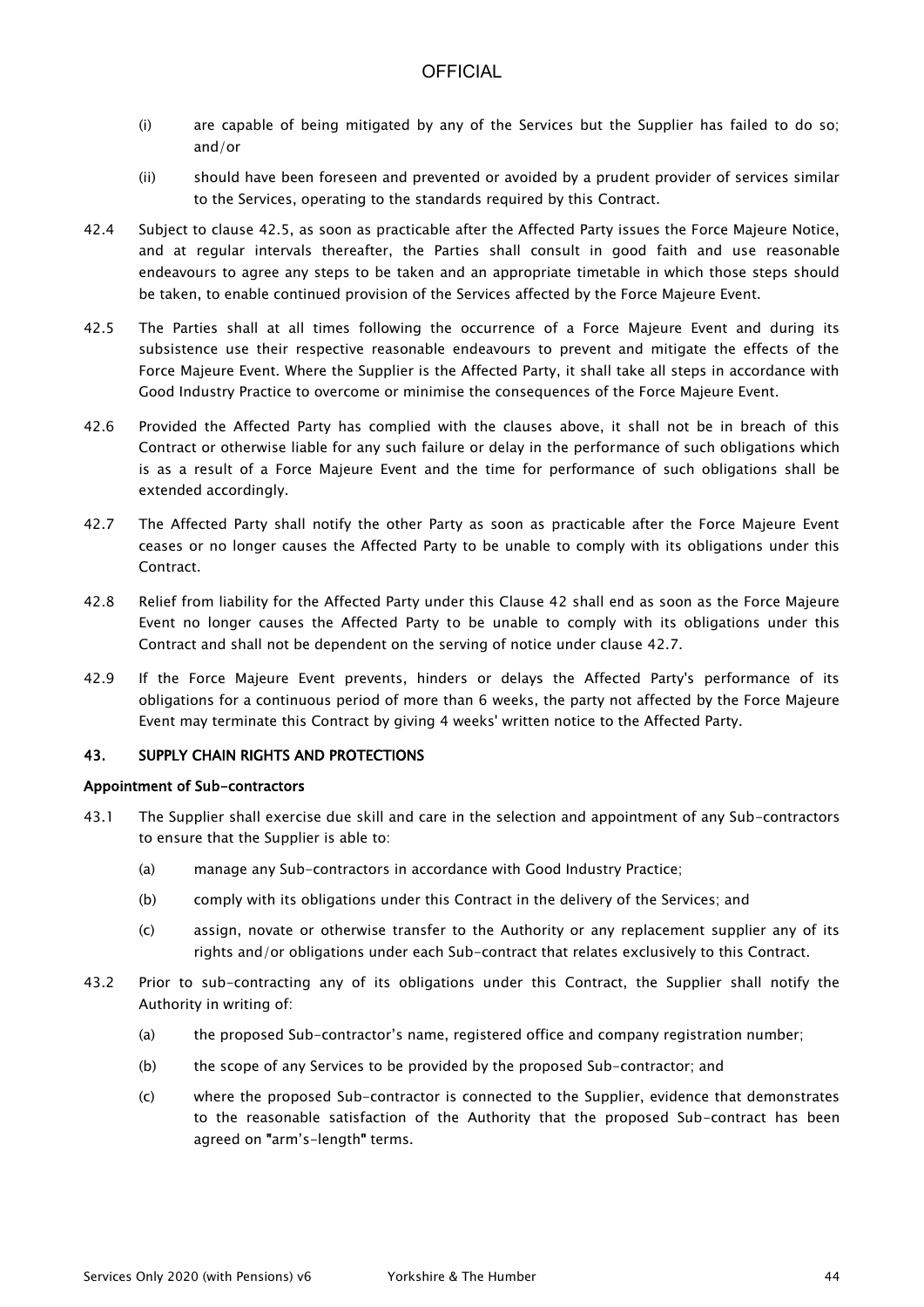(i) are capable of being mitigated by any of the Services but the Supplier has failed to do so; and/or

(ii) should have been foreseen and prevented or avoided by a prudent provider of services similar to the Services, operating to the standards required by this Contract.

42.4 Subject to clause 42.5, as soon as practicable after the Affected Party issues the Force Majeure Notice, and at regular intervals thereafter, the Parties shall consult in good faith and use reasonable endeavours to agree any steps to be taken and an appropriate timetable in which those steps should be taken, to enable continued provision of the Services affected by the Force Majeure Event.

42.5 The Parties shall at all times following the occurrence of a Force Majeure Event and during its subsistence use their respective reasonable endeavours to prevent and mitigate the effects of the Force Majeure Event. Where the Supplier is the Affected Party, it shall take all steps in accordance with Good Industry Practice to overcome or minimise the consequences of the Force Majeure Event.

42.6 Provided the Affected Party has complied with the clauses above, it shall not be in breach of this Contract or otherwise liable for any such failure or delay in the performance of such obligations which is as a result of a Force Majeure Event and the time for performance of such obligations shall be extended accordingly.

42.7 The Affected Party shall notify the other Party as soon as practicable after the Force Majeure Event ceases or no longer causes the Affected Party to be unable to comply with its obligations under this Contract.

42.8 Relief from liability for the Affected Party under this Clause 42 shall end as soon as the Force Majeure Event no longer causes the Affected Party to be unable to comply with its obligations under this Contract and shall not be dependent on the serving of notice under clause 42.7.

42.9 If the Force Majeure Event prevents, hinders or delays the Affected Party's performance of its obligations for a continuous period of more than 6 weeks, the party not affected by the Force Majeure Event may terminate this Contract by giving 4 weeks' written notice to the Affected Party.

## 43. SUPPLY CHAIN RIGHTS AND PROTECTIONS

**Appointment of Sub-contractors**

43.1 The Supplier shall exercise due skill and care in the selection and appointment of any Sub-contractors to ensure that the Supplier is able to:

(a) manage any Sub-contractors in accordance with Good Industry Practice;

(b) comply with its obligations under this Contract in the delivery of the Services; and

(c) assign, novate or otherwise transfer to the Authority or any replacement supplier any of its rights and/or obligations under each Sub-contract that relates exclusively to this Contract.

43.2 Prior to sub-contracting any of its obligations under this Contract, the Supplier shall notify the Authority in writing of:

(a) the proposed Sub-contractor's name, registered office and company registration number;

(b) the scope of any Services to be provided by the proposed Sub-contractor; and

(c) where the proposed Sub-contractor is connected to the Supplier, evidence that demonstrates to the reasonable satisfaction of the Authority that the proposed Sub-contract has been agreed on "arm's-length" terms.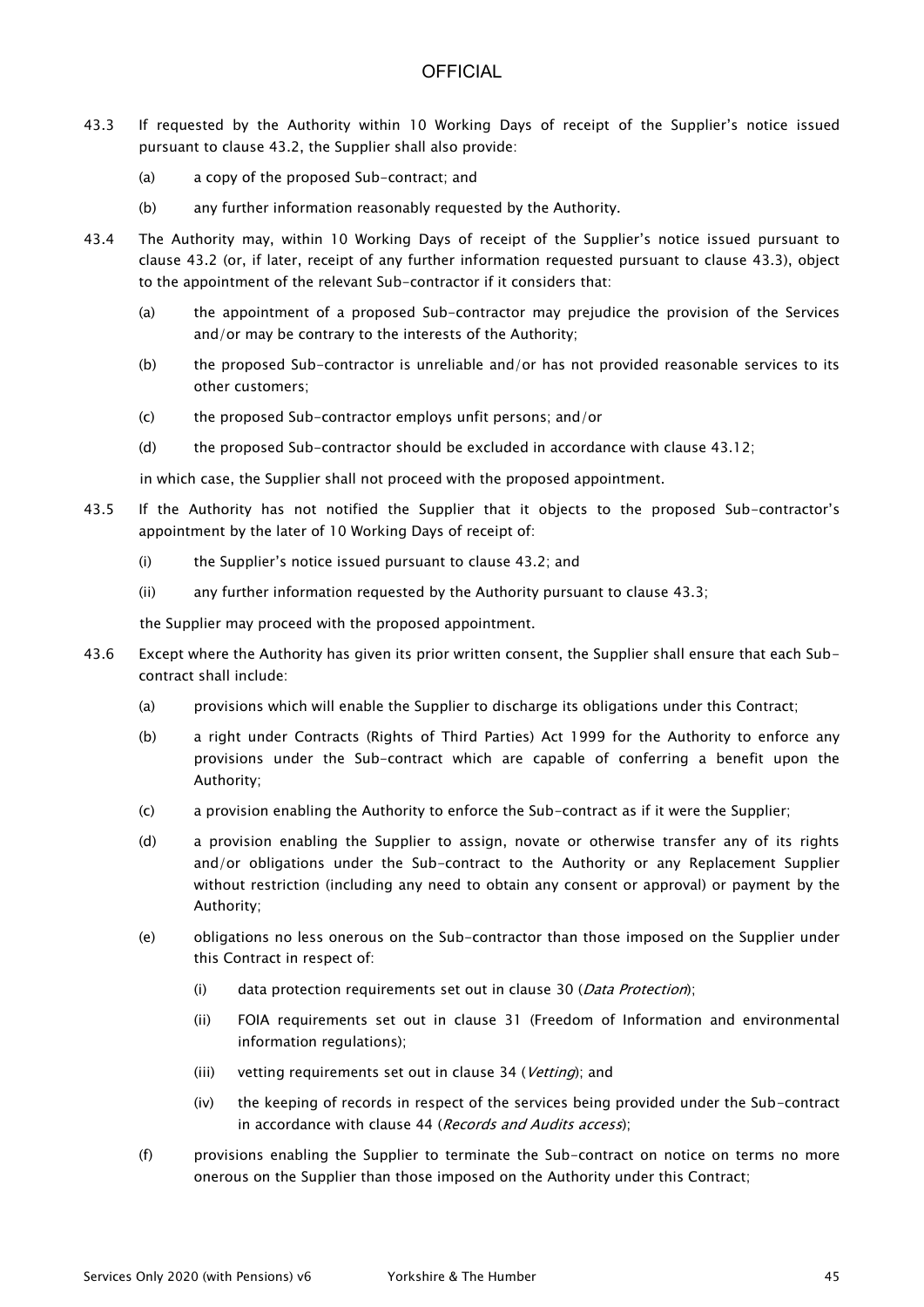43.3 If requested by the Authority within 10 Working Days of receipt of the Supplier's notice issued pursuant to clause 43.2, the Supplier shall also provide:

(a) a copy of the proposed Sub-contract; and

(b) any further information reasonably requested by the Authority.

43.4 The Authority may, within 10 Working Days of receipt of the Supplier's notice issued pursuant to clause 43.2 (or, if later, receipt of any further information requested pursuant to clause 43.3), object to the appointment of the relevant Sub-contractor if it considers that:

(a) the appointment of a proposed Sub-contractor may prejudice the provision of the Services and/or may be contrary to the interests of the Authority;

(b) the proposed Sub-contractor is unreliable and/or has not provided reasonable services to its other customers;

(c) the proposed Sub-contractor employs unfit persons; and/or

(d) the proposed Sub-contractor should be excluded in accordance with clause 43.12;

in which case, the Supplier shall not proceed with the proposed appointment.

43.5 If the Authority has not notified the Supplier that it objects to the proposed Sub-contractor's appointment by the later of 10 Working Days of receipt of:

(i) the Supplier's notice issued pursuant to clause 43.2; and

(ii) any further information requested by the Authority pursuant to clause 43.3;

the Supplier may proceed with the proposed appointment.

43.6 Except where the Authority has given its prior written consent, the Supplier shall ensure that each Sub-contract shall include:

(a) provisions which will enable the Supplier to discharge its obligations under this Contract;

(b) a right under Contracts (Rights of Third Parties) Act 1999 for the Authority to enforce any provisions under the Sub-contract which are capable of conferring a benefit upon the Authority;

(c) a provision enabling the Authority to enforce the Sub-contract as if it were the Supplier;

(d) a provision enabling the Supplier to assign, novate or otherwise transfer any of its rights and/or obligations under the Sub-contract to the Authority or any Replacement Supplier without restriction (including any need to obtain any consent or approval) or payment by the Authority;

(e) obligations no less onerous on the Sub-contractor than those imposed on the Supplier under this Contract in respect of:

(i) data protection requirements set out in clause 30 (*Data Protection*);

(ii) FOIA requirements set out in clause 31 (Freedom of Information and environmental information regulations);

(iii) vetting requirements set out in clause 34 (*Vetting*); and

(iv) the keeping of records in respect of the services being provided under the Sub-contract in accordance with clause 44 (*Records and Audits access*);

(f) provisions enabling the Supplier to terminate the Sub-contract on notice on terms no more onerous on the Supplier than those imposed on the Authority under this Contract;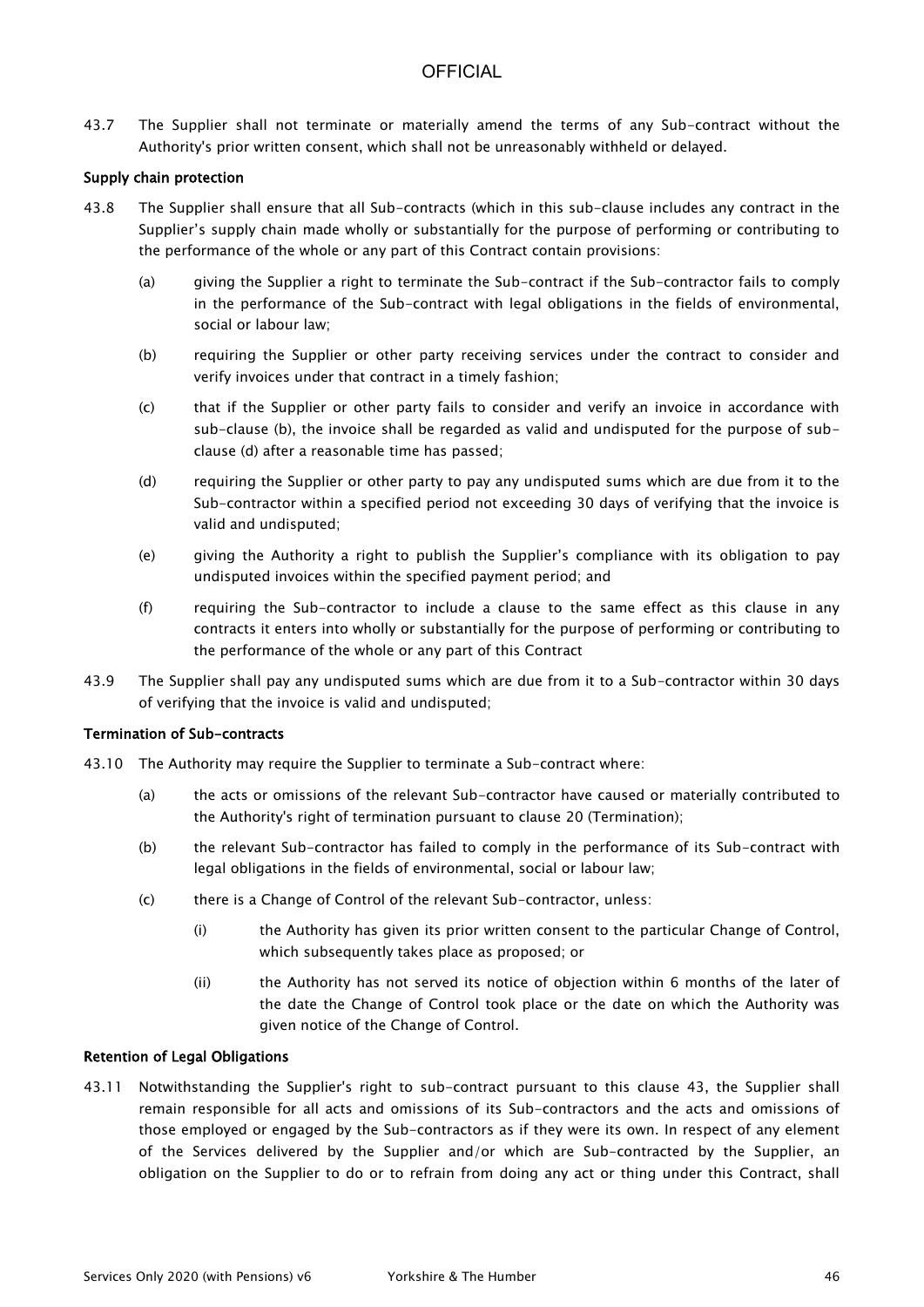43.7 The Supplier shall not terminate or materially amend the terms of any Sub-contract without the Authority's prior written consent, which shall not be unreasonably withheld or delayed.

**Supply chain protection**

43.8 The Supplier shall ensure that all Sub-contracts (which in this sub-clause includes any contract in the Supplier's supply chain made wholly or substantially for the purpose of performing or contributing to the performance of the whole or any part of this Contract contain provisions:

(a) giving the Supplier a right to terminate the Sub-contract if the Sub-contractor fails to comply in the performance of the Sub-contract with legal obligations in the fields of environmental, social or labour law;

(b) requiring the Supplier or other party receiving services under the contract to consider and verify invoices under that contract in a timely fashion;

(c) that if the Supplier or other party fails to consider and verify an invoice in accordance with sub-clause (b), the invoice shall be regarded as valid and undisputed for the purpose of sub-clause (d) after a reasonable time has passed;

(d) requiring the Supplier or other party to pay any undisputed sums which are due from it to the Sub-contractor within a specified period not exceeding 30 days of verifying that the invoice is valid and undisputed;

(e) giving the Authority a right to publish the Supplier's compliance with its obligation to pay undisputed invoices within the specified payment period; and

(f) requiring the Sub-contractor to include a clause to the same effect as this clause in any contracts it enters into wholly or substantially for the purpose of performing or contributing to the performance of the whole or any part of this Contract

43.9 The Supplier shall pay any undisputed sums which are due from it to a Sub-contractor within 30 days of verifying that the invoice is valid and undisputed;

**Termination of Sub-contracts**

43.10 The Authority may require the Supplier to terminate a Sub-contract where:

(a) the acts or omissions of the relevant Sub-contractor have caused or materially contributed to the Authority's right of termination pursuant to clause 20 (Termination);

(b) the relevant Sub-contractor has failed to comply in the performance of its Sub-contract with legal obligations in the fields of environmental, social or labour law;

(c) there is a Change of Control of the relevant Sub-contractor, unless:

(i) the Authority has given its prior written consent to the particular Change of Control, which subsequently takes place as proposed; or

(ii) the Authority has not served its notice of objection within 6 months of the later of the date the Change of Control took place or the date on which the Authority was given notice of the Change of Control.

**Retention of Legal Obligations**

43.11 Notwithstanding the Supplier's right to sub-contract pursuant to this clause 43, the Supplier shall remain responsible for all acts and omissions of its Sub-contractors and the acts and omissions of those employed or engaged by the Sub-contractors as if they were its own. In respect of any element of the Services delivered by the Supplier and/or which are Sub-contracted by the Supplier, an obligation on the Supplier to do or to refrain from doing any act or thing under this Contract, shall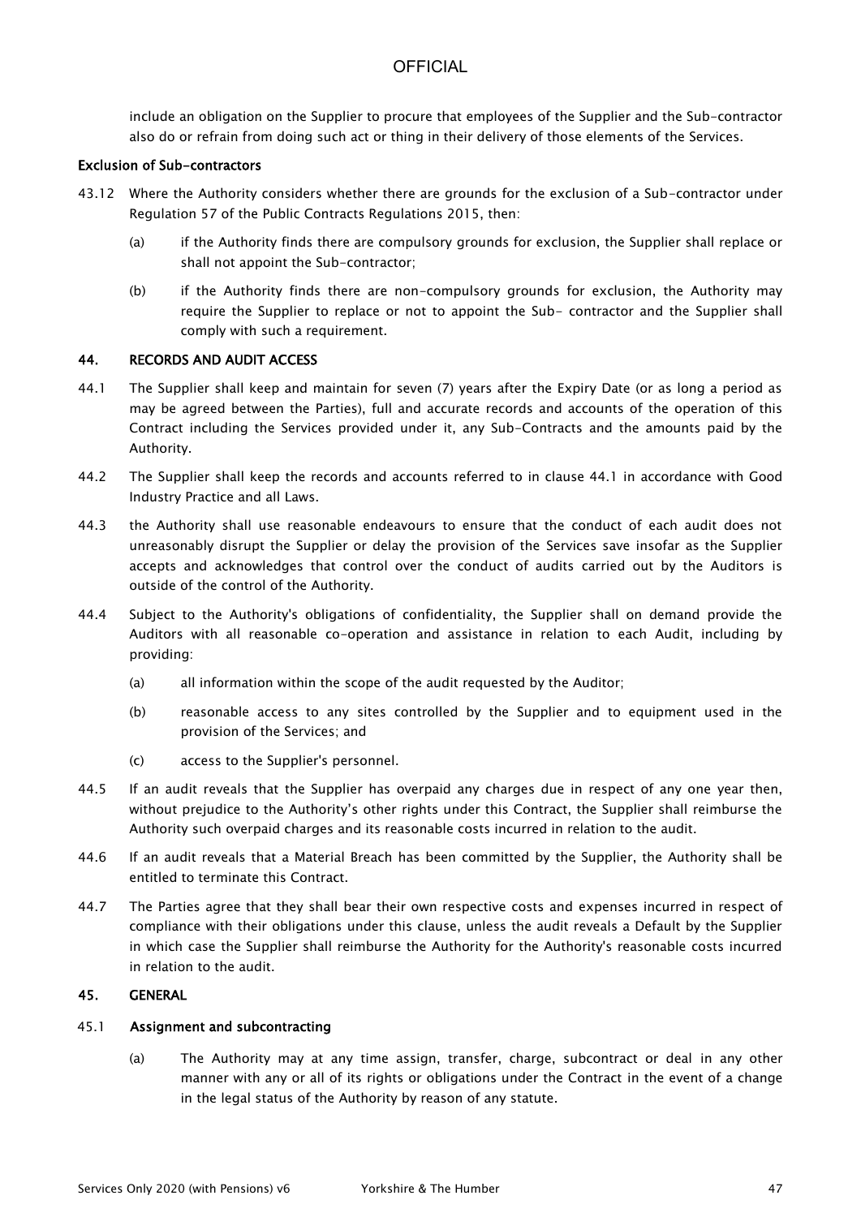include an obligation on the Supplier to procure that employees of the Supplier and the Sub-contractor also do or refrain from doing such act or thing in their delivery of those elements of the Services.

**Exclusion of Sub-contractors**

43.12 Where the Authority considers whether there are grounds for the exclusion of a Sub-contractor under Regulation 57 of the Public Contracts Regulations 2015, then:

(a) if the Authority finds there are compulsory grounds for exclusion, the Supplier shall replace or shall not appoint the Sub-contractor;

(b) if the Authority finds there are non-compulsory grounds for exclusion, the Authority may require the Supplier to replace or not to appoint the Sub- contractor and the Supplier shall comply with such a requirement.

## 44. RECORDS AND AUDIT ACCESS

44.1 The Supplier shall keep and maintain for seven (7) years after the Expiry Date (or as long a period as may be agreed between the Parties), full and accurate records and accounts of the operation of this Contract including the Services provided under it, any Sub-Contracts and the amounts paid by the Authority.

44.2 The Supplier shall keep the records and accounts referred to in clause 44.1 in accordance with Good Industry Practice and all Laws.

44.3 the Authority shall use reasonable endeavours to ensure that the conduct of each audit does not unreasonably disrupt the Supplier or delay the provision of the Services save insofar as the Supplier accepts and acknowledges that control over the conduct of audits carried out by the Auditors is outside of the control of the Authority.

44.4 Subject to the Authority's obligations of confidentiality, the Supplier shall on demand provide the Auditors with all reasonable co-operation and assistance in relation to each Audit, including by providing:

(a) all information within the scope of the audit requested by the Auditor;

(b) reasonable access to any sites controlled by the Supplier and to equipment used in the provision of the Services; and

(c) access to the Supplier's personnel.

44.5 If an audit reveals that the Supplier has overpaid any charges due in respect of any one year then, without prejudice to the Authority's other rights under this Contract, the Supplier shall reimburse the Authority such overpaid charges and its reasonable costs incurred in relation to the audit.

44.6 If an audit reveals that a Material Breach has been committed by the Supplier, the Authority shall be entitled to terminate this Contract.

44.7 The Parties agree that they shall bear their own respective costs and expenses incurred in respect of compliance with their obligations under this clause, unless the audit reveals a Default by the Supplier in which case the Supplier shall reimburse the Authority for the Authority's reasonable costs incurred in relation to the audit.

## 45. GENERAL

### 45.1 Assignment and subcontracting

(a) The Authority may at any time assign, transfer, charge, subcontract or deal in any other manner with any or all of its rights or obligations under the Contract in the event of a change in the legal status of the Authority by reason of any statute.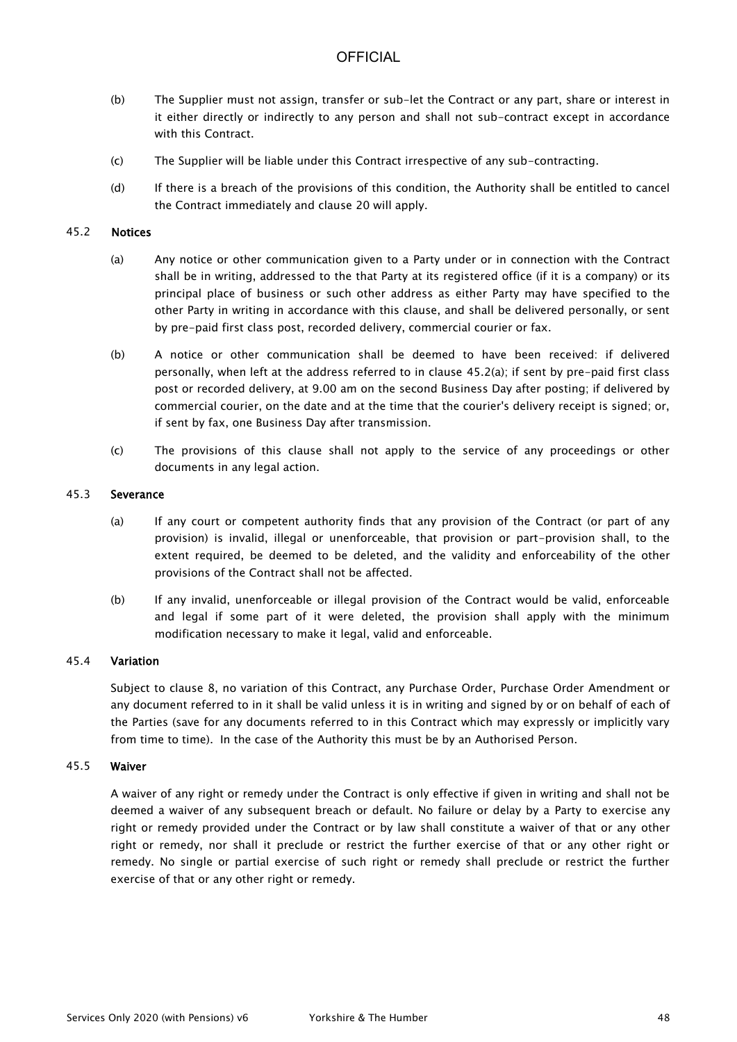(b) The Supplier must not assign, transfer or sub-let the Contract or any part, share or interest in it either directly or indirectly to any person and shall not sub-contract except in accordance with this Contract.

(c) The Supplier will be liable under this Contract irrespective of any sub-contracting.

(d) If there is a breach of the provisions of this condition, the Authority shall be entitled to cancel the Contract immediately and clause 20 will apply.

### 45.2 Notices

(a) Any notice or other communication given to a Party under or in connection with the Contract shall be in writing, addressed to the that Party at its registered office (if it is a company) or its principal place of business or such other address as either Party may have specified to the other Party in writing in accordance with this clause, and shall be delivered personally, or sent by pre-paid first class post, recorded delivery, commercial courier or fax.

(b) A notice or other communication shall be deemed to have been received: if delivered personally, when left at the address referred to in clause 45.2(a); if sent by pre-paid first class post or recorded delivery, at 9.00 am on the second Business Day after posting; if delivered by commercial courier, on the date and at the time that the courier's delivery receipt is signed; or, if sent by fax, one Business Day after transmission.

(c) The provisions of this clause shall not apply to the service of any proceedings or other documents in any legal action.

### 45.3 Severance

(a) If any court or competent authority finds that any provision of the Contract (or part of any provision) is invalid, illegal or unenforceable, that provision or part-provision shall, to the extent required, be deemed to be deleted, and the validity and enforceability of the other provisions of the Contract shall not be affected.

(b) If any invalid, unenforceable or illegal provision of the Contract would be valid, enforceable and legal if some part of it were deleted, the provision shall apply with the minimum modification necessary to make it legal, valid and enforceable.

### 45.4 Variation

Subject to clause 8, no variation of this Contract, any Purchase Order, Purchase Order Amendment or any document referred to in it shall be valid unless it is in writing and signed by or on behalf of each of the Parties (save for any documents referred to in this Contract which may expressly or implicitly vary from time to time). In the case of the Authority this must be by an Authorised Person.

### 45.5 Waiver

A waiver of any right or remedy under the Contract is only effective if given in writing and shall not be deemed a waiver of any subsequent breach or default. No failure or delay by a Party to exercise any right or remedy provided under the Contract or by law shall constitute a waiver of that or any other right or remedy, nor shall it preclude or restrict the further exercise of that or any other right or remedy. No single or partial exercise of such right or remedy shall preclude or restrict the further exercise of that or any other right or remedy.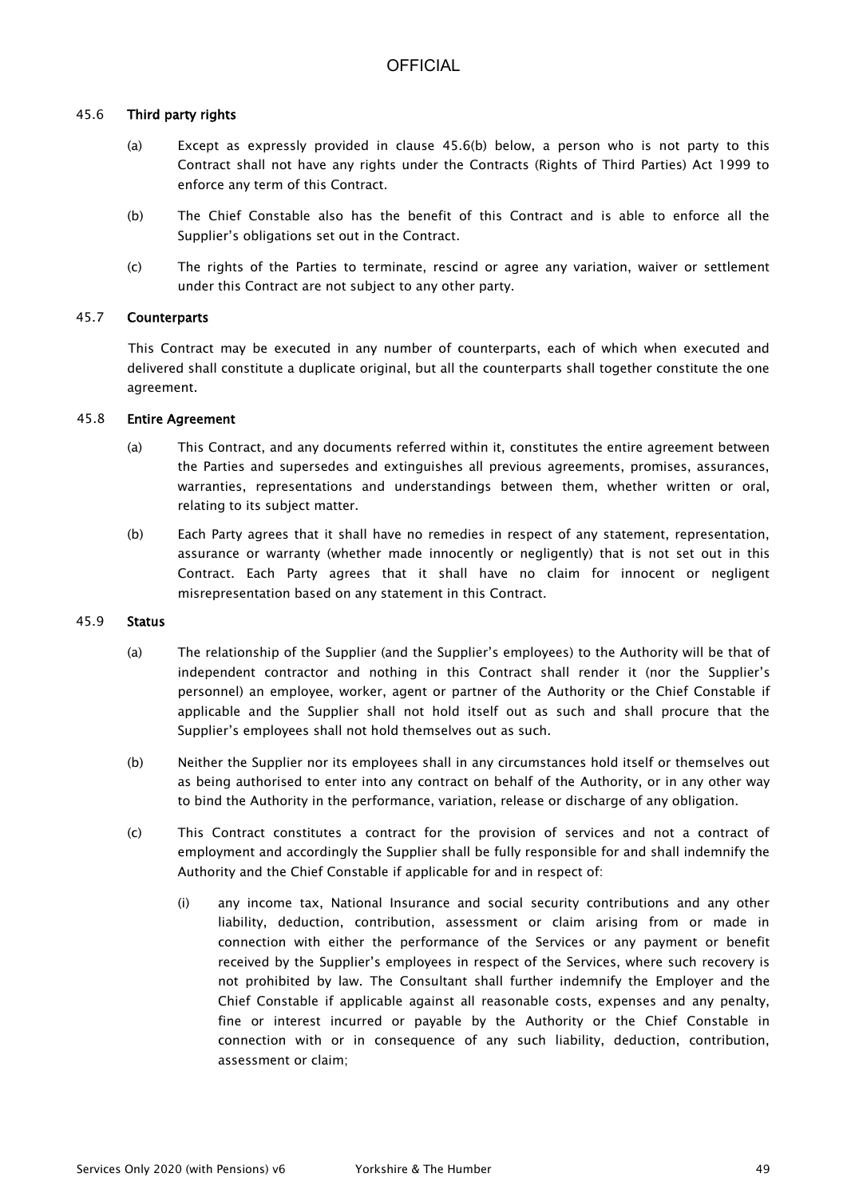#### 45.6 **Third party rights**

(a) Except as expressly provided in clause 45.6(b) below, a person who is not party to this Contract shall not have any rights under the Contracts (Rights of Third Parties) Act 1999 to enforce any term of this Contract.

(b) The Chief Constable also has the benefit of this Contract and is able to enforce all the Supplier's obligations set out in the Contract.

(c) The rights of the Parties to terminate, rescind or agree any variation, waiver or settlement under this Contract are not subject to any other party.

#### 45.7 **Counterparts**

This Contract may be executed in any number of counterparts, each of which when executed and delivered shall constitute a duplicate original, but all the counterparts shall together constitute the one agreement.

#### 45.8 **Entire Agreement**

(a) This Contract, and any documents referred within it, constitutes the entire agreement between the Parties and supersedes and extinguishes all previous agreements, promises, assurances, warranties, representations and understandings between them, whether written or oral, relating to its subject matter.

(b) Each Party agrees that it shall have no remedies in respect of any statement, representation, assurance or warranty (whether made innocently or negligently) that is not set out in this Contract. Each Party agrees that it shall have no claim for innocent or negligent misrepresentation based on any statement in this Contract.

#### 45.9 **Status**

(a) The relationship of the Supplier (and the Supplier's employees) to the Authority will be that of independent contractor and nothing in this Contract shall render it (nor the Supplier's personnel) an employee, worker, agent or partner of the Authority or the Chief Constable if applicable and the Supplier shall not hold itself out as such and shall procure that the Supplier's employees shall not hold themselves out as such.

(b) Neither the Supplier nor its employees shall in any circumstances hold itself or themselves out as being authorised to enter into any contract on behalf of the Authority, or in any other way to bind the Authority in the performance, variation, release or discharge of any obligation.

(c) This Contract constitutes a contract for the provision of services and not a contract of employment and accordingly the Supplier shall be fully responsible for and shall indemnify the Authority and the Chief Constable if applicable for and in respect of:

(i) any income tax, National Insurance and social security contributions and any other liability, deduction, contribution, assessment or claim arising from or made in connection with either the performance of the Services or any payment or benefit received by the Supplier's employees in respect of the Services, where such recovery is not prohibited by law. The Consultant shall further indemnify the Employer and the Chief Constable if applicable against all reasonable costs, expenses and any penalty, fine or interest incurred or payable by the Authority or the Chief Constable in connection with or in consequence of any such liability, deduction, contribution, assessment or claim;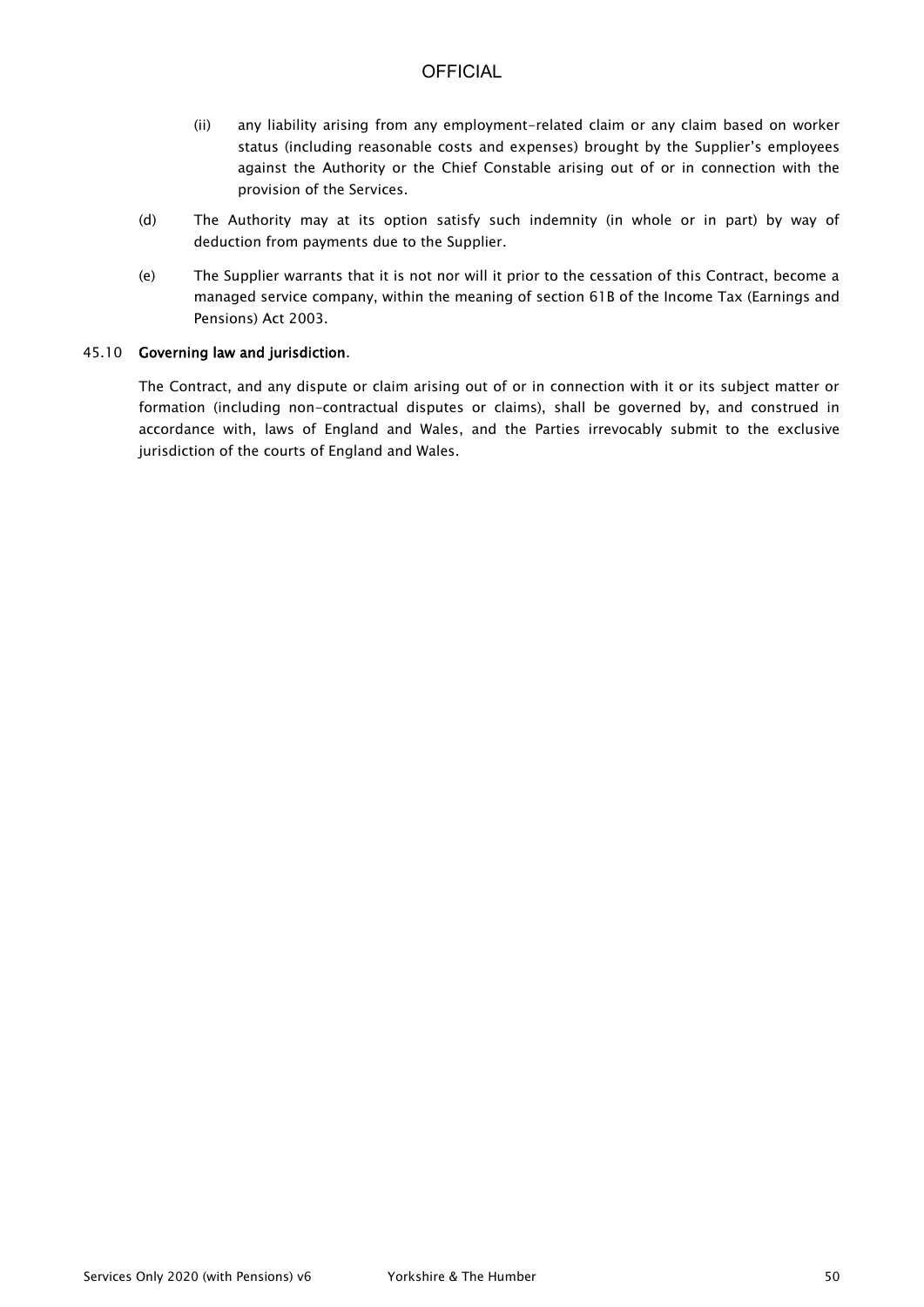(ii) any liability arising from any employment-related claim or any claim based on worker status (including reasonable costs and expenses) brought by the Supplier's employees against the Authority or the Chief Constable arising out of or in connection with the provision of the Services.

(d) The Authority may at its option satisfy such indemnity (in whole or in part) by way of deduction from payments due to the Supplier.

(e) The Supplier warrants that it is not nor will it prior to the cessation of this Contract, become a managed service company, within the meaning of section 61B of the Income Tax (Earnings and Pensions) Act 2003.

45.10 **Governing law and jurisdiction**.

The Contract, and any dispute or claim arising out of or in connection with it or its subject matter or formation (including non-contractual disputes or claims), shall be governed by, and construed in accordance with, laws of England and Wales, and the Parties irrevocably submit to the exclusive jurisdiction of the courts of England and Wales.